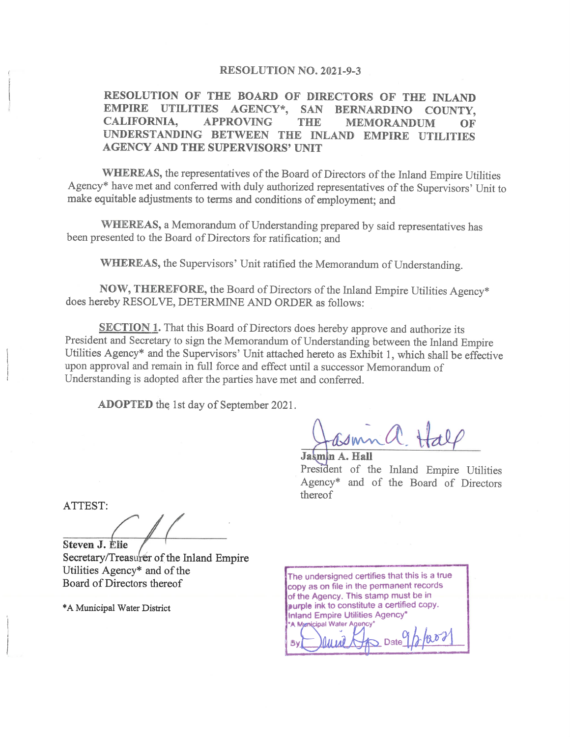# RESOLUTION NO. 2021-9-3

## RESOLUTION OF THE BOARD OF DIRECTORS OF THE INLAND EMPIRE UTILITIES AGENCY*, SAN BERNARDINO COUNTY, CALIFORNIA, APPROVING THE MEMORANDUM OF UNDERSTANDING BETWEEN THE INLAND EMPIRE UTILITIES AGENCY AND THE SUPERVISORS' UNIT

**WHEREAS,** the representatives of the Board of Directors of the Inland Empire Utilities Agency* have met and conferred with duly authorized representatives of the Supervisors' Unit to make equitable adjustments to terms and conditions of employment; and

**WHEREAS,** a Memorandum of Understanding prepared by said representatives has been presented to the Board of Directors for ratification; and

**WHEREAS,** the Supervisors' Unit ratified the Memorandum of Understanding.

**NOW, THEREFORE,** the Board of Directors of the Inland Empire Utilities Agency* does hereby RESOLVE, DETERMINE AND ORDER as follows:

**SECTION 1.** That this Board of Directors does hereby approve and authorize its President and Secretary to sign the Memorandum of Understanding between the Inland Empire Utilities Agency* and the Supervisors' Unit attached hereto as Exhibit 1, which shall be effective upon approval and remain in full force and effect until a successor Memorandum of Understanding is adopted after the parties have met and conferred.

**ADOPTED** the 1st day of September 2021.

**Jasmin A. Hall**
President of the Inland Empire Utilities Agency* and of the Board of Directors thereof

ATTEST:

**Steven J. Elie**
Secretary/Treasurer of the Inland Empire Utilities Agency* and of the Board of Directors thereof

*A Municipal Water District

The undersigned certifies that this is a true copy as on file in the permanent records of the Agency. This stamp must be in purple ink to constitute a certified copy.
Inland Empire Utilities Agency*
*A Municipal Water Agency*
By _______ Date 9/2/2021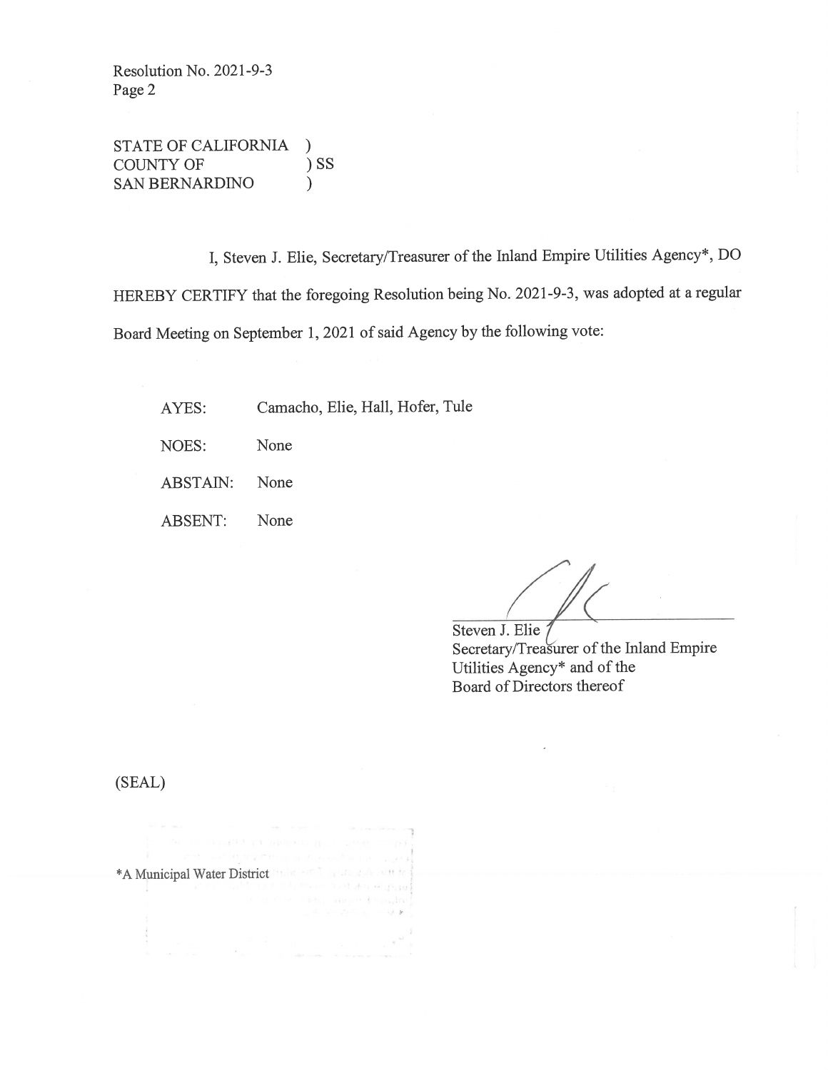Resolution No. 2021-9-3
Page 2

STATE OF CALIFORNIA )
COUNTY OF ) SS
SAN BERNARDINO )

I, Steven J. Elie, Secretary/Treasurer of the Inland Empire Utilities Agency*, DO HEREBY CERTIFY that the foregoing Resolution being No. 2021-9-3, was adopted at a regular Board Meeting on September 1, 2021 of said Agency by the following vote:

AYES: Camacho, Elie, Hall, Hofer, Tule

NOES: None

ABSTAIN: None

ABSENT: None

Steven J. Elie
Secretary/Treasurer of the Inland Empire Utilities Agency* and of the Board of Directors thereof

(SEAL)

*A Municipal Water District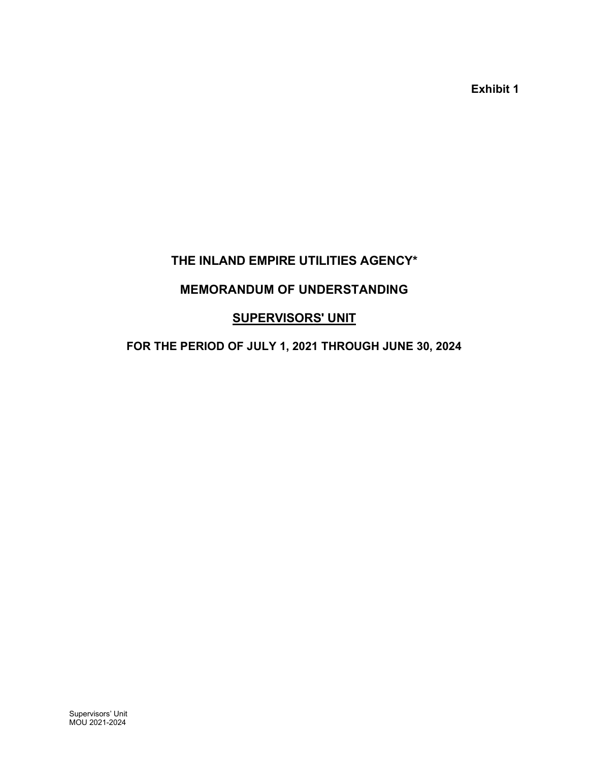**Exhibit 1**

# THE INLAND EMPIRE UTILITIES AGENCY*

## MEMORANDUM OF UNDERSTANDING

## <u>SUPERVISORS' UNIT</u>

### FOR THE PERIOD OF JULY 1, 2021 THROUGH JUNE 30, 2024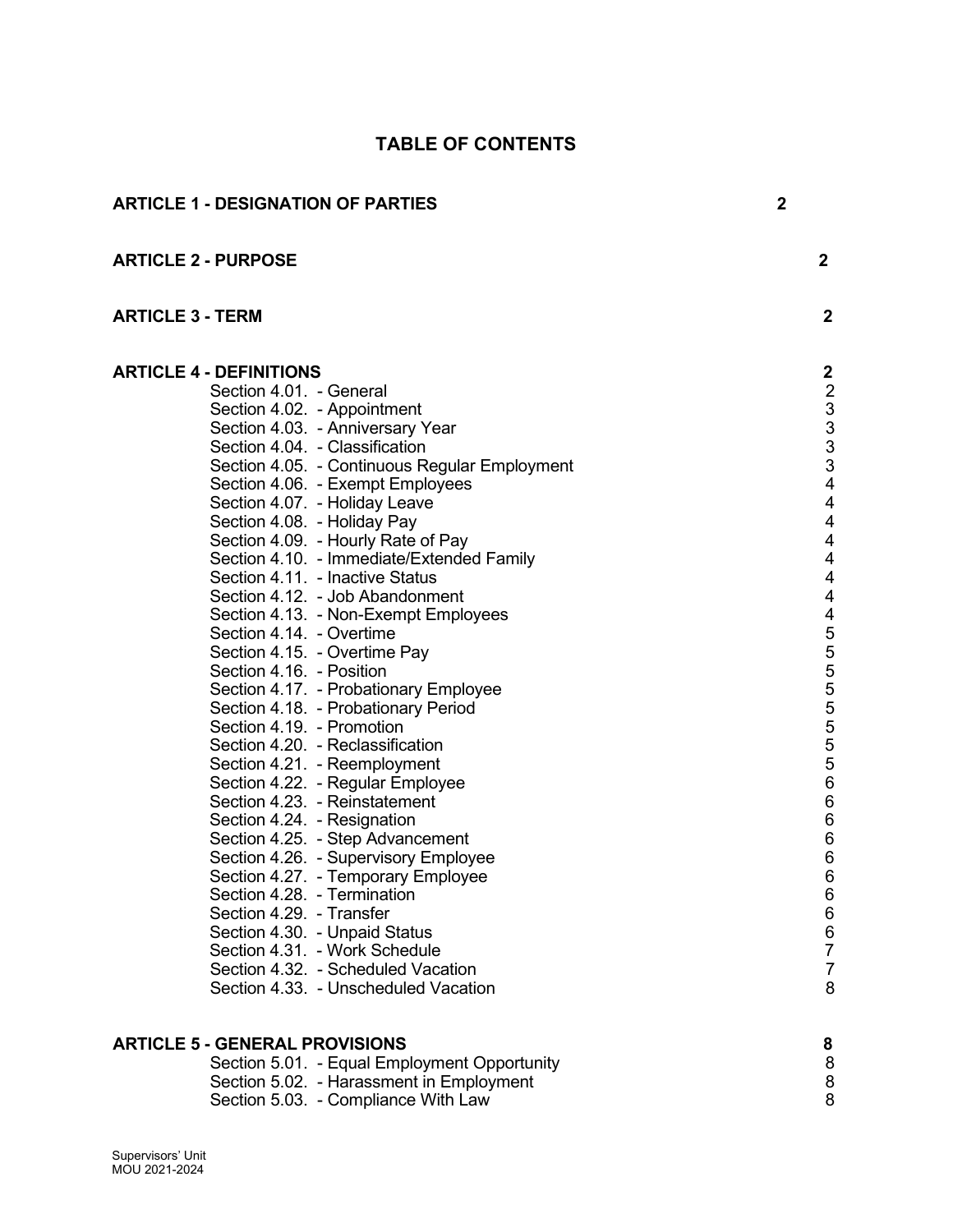# TABLE OF CONTENTS

| | |
|---|---|
| **ARTICLE 1 - DESIGNATION OF PARTIES** | **2** |
| **ARTICLE 2 - PURPOSE** | **2** |
| **ARTICLE 3 - TERM** | **2** |
| **ARTICLE 4 - DEFINITIONS** | **2** |
| Section 4.01. - General | 2 |
| Section 4.02. - Appointment | 3 |
| Section 4.03. - Anniversary Year | 3 |
| Section 4.04. - Classification | 3 |
| Section 4.05. - Continuous Regular Employment | 3 |
| Section 4.06. - Exempt Employees | 4 |
| Section 4.07. - Holiday Leave | 4 |
| Section 4.08. - Holiday Pay | 4 |
| Section 4.09. - Hourly Rate of Pay | 4 |
| Section 4.10. - Immediate/Extended Family | 4 |
| Section 4.11. - Inactive Status | 4 |
| Section 4.12. - Job Abandonment | 4 |
| Section 4.13. - Non-Exempt Employees | 4 |
| Section 4.14. - Overtime | 5 |
| Section 4.15. - Overtime Pay | 5 |
| Section 4.16. - Position | 5 |
| Section 4.17. - Probationary Employee | 5 |
| Section 4.18. - Probationary Period | 5 |
| Section 4.19. - Promotion | 5 |
| Section 4.20. - Reclassification | 5 |
| Section 4.21. - Reemployment | 5 |
| Section 4.22. - Regular Employee | 6 |
| Section 4.23. - Reinstatement | 6 |
| Section 4.24. - Resignation | 6 |
| Section 4.25. - Step Advancement | 6 |
| Section 4.26. - Supervisory Employee | 6 |
| Section 4.27. - Temporary Employee | 6 |
| Section 4.28. - Termination | 6 |
| Section 4.29. - Transfer | 6 |
| Section 4.30. - Unpaid Status | 6 |
| Section 4.31. - Work Schedule | 7 |
| Section 4.32. - Scheduled Vacation | 7 |
| Section 4.33. - Unscheduled Vacation | 8 |
| **ARTICLE 5 - GENERAL PROVISIONS** | **8** |
| Section 5.01. - Equal Employment Opportunity | 8 |
| Section 5.02. - Harassment in Employment | 8 |
| Section 5.03. - Compliance With Law | 8 |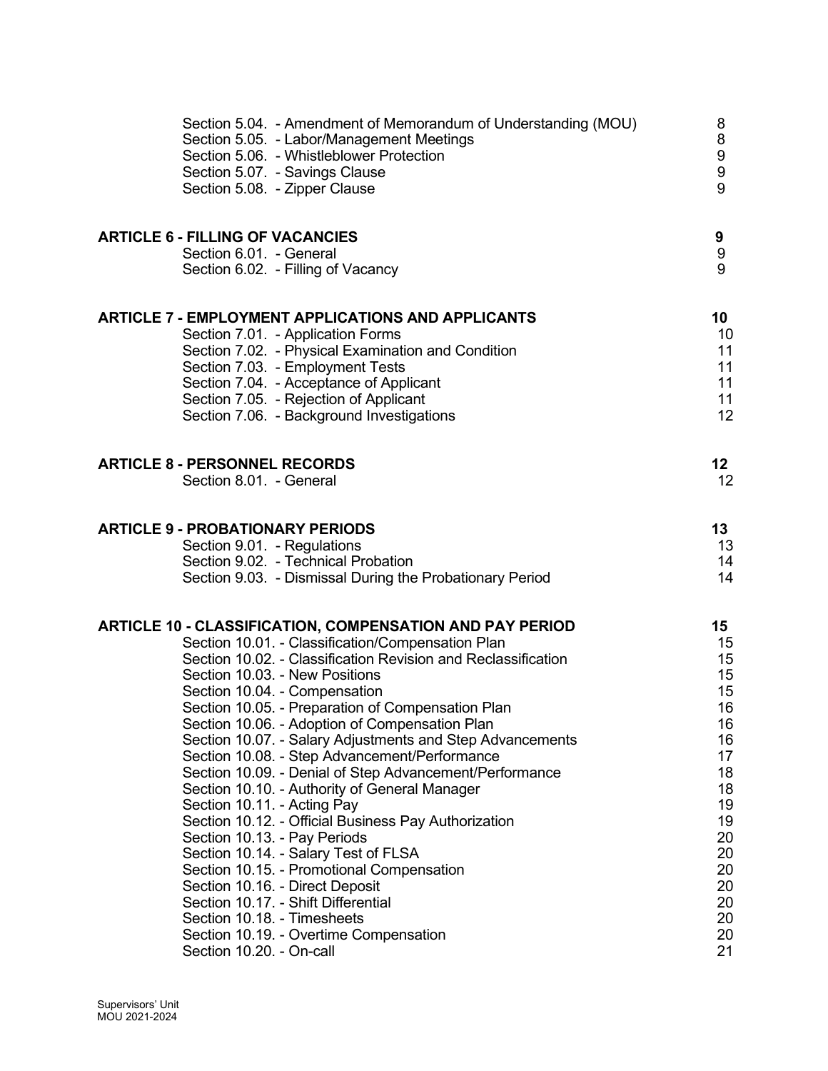| | |
|---|---|
| Section 5.04. - Amendment of Memorandum of Understanding (MOU) | 8 |
| Section 5.05. - Labor/Management Meetings | 8 |
| Section 5.06. - Whistleblower Protection | 9 |
| Section 5.07. - Savings Clause | 9 |
| Section 5.08. - Zipper Clause | 9 |
| **ARTICLE 6 - FILLING OF VACANCIES** | **9** |
| Section 6.01. - General | 9 |
| Section 6.02. - Filling of Vacancy | 9 |
| **ARTICLE 7 - EMPLOYMENT APPLICATIONS AND APPLICANTS** | **10** |
| Section 7.01. - Application Forms | 10 |
| Section 7.02. - Physical Examination and Condition | 11 |
| Section 7.03. - Employment Tests | 11 |
| Section 7.04. - Acceptance of Applicant | 11 |
| Section 7.05. - Rejection of Applicant | 11 |
| Section 7.06. - Background Investigations | 12 |
| **ARTICLE 8 - PERSONNEL RECORDS** | **12** |
| Section 8.01. - General | 12 |
| **ARTICLE 9 - PROBATIONARY PERIODS** | **13** |
| Section 9.01. - Regulations | 13 |
| Section 9.02. - Technical Probation | 14 |
| Section 9.03. - Dismissal During the Probationary Period | 14 |
| **ARTICLE 10 - CLASSIFICATION, COMPENSATION AND PAY PERIOD** | **15** |
| Section 10.01. - Classification/Compensation Plan | 15 |
| Section 10.02. - Classification Revision and Reclassification | 15 |
| Section 10.03. - New Positions | 15 |
| Section 10.04. - Compensation | 15 |
| Section 10.05. - Preparation of Compensation Plan | 16 |
| Section 10.06. - Adoption of Compensation Plan | 16 |
| Section 10.07. - Salary Adjustments and Step Advancements | 16 |
| Section 10.08. - Step Advancement/Performance | 17 |
| Section 10.09. - Denial of Step Advancement/Performance | 18 |
| Section 10.10. - Authority of General Manager | 18 |
| Section 10.11. - Acting Pay | 19 |
| Section 10.12. - Official Business Pay Authorization | 19 |
| Section 10.13. - Pay Periods | 20 |
| Section 10.14. - Salary Test of FLSA | 20 |
| Section 10.15. - Promotional Compensation | 20 |
| Section 10.16. - Direct Deposit | 20 |
| Section 10.17. - Shift Differential | 20 |
| Section 10.18. - Timesheets | 20 |
| Section 10.19. - Overtime Compensation | 20 |
| Section 10.20. - On-call | 21 |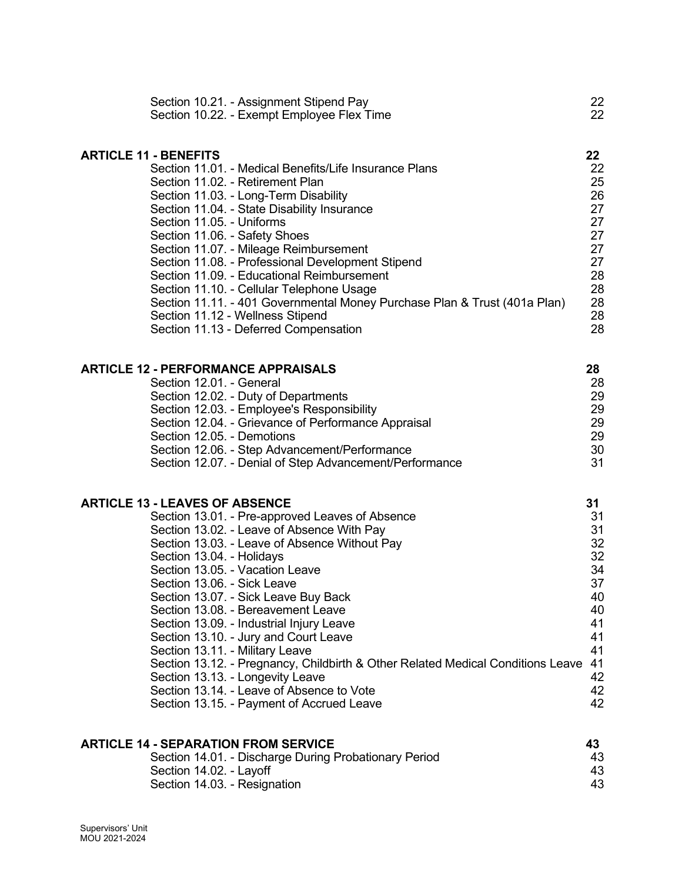| | |
|---|---|
| Section 10.21. - Assignment Stipend Pay | 22 |
| Section 10.22. - Exempt Employee Flex Time | 22 |
| **ARTICLE 11 - BENEFITS** | **22** |
| Section 11.01. - Medical Benefits/Life Insurance Plans | 22 |
| Section 11.02. - Retirement Plan | 25 |
| Section 11.03. - Long-Term Disability | 26 |
| Section 11.04. - State Disability Insurance | 27 |
| Section 11.05. - Uniforms | 27 |
| Section 11.06. - Safety Shoes | 27 |
| Section 11.07. - Mileage Reimbursement | 27 |
| Section 11.08. - Professional Development Stipend | 27 |
| Section 11.09. - Educational Reimbursement | 28 |
| Section 11.10. - Cellular Telephone Usage | 28 |
| Section 11.11. - 401 Governmental Money Purchase Plan & Trust (401a Plan) | 28 |
| Section 11.12 - Wellness Stipend | 28 |
| Section 11.13 - Deferred Compensation | 28 |
| **ARTICLE 12 - PERFORMANCE APPRAISALS** | **28** |
| Section 12.01. - General | 28 |
| Section 12.02. - Duty of Departments | 29 |
| Section 12.03. - Employee's Responsibility | 29 |
| Section 12.04. - Grievance of Performance Appraisal | 29 |
| Section 12.05. - Demotions | 29 |
| Section 12.06. - Step Advancement/Performance | 30 |
| Section 12.07. - Denial of Step Advancement/Performance | 31 |
| **ARTICLE 13 - LEAVES OF ABSENCE** | **31** |
| Section 13.01. - Pre-approved Leaves of Absence | 31 |
| Section 13.02. - Leave of Absence With Pay | 31 |
| Section 13.03. - Leave of Absence Without Pay | 32 |
| Section 13.04. - Holidays | 32 |
| Section 13.05. - Vacation Leave | 34 |
| Section 13.06. - Sick Leave | 37 |
| Section 13.07. - Sick Leave Buy Back | 40 |
| Section 13.08. - Bereavement Leave | 40 |
| Section 13.09. - Industrial Injury Leave | 41 |
| Section 13.10. - Jury and Court Leave | 41 |
| Section 13.11. - Military Leave | 41 |
| Section 13.12. - Pregnancy, Childbirth & Other Related Medical Conditions Leave | 41 |
| Section 13.13. - Longevity Leave | 42 |
| Section 13.14. - Leave of Absence to Vote | 42 |
| Section 13.15. - Payment of Accrued Leave | 42 |
| **ARTICLE 14 - SEPARATION FROM SERVICE** | **43** |
| Section 14.01. - Discharge During Probationary Period | 43 |
| Section 14.02. - Layoff | 43 |
| Section 14.03. - Resignation | 43 |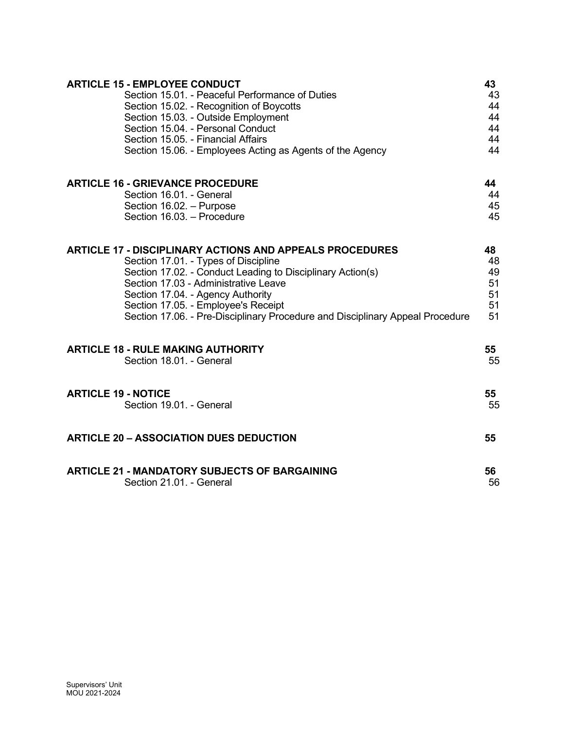| | |
|---|---|
| **ARTICLE 15 - EMPLOYEE CONDUCT** | **43** |
| Section 15.01. - Peaceful Performance of Duties | 43 |
| Section 15.02. - Recognition of Boycotts | 44 |
| Section 15.03. - Outside Employment | 44 |
| Section 15.04. - Personal Conduct | 44 |
| Section 15.05. - Financial Affairs | 44 |
| Section 15.06. - Employees Acting as Agents of the Agency | 44 |
| **ARTICLE 16 - GRIEVANCE PROCEDURE** | **44** |
| Section 16.01. - General | 44 |
| Section 16.02. – Purpose | 45 |
| Section 16.03. – Procedure | 45 |
| **ARTICLE 17 - DISCIPLINARY ACTIONS AND APPEALS PROCEDURES** | **48** |
| Section 17.01. - Types of Discipline | 48 |
| Section 17.02. - Conduct Leading to Disciplinary Action(s) | 49 |
| Section 17.03 - Administrative Leave | 51 |
| Section 17.04. - Agency Authority | 51 |
| Section 17.05. - Employee's Receipt | 51 |
| Section 17.06. - Pre-Disciplinary Procedure and Disciplinary Appeal Procedure | 51 |
| **ARTICLE 18 - RULE MAKING AUTHORITY** | **55** |
| Section 18.01. - General | 55 |
| **ARTICLE 19 - NOTICE** | **55** |
| Section 19.01. - General | 55 |
| **ARTICLE 20 – ASSOCIATION DUES DEDUCTION** | **55** |
| **ARTICLE 21 - MANDATORY SUBJECTS OF BARGAINING** | **56** |
| Section 21.01. - General | 56 |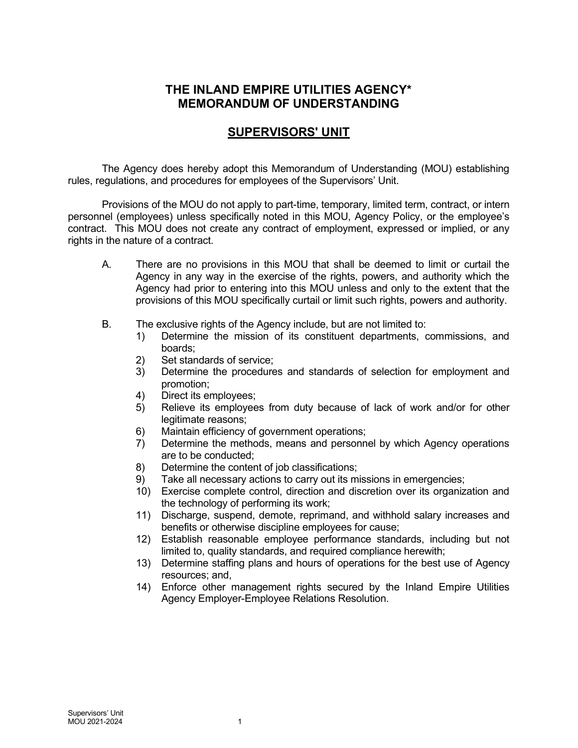# THE INLAND EMPIRE UTILITIES AGENCY* MEMORANDUM OF UNDERSTANDING

## SUPERVISORS' UNIT

The Agency does hereby adopt this Memorandum of Understanding (MOU) establishing rules, regulations, and procedures for employees of the Supervisors' Unit.

Provisions of the MOU do not apply to part-time, temporary, limited term, contract, or intern personnel (employees) unless specifically noted in this MOU, Agency Policy, or the employee's contract. This MOU does not create any contract of employment, expressed or implied, or any rights in the nature of a contract.

A. There are no provisions in this MOU that shall be deemed to limit or curtail the Agency in any way in the exercise of the rights, powers, and authority which the Agency had prior to entering into this MOU unless and only to the extent that the provisions of this MOU specifically curtail or limit such rights, powers and authority.

B. The exclusive rights of the Agency include, but are not limited to:
   1) Determine the mission of its constituent departments, commissions, and boards;
   2) Set standards of service;
   3) Determine the procedures and standards of selection for employment and promotion;
   4) Direct its employees;
   5) Relieve its employees from duty because of lack of work and/or for other legitimate reasons;
   6) Maintain efficiency of government operations;
   7) Determine the methods, means and personnel by which Agency operations are to be conducted;
   8) Determine the content of job classifications;
   9) Take all necessary actions to carry out its missions in emergencies;
   10) Exercise complete control, direction and discretion over its organization and the technology of performing its work;
   11) Discharge, suspend, demote, reprimand, and withhold salary increases and benefits or otherwise discipline employees for cause;
   12) Establish reasonable employee performance standards, including but not limited to, quality standards, and required compliance herewith;
   13) Determine staffing plans and hours of operations for the best use of Agency resources; and,
   14) Enforce other management rights secured by the Inland Empire Utilities Agency Employer-Employee Relations Resolution.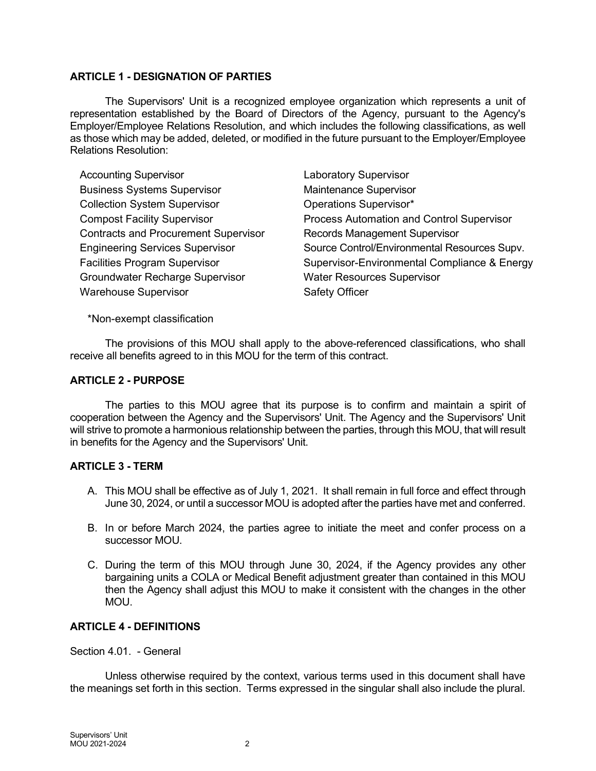## ARTICLE 1 - DESIGNATION OF PARTIES

The Supervisors' Unit is a recognized employee organization which represents a unit of representation established by the Board of Directors of the Agency, pursuant to the Agency's Employer/Employee Relations Resolution, and which includes the following classifications, as well as those which may be added, deleted, or modified in the future pursuant to the Employer/Employee Relations Resolution:

- Accounting Supervisor
- Business Systems Supervisor
- Collection System Supervisor
- Compost Facility Supervisor
- Contracts and Procurement Supervisor
- Engineering Services Supervisor
- Facilities Program Supervisor
- Groundwater Recharge Supervisor
- Warehouse Supervisor
- Laboratory Supervisor
- Maintenance Supervisor
- Operations Supervisor*
- Process Automation and Control Supervisor
- Records Management Supervisor
- Source Control/Environmental Resources Supv.
- Supervisor-Environmental Compliance & Energy
- Water Resources Supervisor
- Safety Officer

*Non-exempt classification

The provisions of this MOU shall apply to the above-referenced classifications, who shall receive all benefits agreed to in this MOU for the term of this contract.

## ARTICLE 2 - PURPOSE

The parties to this MOU agree that its purpose is to confirm and maintain a spirit of cooperation between the Agency and the Supervisors' Unit. The Agency and the Supervisors' Unit will strive to promote a harmonious relationship between the parties, through this MOU, that will result in benefits for the Agency and the Supervisors' Unit.

## ARTICLE 3 - TERM

A. This MOU shall be effective as of July 1, 2021. It shall remain in full force and effect through June 30, 2024, or until a successor MOU is adopted after the parties have met and conferred.

B. In or before March 2024, the parties agree to initiate the meet and confer process on a successor MOU.

C. During the term of this MOU through June 30, 2024, if the Agency provides any other bargaining units a COLA or Medical Benefit adjustment greater than contained in this MOU then the Agency shall adjust this MOU to make it consistent with the changes in the other MOU.

## ARTICLE 4 - DEFINITIONS

Section 4.01. - General

Unless otherwise required by the context, various terms used in this document shall have the meanings set forth in this section. Terms expressed in the singular shall also include the plural.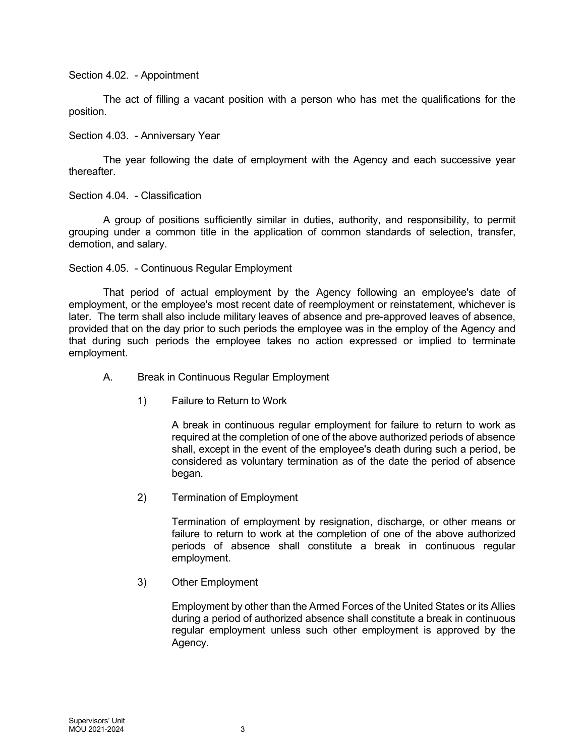Section 4.02. - Appointment

The act of filling a vacant position with a person who has met the qualifications for the position.

Section 4.03. - Anniversary Year

The year following the date of employment with the Agency and each successive year thereafter.

Section 4.04. - Classification

A group of positions sufficiently similar in duties, authority, and responsibility, to permit grouping under a common title in the application of common standards of selection, transfer, demotion, and salary.

Section 4.05. - Continuous Regular Employment

That period of actual employment by the Agency following an employee's date of employment, or the employee's most recent date of reemployment or reinstatement, whichever is later. The term shall also include military leaves of absence and pre-approved leaves of absence, provided that on the day prior to such periods the employee was in the employ of the Agency and that during such periods the employee takes no action expressed or implied to terminate employment.

A. Break in Continuous Regular Employment

1) Failure to Return to Work

A break in continuous regular employment for failure to return to work as required at the completion of one of the above authorized periods of absence shall, except in the event of the employee's death during such a period, be considered as voluntary termination as of the date the period of absence began.

2) Termination of Employment

Termination of employment by resignation, discharge, or other means or failure to return to work at the completion of one of the above authorized periods of absence shall constitute a break in continuous regular employment.

3) Other Employment

Employment by other than the Armed Forces of the United States or its Allies during a period of authorized absence shall constitute a break in continuous regular employment unless such other employment is approved by the Agency.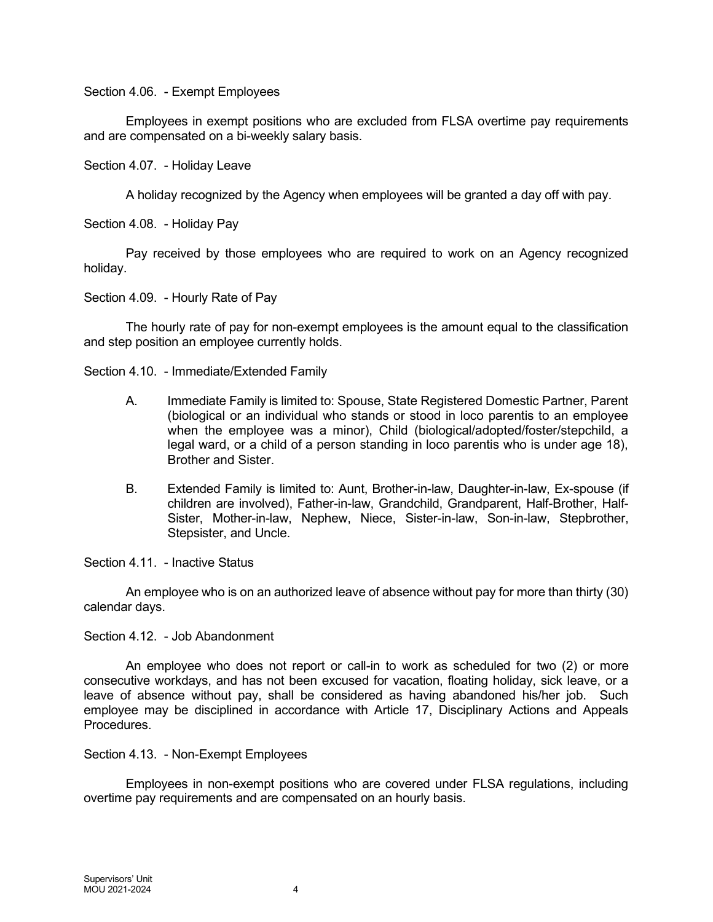Section 4.06. - Exempt Employees

Employees in exempt positions who are excluded from FLSA overtime pay requirements and are compensated on a bi-weekly salary basis.

Section 4.07. - Holiday Leave

A holiday recognized by the Agency when employees will be granted a day off with pay.

Section 4.08. - Holiday Pay

Pay received by those employees who are required to work on an Agency recognized holiday.

Section 4.09. - Hourly Rate of Pay

The hourly rate of pay for non-exempt employees is the amount equal to the classification and step position an employee currently holds.

Section 4.10. - Immediate/Extended Family

A. Immediate Family is limited to: Spouse, State Registered Domestic Partner, Parent (biological or an individual who stands or stood in loco parentis to an employee when the employee was a minor), Child (biological/adopted/foster/stepchild, a legal ward, or a child of a person standing in loco parentis who is under age 18), Brother and Sister.

B. Extended Family is limited to: Aunt, Brother-in-law, Daughter-in-law, Ex-spouse (if children are involved), Father-in-law, Grandchild, Grandparent, Half-Brother, Half-Sister, Mother-in-law, Nephew, Niece, Sister-in-law, Son-in-law, Stepbrother, Stepsister, and Uncle.

Section 4.11. - Inactive Status

An employee who is on an authorized leave of absence without pay for more than thirty (30) calendar days.

Section 4.12. - Job Abandonment

An employee who does not report or call-in to work as scheduled for two (2) or more consecutive workdays, and has not been excused for vacation, floating holiday, sick leave, or a leave of absence without pay, shall be considered as having abandoned his/her job. Such employee may be disciplined in accordance with Article 17, Disciplinary Actions and Appeals Procedures.

Section 4.13. - Non-Exempt Employees

Employees in non-exempt positions who are covered under FLSA regulations, including overtime pay requirements and are compensated on an hourly basis.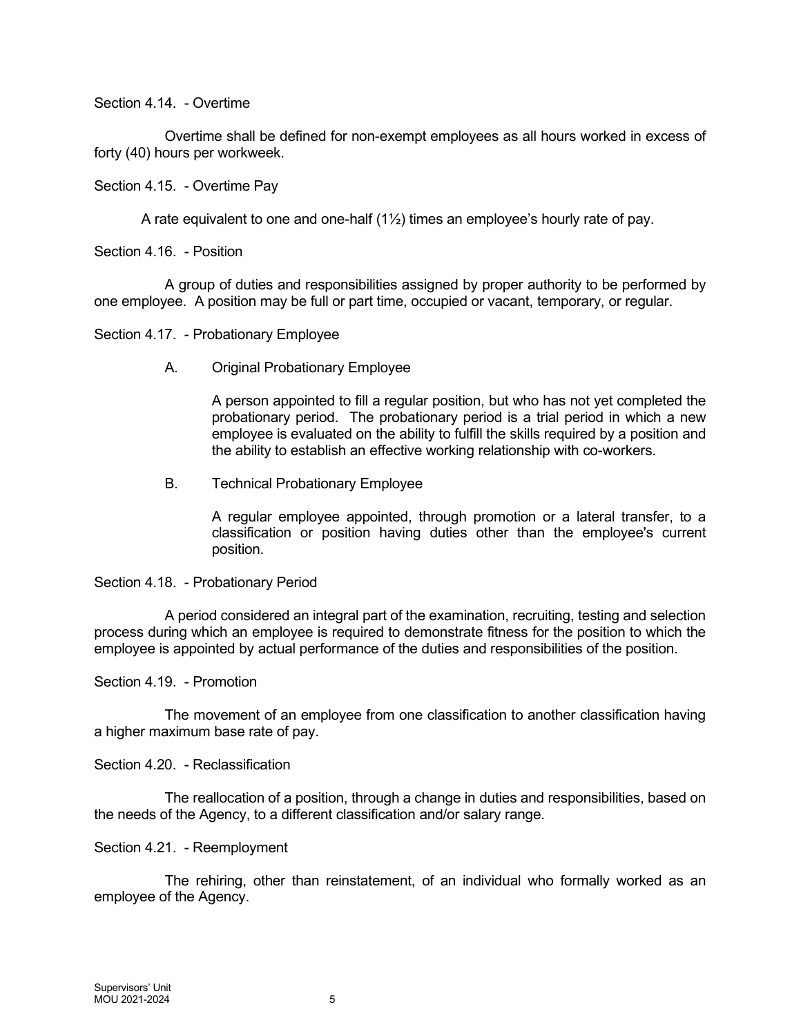Section 4.14. - Overtime

Overtime shall be defined for non-exempt employees as all hours worked in excess of forty (40) hours per workweek.

Section 4.15. - Overtime Pay

A rate equivalent to one and one-half (1½) times an employee's hourly rate of pay.

Section 4.16. - Position

A group of duties and responsibilities assigned by proper authority to be performed by one employee. A position may be full or part time, occupied or vacant, temporary, or regular.

Section 4.17. - Probationary Employee

A. Original Probationary Employee

A person appointed to fill a regular position, but who has not yet completed the probationary period. The probationary period is a trial period in which a new employee is evaluated on the ability to fulfill the skills required by a position and the ability to establish an effective working relationship with co-workers.

B. Technical Probationary Employee

A regular employee appointed, through promotion or a lateral transfer, to a classification or position having duties other than the employee's current position.

Section 4.18. - Probationary Period

A period considered an integral part of the examination, recruiting, testing and selection process during which an employee is required to demonstrate fitness for the position to which the employee is appointed by actual performance of the duties and responsibilities of the position.

Section 4.19. - Promotion

The movement of an employee from one classification to another classification having a higher maximum base rate of pay.

Section 4.20. - Reclassification

The reallocation of a position, through a change in duties and responsibilities, based on the needs of the Agency, to a different classification and/or salary range.

Section 4.21. - Reemployment

The rehiring, other than reinstatement, of an individual who formally worked as an employee of the Agency.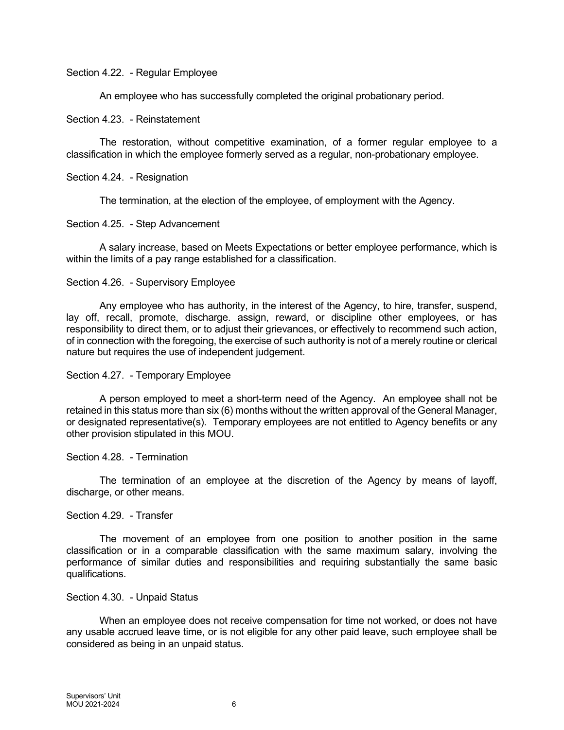Section 4.22. - Regular Employee

An employee who has successfully completed the original probationary period.

Section 4.23. - Reinstatement

The restoration, without competitive examination, of a former regular employee to a classification in which the employee formerly served as a regular, non-probationary employee.

Section 4.24. - Resignation

The termination, at the election of the employee, of employment with the Agency.

Section 4.25. - Step Advancement

A salary increase, based on Meets Expectations or better employee performance, which is within the limits of a pay range established for a classification.

Section 4.26. - Supervisory Employee

Any employee who has authority, in the interest of the Agency, to hire, transfer, suspend, lay off, recall, promote, discharge. assign, reward, or discipline other employees, or has responsibility to direct them, or to adjust their grievances, or effectively to recommend such action, of in connection with the foregoing, the exercise of such authority is not of a merely routine or clerical nature but requires the use of independent judgement.

Section 4.27. - Temporary Employee

A person employed to meet a short-term need of the Agency. An employee shall not be retained in this status more than six (6) months without the written approval of the General Manager, or designated representative(s). Temporary employees are not entitled to Agency benefits or any other provision stipulated in this MOU.

Section 4.28. - Termination

The termination of an employee at the discretion of the Agency by means of layoff, discharge, or other means.

Section 4.29. - Transfer

The movement of an employee from one position to another position in the same classification or in a comparable classification with the same maximum salary, involving the performance of similar duties and responsibilities and requiring substantially the same basic qualifications.

Section 4.30. - Unpaid Status

When an employee does not receive compensation for time not worked, or does not have any usable accrued leave time, or is not eligible for any other paid leave, such employee shall be considered as being in an unpaid status.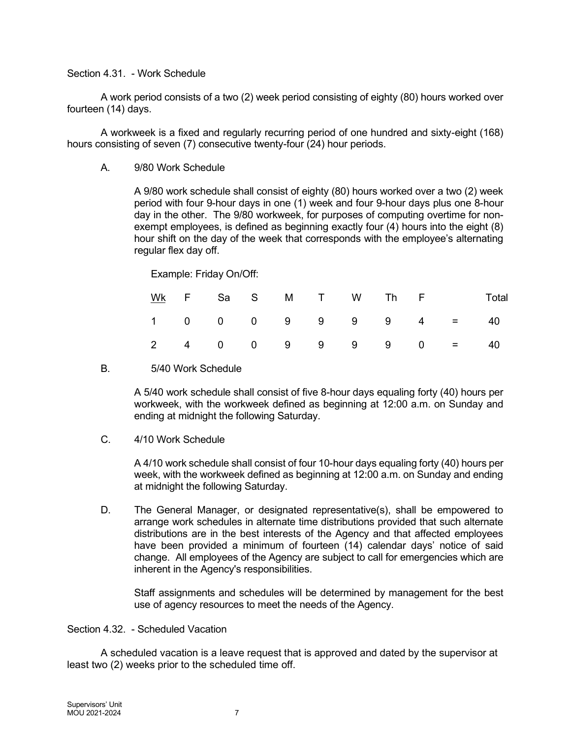Section 4.31. - Work Schedule

A work period consists of a two (2) week period consisting of eighty (80) hours worked over fourteen (14) days.

A workweek is a fixed and regularly recurring period of one hundred and sixty-eight (168) hours consisting of seven (7) consecutive twenty-four (24) hour periods.

A. 9/80 Work Schedule

A 9/80 work schedule shall consist of eighty (80) hours worked over a two (2) week period with four 9-hour days in one (1) week and four 9-hour days plus one 8-hour day in the other. The 9/80 workweek, for purposes of computing overtime for non-exempt employees, is defined as beginning exactly four (4) hours into the eight (8) hour shift on the day of the week that corresponds with the employee's alternating regular flex day off.

Example: Friday On/Off:

| Wk | F | Sa | S | M | T | W | Th | F | | Total |
|---|---|---|---|---|---|---|---|---|---|---|
| 1 | 0 | 0 | 0 | 9 | 9 | 9 | 9 | 4 | = | 40 |
| 2 | 4 | 0 | 0 | 9 | 9 | 9 | 9 | 0 | = | 40 |

B. 5/40 Work Schedule

A 5/40 work schedule shall consist of five 8-hour days equaling forty (40) hours per workweek, with the workweek defined as beginning at 12:00 a.m. on Sunday and ending at midnight the following Saturday.

C. 4/10 Work Schedule

A 4/10 work schedule shall consist of four 10-hour days equaling forty (40) hours per week, with the workweek defined as beginning at 12:00 a.m. on Sunday and ending at midnight the following Saturday.

D. The General Manager, or designated representative(s), shall be empowered to arrange work schedules in alternate time distributions provided that such alternate distributions are in the best interests of the Agency and that affected employees have been provided a minimum of fourteen (14) calendar days' notice of said change. All employees of the Agency are subject to call for emergencies which are inherent in the Agency's responsibilities.

Staff assignments and schedules will be determined by management for the best use of agency resources to meet the needs of the Agency.

Section 4.32. - Scheduled Vacation

A scheduled vacation is a leave request that is approved and dated by the supervisor at least two (2) weeks prior to the scheduled time off.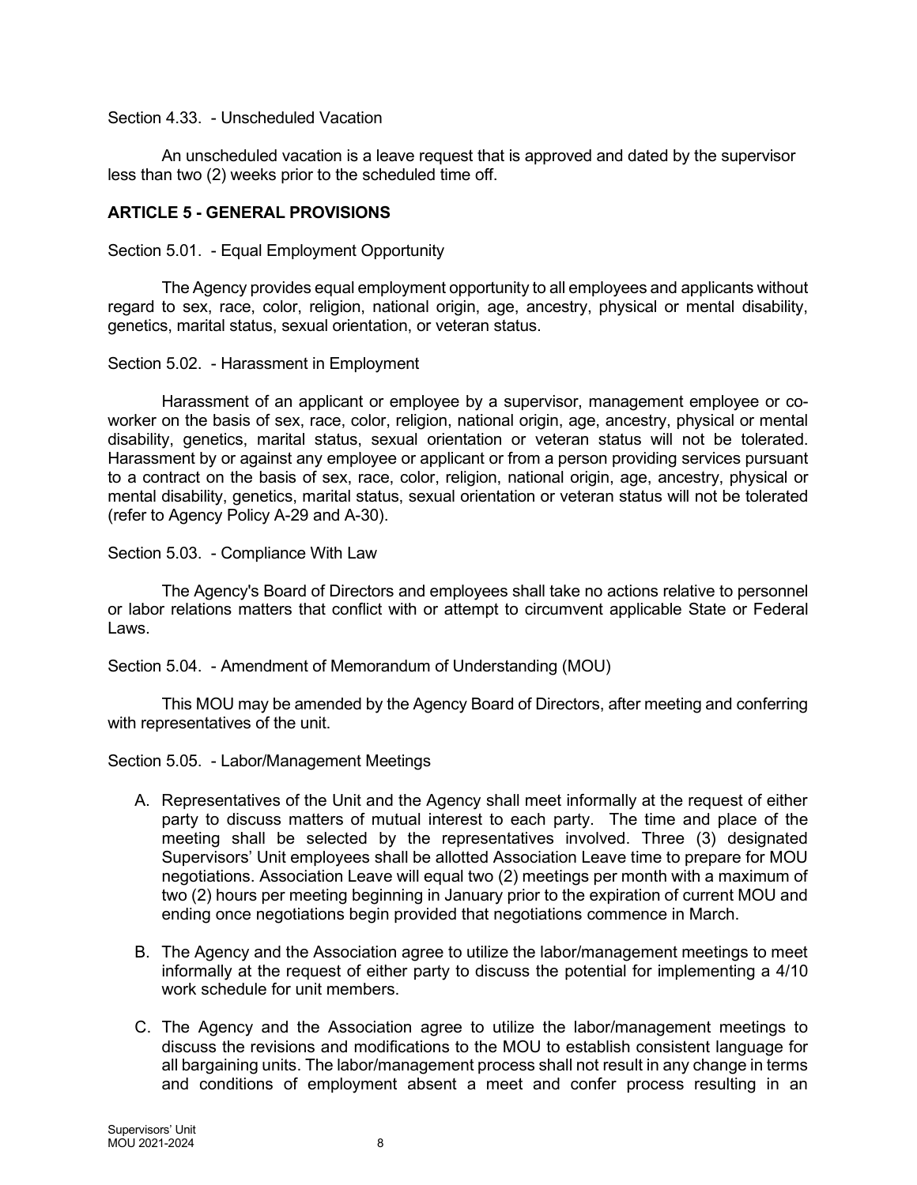Section 4.33. - Unscheduled Vacation

An unscheduled vacation is a leave request that is approved and dated by the supervisor less than two (2) weeks prior to the scheduled time off.

## ARTICLE 5 - GENERAL PROVISIONS

Section 5.01. - Equal Employment Opportunity

The Agency provides equal employment opportunity to all employees and applicants without regard to sex, race, color, religion, national origin, age, ancestry, physical or mental disability, genetics, marital status, sexual orientation, or veteran status.

Section 5.02. - Harassment in Employment

Harassment of an applicant or employee by a supervisor, management employee or co-worker on the basis of sex, race, color, religion, national origin, age, ancestry, physical or mental disability, genetics, marital status, sexual orientation or veteran status will not be tolerated. Harassment by or against any employee or applicant or from a person providing services pursuant to a contract on the basis of sex, race, color, religion, national origin, age, ancestry, physical or mental disability, genetics, marital status, sexual orientation or veteran status will not be tolerated (refer to Agency Policy A-29 and A-30).

Section 5.03. - Compliance With Law

The Agency's Board of Directors and employees shall take no actions relative to personnel or labor relations matters that conflict with or attempt to circumvent applicable State or Federal Laws.

Section 5.04. - Amendment of Memorandum of Understanding (MOU)

This MOU may be amended by the Agency Board of Directors, after meeting and conferring with representatives of the unit.

Section 5.05. - Labor/Management Meetings

A. Representatives of the Unit and the Agency shall meet informally at the request of either party to discuss matters of mutual interest to each party. The time and place of the meeting shall be selected by the representatives involved. Three (3) designated Supervisors' Unit employees shall be allotted Association Leave time to prepare for MOU negotiations. Association Leave will equal two (2) meetings per month with a maximum of two (2) hours per meeting beginning in January prior to the expiration of current MOU and ending once negotiations begin provided that negotiations commence in March.

B. The Agency and the Association agree to utilize the labor/management meetings to meet informally at the request of either party to discuss the potential for implementing a 4/10 work schedule for unit members.

C. The Agency and the Association agree to utilize the labor/management meetings to discuss the revisions and modifications to the MOU to establish consistent language for all bargaining units. The labor/management process shall not result in any change in terms and conditions of employment absent a meet and confer process resulting in an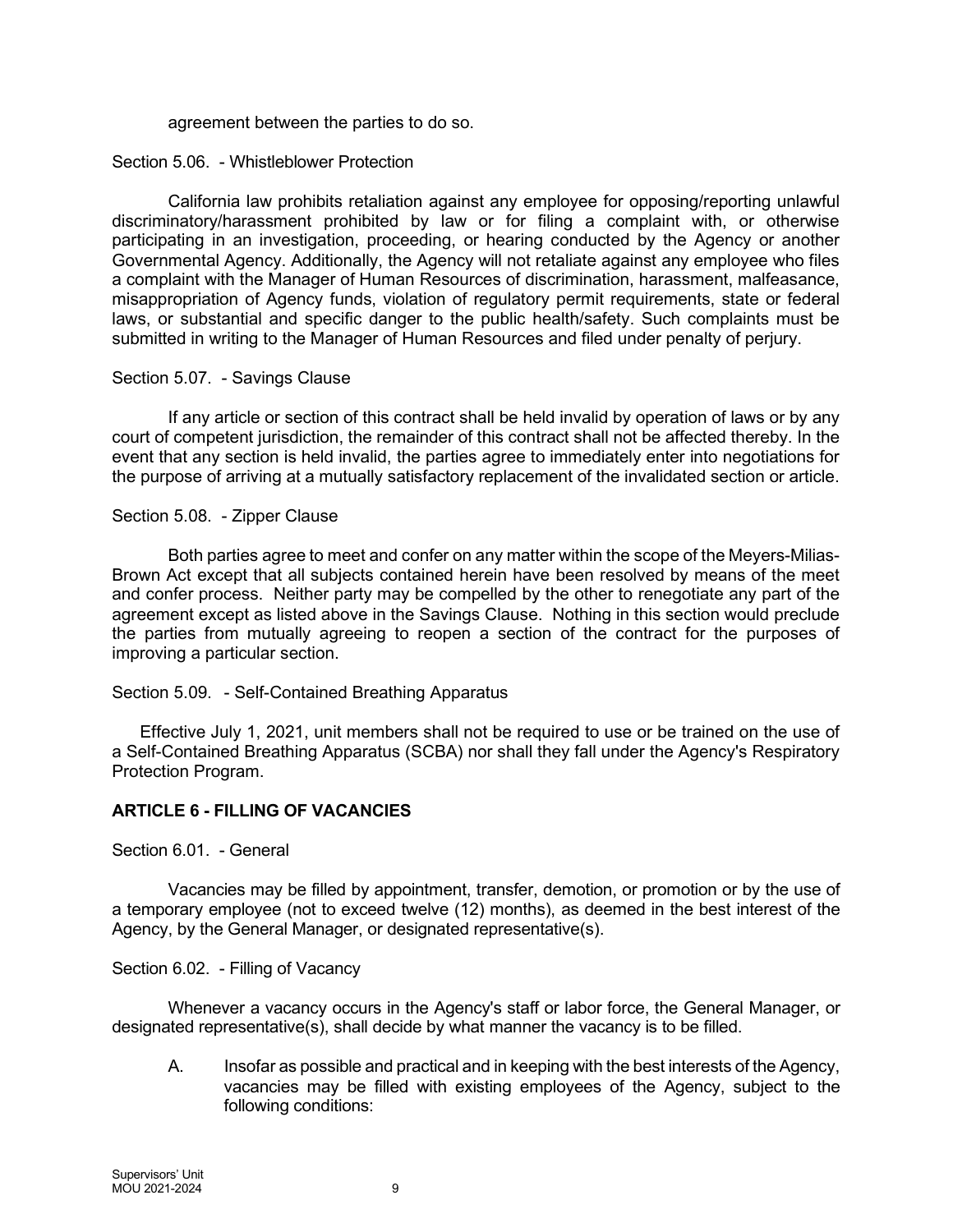agreement between the parties to do so.

Section 5.06. - Whistleblower Protection

California law prohibits retaliation against any employee for opposing/reporting unlawful discriminatory/harassment prohibited by law or for filing a complaint with, or otherwise participating in an investigation, proceeding, or hearing conducted by the Agency or another Governmental Agency. Additionally, the Agency will not retaliate against any employee who files a complaint with the Manager of Human Resources of discrimination, harassment, malfeasance, misappropriation of Agency funds, violation of regulatory permit requirements, state or federal laws, or substantial and specific danger to the public health/safety. Such complaints must be submitted in writing to the Manager of Human Resources and filed under penalty of perjury.

Section 5.07. - Savings Clause

If any article or section of this contract shall be held invalid by operation of laws or by any court of competent jurisdiction, the remainder of this contract shall not be affected thereby. In the event that any section is held invalid, the parties agree to immediately enter into negotiations for the purpose of arriving at a mutually satisfactory replacement of the invalidated section or article.

Section 5.08. - Zipper Clause

Both parties agree to meet and confer on any matter within the scope of the Meyers-Milias-Brown Act except that all subjects contained herein have been resolved by means of the meet and confer process. Neither party may be compelled by the other to renegotiate any part of the agreement except as listed above in the Savings Clause. Nothing in this section would preclude the parties from mutually agreeing to reopen a section of the contract for the purposes of improving a particular section.

Section 5.09. - Self-Contained Breathing Apparatus

Effective July 1, 2021, unit members shall not be required to use or be trained on the use of a Self-Contained Breathing Apparatus (SCBA) nor shall they fall under the Agency's Respiratory Protection Program.

## ARTICLE 6 - FILLING OF VACANCIES

Section 6.01. - General

Vacancies may be filled by appointment, transfer, demotion, or promotion or by the use of a temporary employee (not to exceed twelve (12) months), as deemed in the best interest of the Agency, by the General Manager, or designated representative(s).

Section 6.02. - Filling of Vacancy

Whenever a vacancy occurs in the Agency's staff or labor force, the General Manager, or designated representative(s), shall decide by what manner the vacancy is to be filled.

A. Insofar as possible and practical and in keeping with the best interests of the Agency, vacancies may be filled with existing employees of the Agency, subject to the following conditions: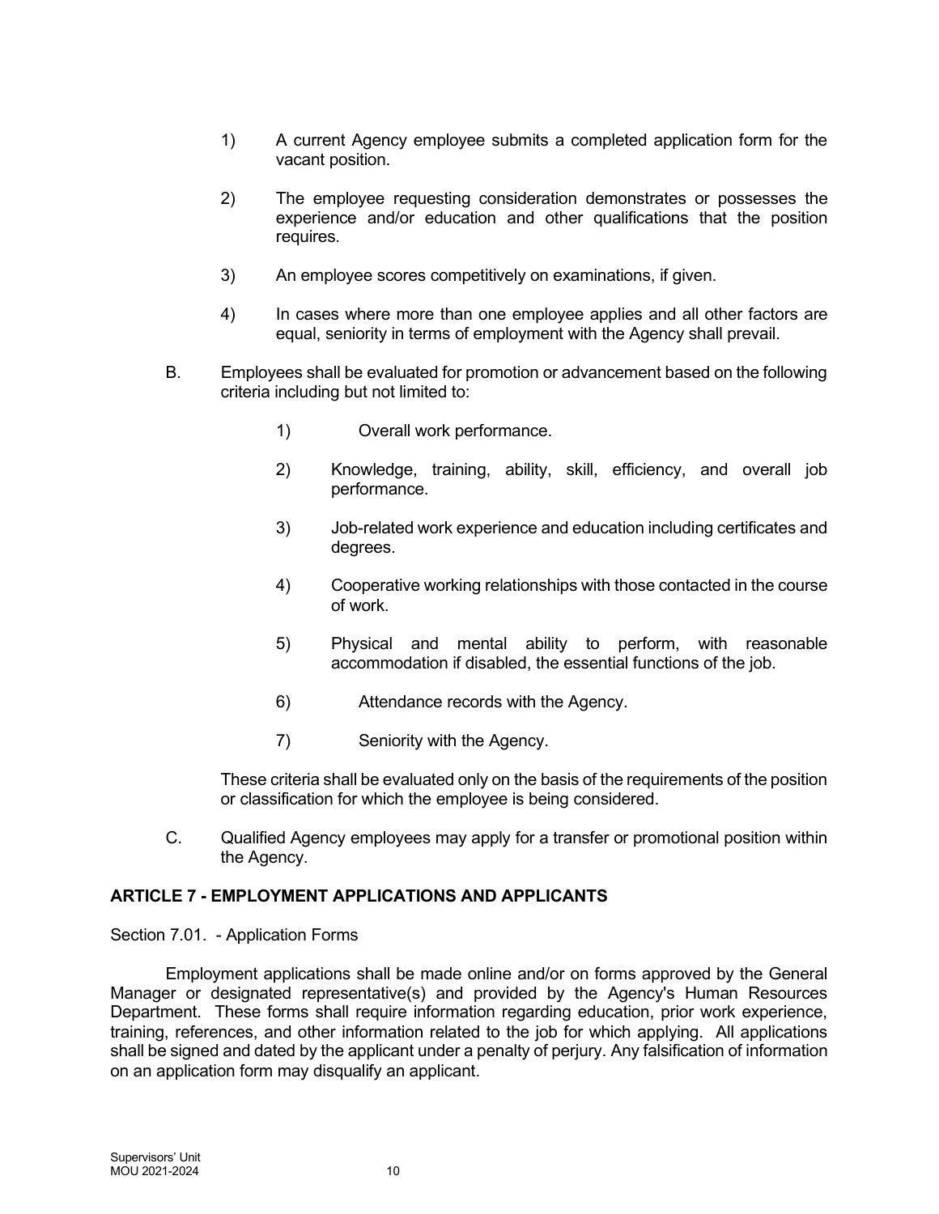1) A current Agency employee submits a completed application form for the vacant position.

2) The employee requesting consideration demonstrates or possesses the experience and/or education and other qualifications that the position requires.

3) An employee scores competitively on examinations, if given.

4) In cases where more than one employee applies and all other factors are equal, seniority in terms of employment with the Agency shall prevail.

B. Employees shall be evaluated for promotion or advancement based on the following criteria including but not limited to:

1) Overall work performance.

2) Knowledge, training, ability, skill, efficiency, and overall job performance.

3) Job-related work experience and education including certificates and degrees.

4) Cooperative working relationships with those contacted in the course of work.

5) Physical and mental ability to perform, with reasonable accommodation if disabled, the essential functions of the job.

6) Attendance records with the Agency.

7) Seniority with the Agency.

These criteria shall be evaluated only on the basis of the requirements of the position or classification for which the employee is being considered.

C. Qualified Agency employees may apply for a transfer or promotional position within the Agency.

## ARTICLE 7 - EMPLOYMENT APPLICATIONS AND APPLICANTS

Section 7.01. - Application Forms

Employment applications shall be made online and/or on forms approved by the General Manager or designated representative(s) and provided by the Agency's Human Resources Department. These forms shall require information regarding education, prior work experience, training, references, and other information related to the job for which applying. All applications shall be signed and dated by the applicant under a penalty of perjury. Any falsification of information on an application form may disqualify an applicant.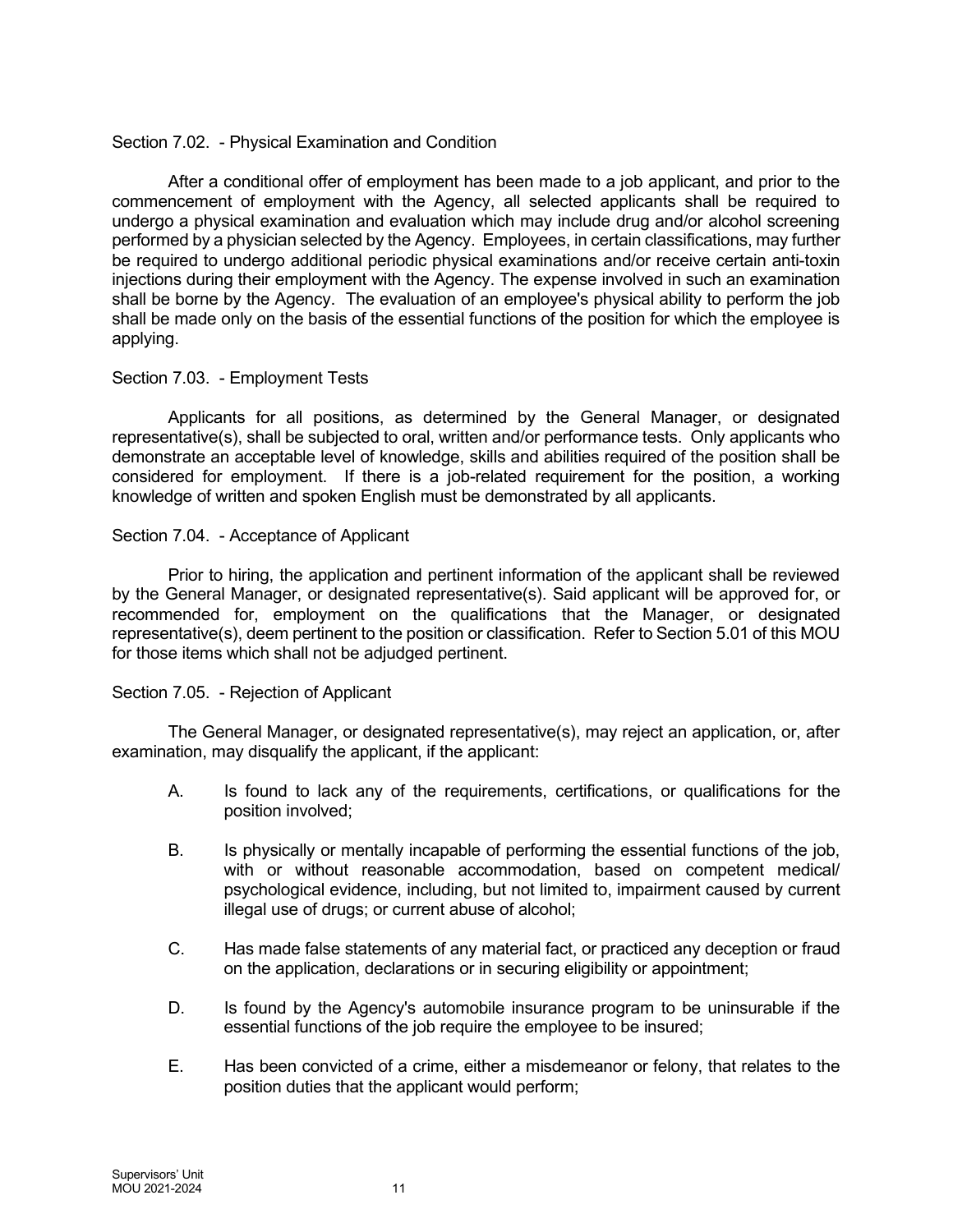### Section 7.02. - Physical Examination and Condition

After a conditional offer of employment has been made to a job applicant, and prior to the commencement of employment with the Agency, all selected applicants shall be required to undergo a physical examination and evaluation which may include drug and/or alcohol screening performed by a physician selected by the Agency. Employees, in certain classifications, may further be required to undergo additional periodic physical examinations and/or receive certain anti-toxin injections during their employment with the Agency. The expense involved in such an examination shall be borne by the Agency. The evaluation of an employee's physical ability to perform the job shall be made only on the basis of the essential functions of the position for which the employee is applying.

### Section 7.03. - Employment Tests

Applicants for all positions, as determined by the General Manager, or designated representative(s), shall be subjected to oral, written and/or performance tests. Only applicants who demonstrate an acceptable level of knowledge, skills and abilities required of the position shall be considered for employment. If there is a job-related requirement for the position, a working knowledge of written and spoken English must be demonstrated by all applicants.

### Section 7.04. - Acceptance of Applicant

Prior to hiring, the application and pertinent information of the applicant shall be reviewed by the General Manager, or designated representative(s). Said applicant will be approved for, or recommended for, employment on the qualifications that the Manager, or designated representative(s), deem pertinent to the position or classification. Refer to Section 5.01 of this MOU for those items which shall not be adjudged pertinent.

### Section 7.05. - Rejection of Applicant

The General Manager, or designated representative(s), may reject an application, or, after examination, may disqualify the applicant, if the applicant:

A. Is found to lack any of the requirements, certifications, or qualifications for the position involved;

B. Is physically or mentally incapable of performing the essential functions of the job, with or without reasonable accommodation, based on competent medical/ psychological evidence, including, but not limited to, impairment caused by current illegal use of drugs; or current abuse of alcohol;

C. Has made false statements of any material fact, or practiced any deception or fraud on the application, declarations or in securing eligibility or appointment;

D. Is found by the Agency's automobile insurance program to be uninsurable if the essential functions of the job require the employee to be insured;

E. Has been convicted of a crime, either a misdemeanor or felony, that relates to the position duties that the applicant would perform;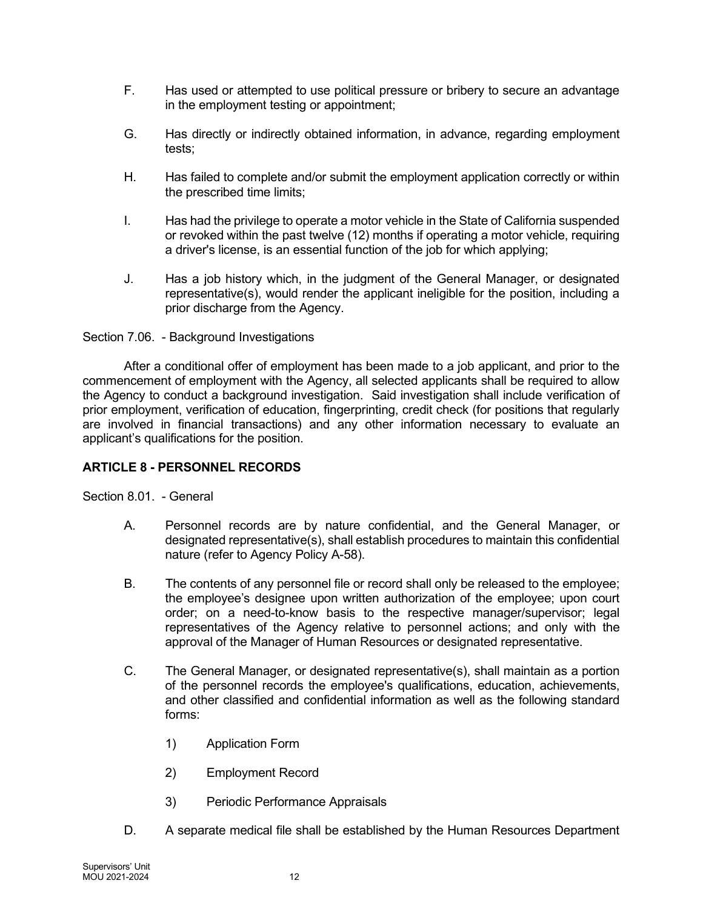F. Has used or attempted to use political pressure or bribery to secure an advantage in the employment testing or appointment;

G. Has directly or indirectly obtained information, in advance, regarding employment tests;

H. Has failed to complete and/or submit the employment application correctly or within the prescribed time limits;

I. Has had the privilege to operate a motor vehicle in the State of California suspended or revoked within the past twelve (12) months if operating a motor vehicle, requiring a driver's license, is an essential function of the job for which applying;

J. Has a job history which, in the judgment of the General Manager, or designated representative(s), would render the applicant ineligible for the position, including a prior discharge from the Agency.

Section 7.06. - Background Investigations

After a conditional offer of employment has been made to a job applicant, and prior to the commencement of employment with the Agency, all selected applicants shall be required to allow the Agency to conduct a background investigation. Said investigation shall include verification of prior employment, verification of education, fingerprinting, credit check (for positions that regularly are involved in financial transactions) and any other information necessary to evaluate an applicant's qualifications for the position.

## ARTICLE 8 - PERSONNEL RECORDS

Section 8.01. - General

A. Personnel records are by nature confidential, and the General Manager, or designated representative(s), shall establish procedures to maintain this confidential nature (refer to Agency Policy A-58).

B. The contents of any personnel file or record shall only be released to the employee; the employee's designee upon written authorization of the employee; upon court order; on a need-to-know basis to the respective manager/supervisor; legal representatives of the Agency relative to personnel actions; and only with the approval of the Manager of Human Resources or designated representative.

C. The General Manager, or designated representative(s), shall maintain as a portion of the personnel records the employee's qualifications, education, achievements, and other classified and confidential information as well as the following standard forms:

   1) Application Form

   2) Employment Record

   3) Periodic Performance Appraisals

D. A separate medical file shall be established by the Human Resources Department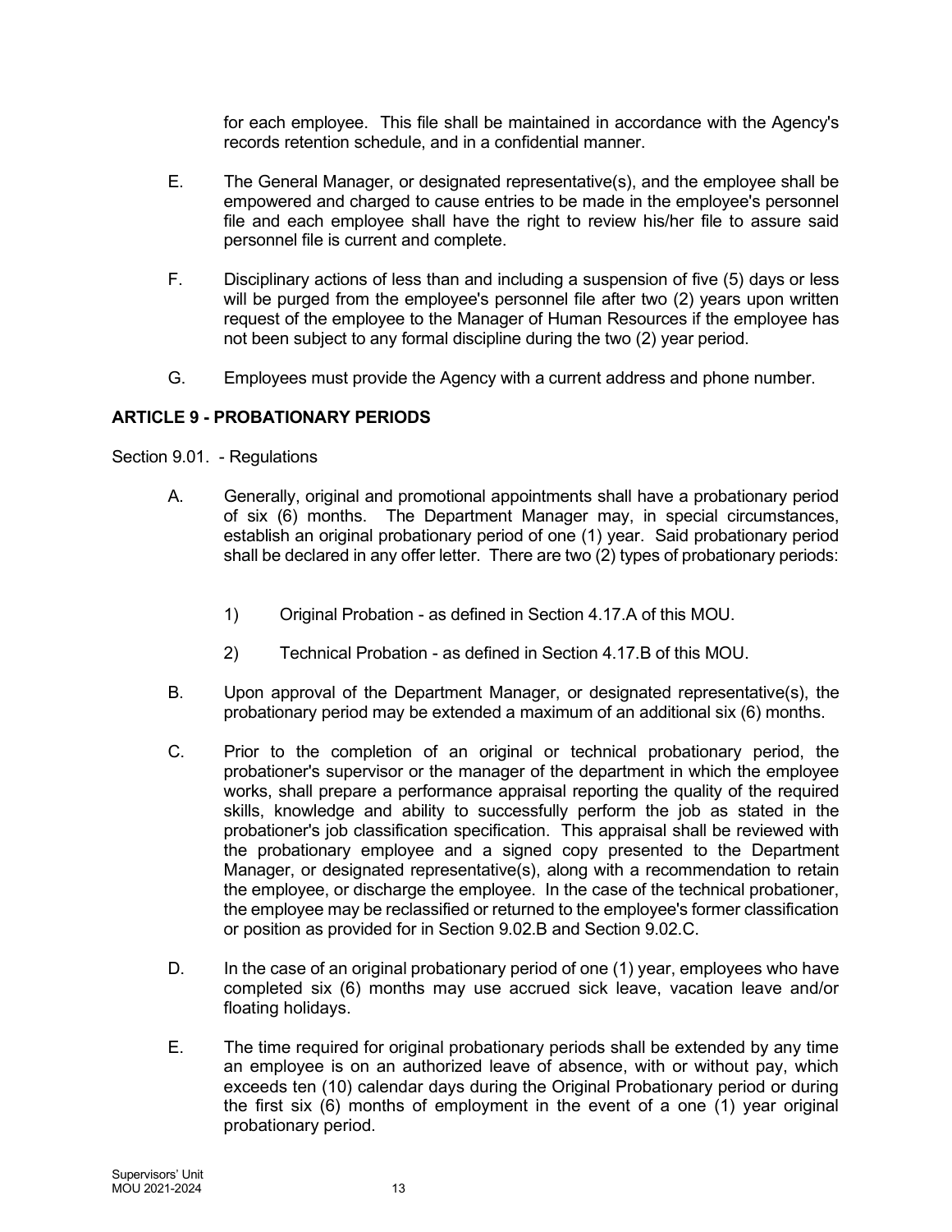for each employee. This file shall be maintained in accordance with the Agency's records retention schedule, and in a confidential manner.

E. The General Manager, or designated representative(s), and the employee shall be empowered and charged to cause entries to be made in the employee's personnel file and each employee shall have the right to review his/her file to assure said personnel file is current and complete.

F. Disciplinary actions of less than and including a suspension of five (5) days or less will be purged from the employee's personnel file after two (2) years upon written request of the employee to the Manager of Human Resources if the employee has not been subject to any formal discipline during the two (2) year period.

G. Employees must provide the Agency with a current address and phone number.

## ARTICLE 9 - PROBATIONARY PERIODS

Section 9.01. - Regulations

A. Generally, original and promotional appointments shall have a probationary period of six (6) months. The Department Manager may, in special circumstances, establish an original probationary period of one (1) year. Said probationary period shall be declared in any offer letter. There are two (2) types of probationary periods:

   1) Original Probation - as defined in Section 4.17.A of this MOU.

   2) Technical Probation - as defined in Section 4.17.B of this MOU.

B. Upon approval of the Department Manager, or designated representative(s), the probationary period may be extended a maximum of an additional six (6) months.

C. Prior to the completion of an original or technical probationary period, the probationer's supervisor or the manager of the department in which the employee works, shall prepare a performance appraisal reporting the quality of the required skills, knowledge and ability to successfully perform the job as stated in the probationer's job classification specification. This appraisal shall be reviewed with the probationary employee and a signed copy presented to the Department Manager, or designated representative(s), along with a recommendation to retain the employee, or discharge the employee. In the case of the technical probationer, the employee may be reclassified or returned to the employee's former classification or position as provided for in Section 9.02.B and Section 9.02.C.

D. In the case of an original probationary period of one (1) year, employees who have completed six (6) months may use accrued sick leave, vacation leave and/or floating holidays.

E. The time required for original probationary periods shall be extended by any time an employee is on an authorized leave of absence, with or without pay, which exceeds ten (10) calendar days during the Original Probationary period or during the first six (6) months of employment in the event of a one (1) year original probationary period.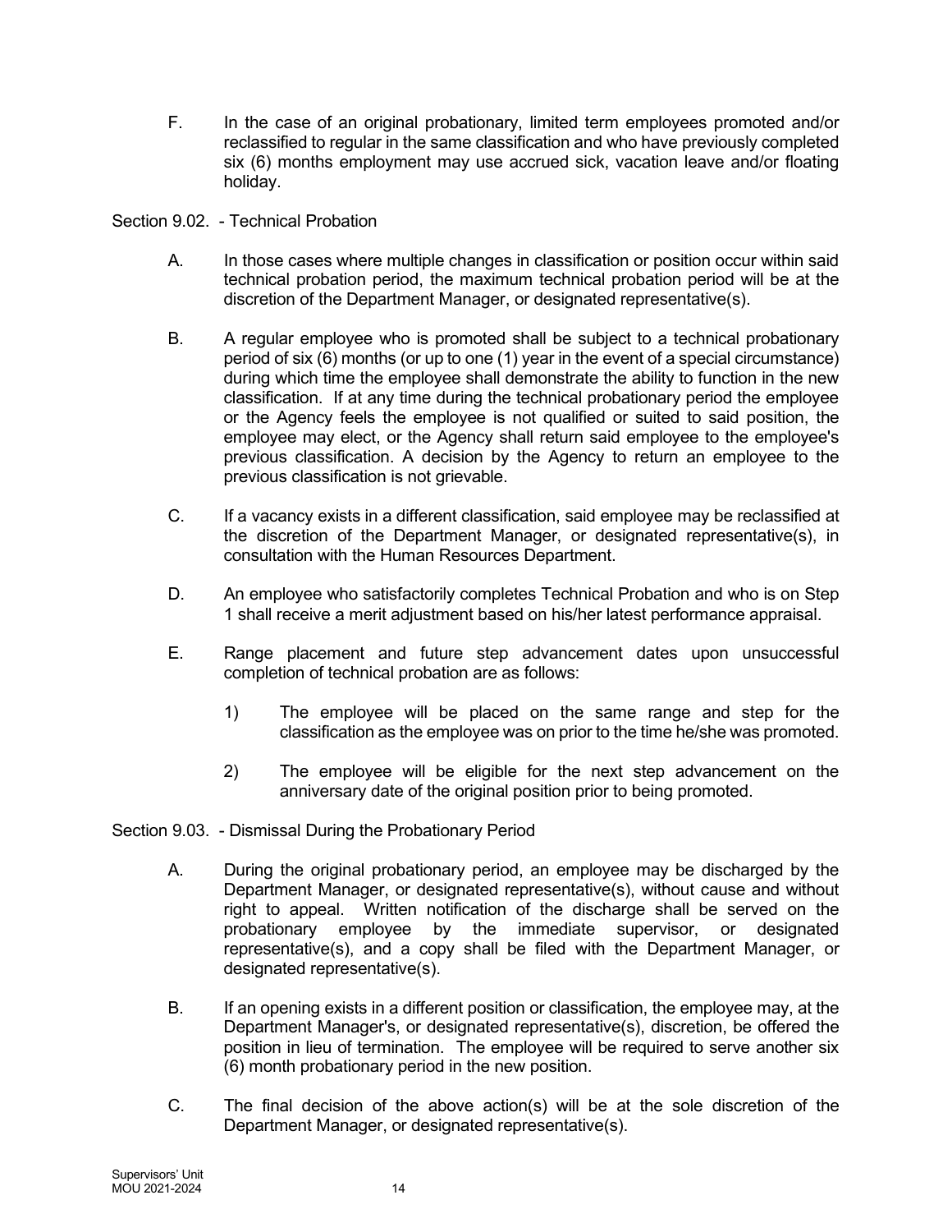F. In the case of an original probationary, limited term employees promoted and/or reclassified to regular in the same classification and who have previously completed six (6) months employment may use accrued sick, vacation leave and/or floating holiday.

Section 9.02. - Technical Probation

A. In those cases where multiple changes in classification or position occur within said technical probation period, the maximum technical probation period will be at the discretion of the Department Manager, or designated representative(s).

B. A regular employee who is promoted shall be subject to a technical probationary period of six (6) months (or up to one (1) year in the event of a special circumstance) during which time the employee shall demonstrate the ability to function in the new classification. If at any time during the technical probationary period the employee or the Agency feels the employee is not qualified or suited to said position, the employee may elect, or the Agency shall return said employee to the employee's previous classification. A decision by the Agency to return an employee to the previous classification is not grievable.

C. If a vacancy exists in a different classification, said employee may be reclassified at the discretion of the Department Manager, or designated representative(s), in consultation with the Human Resources Department.

D. An employee who satisfactorily completes Technical Probation and who is on Step 1 shall receive a merit adjustment based on his/her latest performance appraisal.

E. Range placement and future step advancement dates upon unsuccessful completion of technical probation are as follows:

1) The employee will be placed on the same range and step for the classification as the employee was on prior to the time he/she was promoted.

2) The employee will be eligible for the next step advancement on the anniversary date of the original position prior to being promoted.

Section 9.03. - Dismissal During the Probationary Period

A. During the original probationary period, an employee may be discharged by the Department Manager, or designated representative(s), without cause and without right to appeal. Written notification of the discharge shall be served on the probationary employee by the immediate supervisor, or designated representative(s), and a copy shall be filed with the Department Manager, or designated representative(s).

B. If an opening exists in a different position or classification, the employee may, at the Department Manager's, or designated representative(s), discretion, be offered the position in lieu of termination. The employee will be required to serve another six (6) month probationary period in the new position.

C. The final decision of the above action(s) will be at the sole discretion of the Department Manager, or designated representative(s).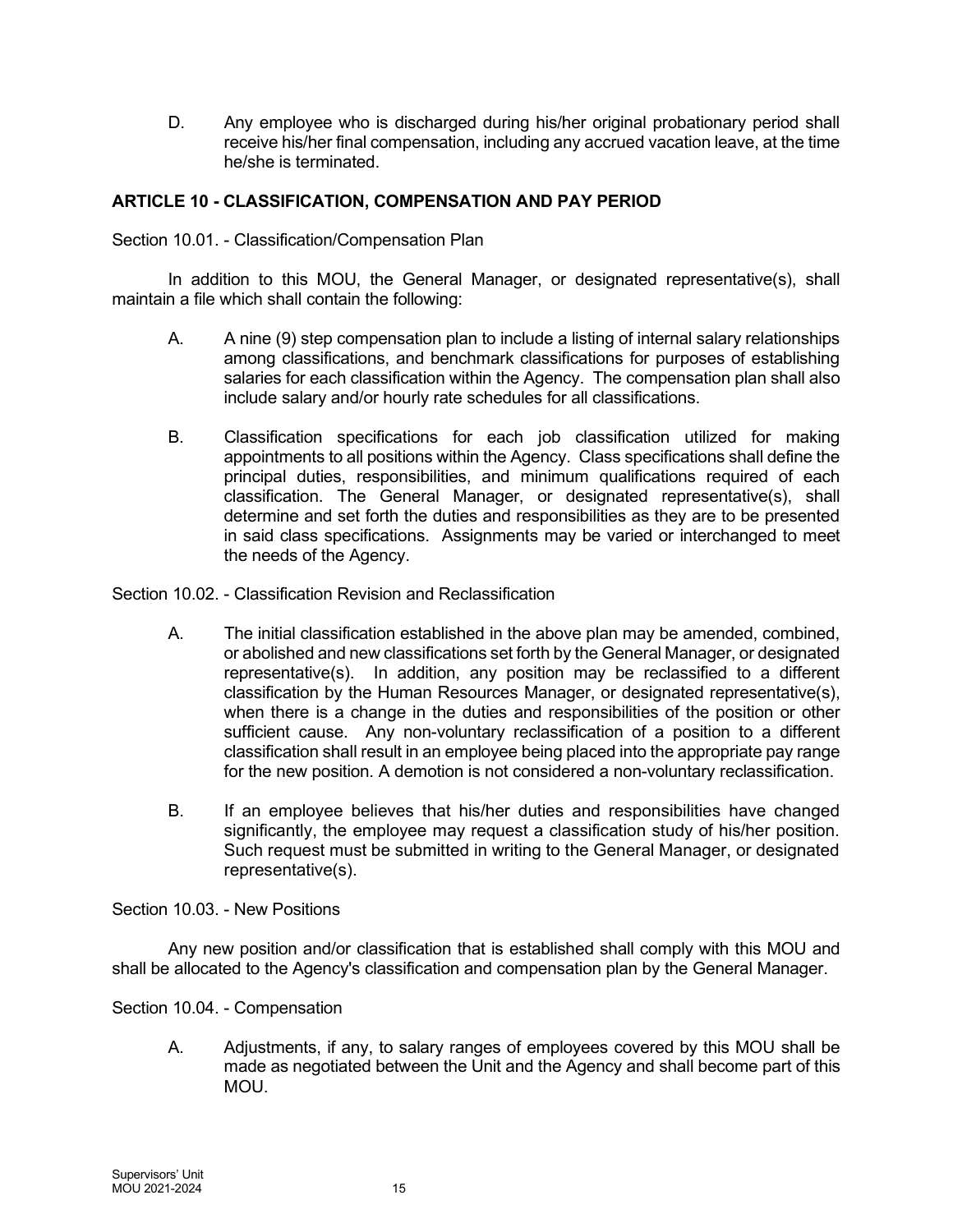D. Any employee who is discharged during his/her original probationary period shall receive his/her final compensation, including any accrued vacation leave, at the time he/she is terminated.

## ARTICLE 10 - CLASSIFICATION, COMPENSATION AND PAY PERIOD

Section 10.01. - Classification/Compensation Plan

In addition to this MOU, the General Manager, or designated representative(s), shall maintain a file which shall contain the following:

A. A nine (9) step compensation plan to include a listing of internal salary relationships among classifications, and benchmark classifications for purposes of establishing salaries for each classification within the Agency. The compensation plan shall also include salary and/or hourly rate schedules for all classifications.

B. Classification specifications for each job classification utilized for making appointments to all positions within the Agency. Class specifications shall define the principal duties, responsibilities, and minimum qualifications required of each classification. The General Manager, or designated representative(s), shall determine and set forth the duties and responsibilities as they are to be presented in said class specifications. Assignments may be varied or interchanged to meet the needs of the Agency.

Section 10.02. - Classification Revision and Reclassification

A. The initial classification established in the above plan may be amended, combined, or abolished and new classifications set forth by the General Manager, or designated representative(s). In addition, any position may be reclassified to a different classification by the Human Resources Manager, or designated representative(s), when there is a change in the duties and responsibilities of the position or other sufficient cause. Any non-voluntary reclassification of a position to a different classification shall result in an employee being placed into the appropriate pay range for the new position. A demotion is not considered a non-voluntary reclassification.

B. If an employee believes that his/her duties and responsibilities have changed significantly, the employee may request a classification study of his/her position. Such request must be submitted in writing to the General Manager, or designated representative(s).

Section 10.03. - New Positions

Any new position and/or classification that is established shall comply with this MOU and shall be allocated to the Agency's classification and compensation plan by the General Manager.

Section 10.04. - Compensation

A. Adjustments, if any, to salary ranges of employees covered by this MOU shall be made as negotiated between the Unit and the Agency and shall become part of this MOU.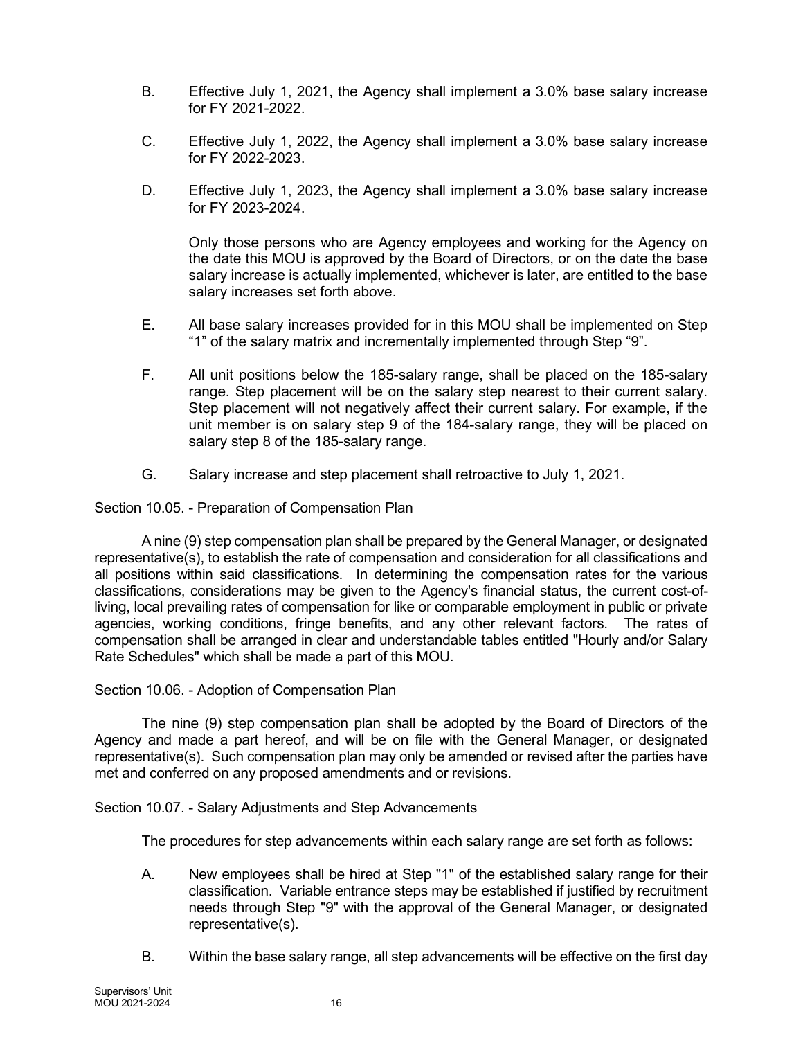B. Effective July 1, 2021, the Agency shall implement a 3.0% base salary increase for FY 2021-2022.

C. Effective July 1, 2022, the Agency shall implement a 3.0% base salary increase for FY 2022-2023.

D. Effective July 1, 2023, the Agency shall implement a 3.0% base salary increase for FY 2023-2024.

Only those persons who are Agency employees and working for the Agency on the date this MOU is approved by the Board of Directors, or on the date the base salary increase is actually implemented, whichever is later, are entitled to the base salary increases set forth above.

E. All base salary increases provided for in this MOU shall be implemented on Step "1" of the salary matrix and incrementally implemented through Step "9".

F. All unit positions below the 185-salary range, shall be placed on the 185-salary range. Step placement will be on the salary step nearest to their current salary. Step placement will not negatively affect their current salary. For example, if the unit member is on salary step 9 of the 184-salary range, they will be placed on salary step 8 of the 185-salary range.

G. Salary increase and step placement shall retroactive to July 1, 2021.

Section 10.05. - Preparation of Compensation Plan

A nine (9) step compensation plan shall be prepared by the General Manager, or designated representative(s), to establish the rate of compensation and consideration for all classifications and all positions within said classifications. In determining the compensation rates for the various classifications, considerations may be given to the Agency's financial status, the current cost-of-living, local prevailing rates of compensation for like or comparable employment in public or private agencies, working conditions, fringe benefits, and any other relevant factors. The rates of compensation shall be arranged in clear and understandable tables entitled "Hourly and/or Salary Rate Schedules" which shall be made a part of this MOU.

Section 10.06. - Adoption of Compensation Plan

The nine (9) step compensation plan shall be adopted by the Board of Directors of the Agency and made a part hereof, and will be on file with the General Manager, or designated representative(s). Such compensation plan may only be amended or revised after the parties have met and conferred on any proposed amendments and or revisions.

Section 10.07. - Salary Adjustments and Step Advancements

The procedures for step advancements within each salary range are set forth as follows:

A. New employees shall be hired at Step "1" of the established salary range for their classification. Variable entrance steps may be established if justified by recruitment needs through Step "9" with the approval of the General Manager, or designated representative(s).

B. Within the base salary range, all step advancements will be effective on the first day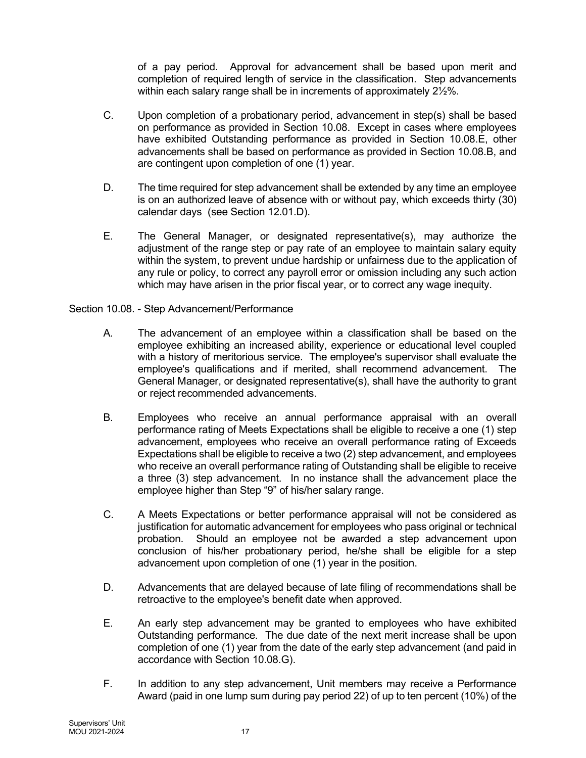of a pay period. Approval for advancement shall be based upon merit and completion of required length of service in the classification. Step advancements within each salary range shall be in increments of approximately 2½%.

C. Upon completion of a probationary period, advancement in step(s) shall be based on performance as provided in Section 10.08. Except in cases where employees have exhibited Outstanding performance as provided in Section 10.08.E, other advancements shall be based on performance as provided in Section 10.08.B, and are contingent upon completion of one (1) year.

D. The time required for step advancement shall be extended by any time an employee is on an authorized leave of absence with or without pay, which exceeds thirty (30) calendar days (see Section 12.01.D).

E. The General Manager, or designated representative(s), may authorize the adjustment of the range step or pay rate of an employee to maintain salary equity within the system, to prevent undue hardship or unfairness due to the application of any rule or policy, to correct any payroll error or omission including any such action which may have arisen in the prior fiscal year, or to correct any wage inequity.

Section 10.08. - Step Advancement/Performance

A. The advancement of an employee within a classification shall be based on the employee exhibiting an increased ability, experience or educational level coupled with a history of meritorious service. The employee's supervisor shall evaluate the employee's qualifications and if merited, shall recommend advancement. The General Manager, or designated representative(s), shall have the authority to grant or reject recommended advancements.

B. Employees who receive an annual performance appraisal with an overall performance rating of Meets Expectations shall be eligible to receive a one (1) step advancement, employees who receive an overall performance rating of Exceeds Expectations shall be eligible to receive a two (2) step advancement, and employees who receive an overall performance rating of Outstanding shall be eligible to receive a three (3) step advancement. In no instance shall the advancement place the employee higher than Step "9" of his/her salary range.

C. A Meets Expectations or better performance appraisal will not be considered as justification for automatic advancement for employees who pass original or technical probation. Should an employee not be awarded a step advancement upon conclusion of his/her probationary period, he/she shall be eligible for a step advancement upon completion of one (1) year in the position.

D. Advancements that are delayed because of late filing of recommendations shall be retroactive to the employee's benefit date when approved.

E. An early step advancement may be granted to employees who have exhibited Outstanding performance. The due date of the next merit increase shall be upon completion of one (1) year from the date of the early step advancement (and paid in accordance with Section 10.08.G).

F. In addition to any step advancement, Unit members may receive a Performance Award (paid in one lump sum during pay period 22) of up to ten percent (10%) of the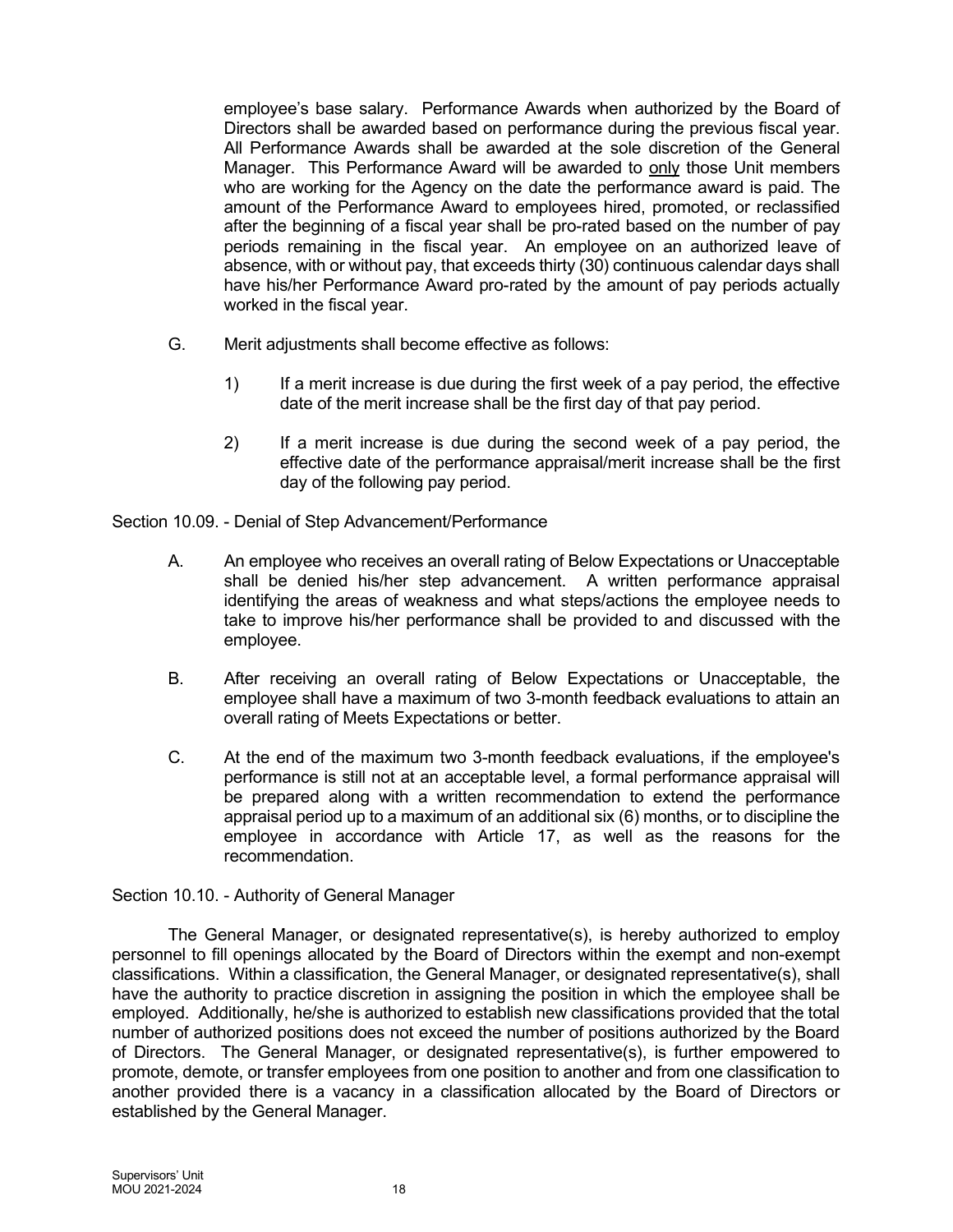employee's base salary. Performance Awards when authorized by the Board of Directors shall be awarded based on performance during the previous fiscal year. All Performance Awards shall be awarded at the sole discretion of the General Manager. This Performance Award will be awarded to <u>only</u> those Unit members who are working for the Agency on the date the performance award is paid. The amount of the Performance Award to employees hired, promoted, or reclassified after the beginning of a fiscal year shall be pro-rated based on the number of pay periods remaining in the fiscal year. An employee on an authorized leave of absence, with or without pay, that exceeds thirty (30) continuous calendar days shall have his/her Performance Award pro-rated by the amount of pay periods actually worked in the fiscal year.

G. Merit adjustments shall become effective as follows:

1) If a merit increase is due during the first week of a pay period, the effective date of the merit increase shall be the first day of that pay period.

2) If a merit increase is due during the second week of a pay period, the effective date of the performance appraisal/merit increase shall be the first day of the following pay period.

Section 10.09. - Denial of Step Advancement/Performance

A. An employee who receives an overall rating of Below Expectations or Unacceptable shall be denied his/her step advancement. A written performance appraisal identifying the areas of weakness and what steps/actions the employee needs to take to improve his/her performance shall be provided to and discussed with the employee.

B. After receiving an overall rating of Below Expectations or Unacceptable, the employee shall have a maximum of two 3-month feedback evaluations to attain an overall rating of Meets Expectations or better.

C. At the end of the maximum two 3-month feedback evaluations, if the employee's performance is still not at an acceptable level, a formal performance appraisal will be prepared along with a written recommendation to extend the performance appraisal period up to a maximum of an additional six (6) months, or to discipline the employee in accordance with Article 17, as well as the reasons for the recommendation.

Section 10.10. - Authority of General Manager

The General Manager, or designated representative(s), is hereby authorized to employ personnel to fill openings allocated by the Board of Directors within the exempt and non-exempt classifications. Within a classification, the General Manager, or designated representative(s), shall have the authority to practice discretion in assigning the position in which the employee shall be employed. Additionally, he/she is authorized to establish new classifications provided that the total number of authorized positions does not exceed the number of positions authorized by the Board of Directors. The General Manager, or designated representative(s), is further empowered to promote, demote, or transfer employees from one position to another and from one classification to another provided there is a vacancy in a classification allocated by the Board of Directors or established by the General Manager.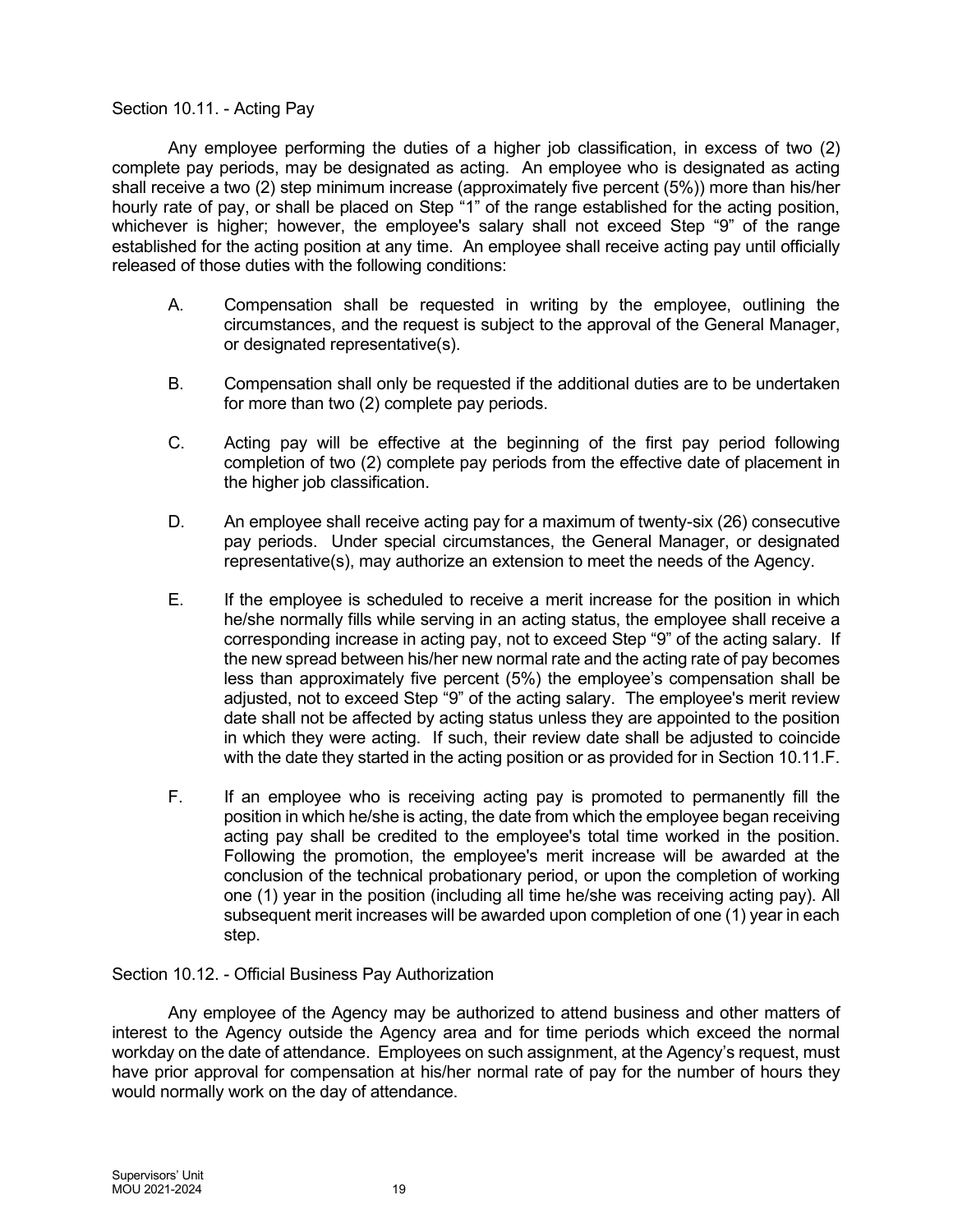Section 10.11. - Acting Pay

Any employee performing the duties of a higher job classification, in excess of two (2) complete pay periods, may be designated as acting. An employee who is designated as acting shall receive a two (2) step minimum increase (approximately five percent (5%)) more than his/her hourly rate of pay, or shall be placed on Step "1" of the range established for the acting position, whichever is higher; however, the employee's salary shall not exceed Step "9" of the range established for the acting position at any time. An employee shall receive acting pay until officially released of those duties with the following conditions:

A. Compensation shall be requested in writing by the employee, outlining the circumstances, and the request is subject to the approval of the General Manager, or designated representative(s).

B. Compensation shall only be requested if the additional duties are to be undertaken for more than two (2) complete pay periods.

C. Acting pay will be effective at the beginning of the first pay period following completion of two (2) complete pay periods from the effective date of placement in the higher job classification.

D. An employee shall receive acting pay for a maximum of twenty-six (26) consecutive pay periods. Under special circumstances, the General Manager, or designated representative(s), may authorize an extension to meet the needs of the Agency.

E. If the employee is scheduled to receive a merit increase for the position in which he/she normally fills while serving in an acting status, the employee shall receive a corresponding increase in acting pay, not to exceed Step "9" of the acting salary. If the new spread between his/her new normal rate and the acting rate of pay becomes less than approximately five percent (5%) the employee's compensation shall be adjusted, not to exceed Step "9" of the acting salary. The employee's merit review date shall not be affected by acting status unless they are appointed to the position in which they were acting. If such, their review date shall be adjusted to coincide with the date they started in the acting position or as provided for in Section 10.11.F.

F. If an employee who is receiving acting pay is promoted to permanently fill the position in which he/she is acting, the date from which the employee began receiving acting pay shall be credited to the employee's total time worked in the position. Following the promotion, the employee's merit increase will be awarded at the conclusion of the technical probationary period, or upon the completion of working one (1) year in the position (including all time he/she was receiving acting pay). All subsequent merit increases will be awarded upon completion of one (1) year in each step.

Section 10.12. - Official Business Pay Authorization

Any employee of the Agency may be authorized to attend business and other matters of interest to the Agency outside the Agency area and for time periods which exceed the normal workday on the date of attendance. Employees on such assignment, at the Agency's request, must have prior approval for compensation at his/her normal rate of pay for the number of hours they would normally work on the day of attendance.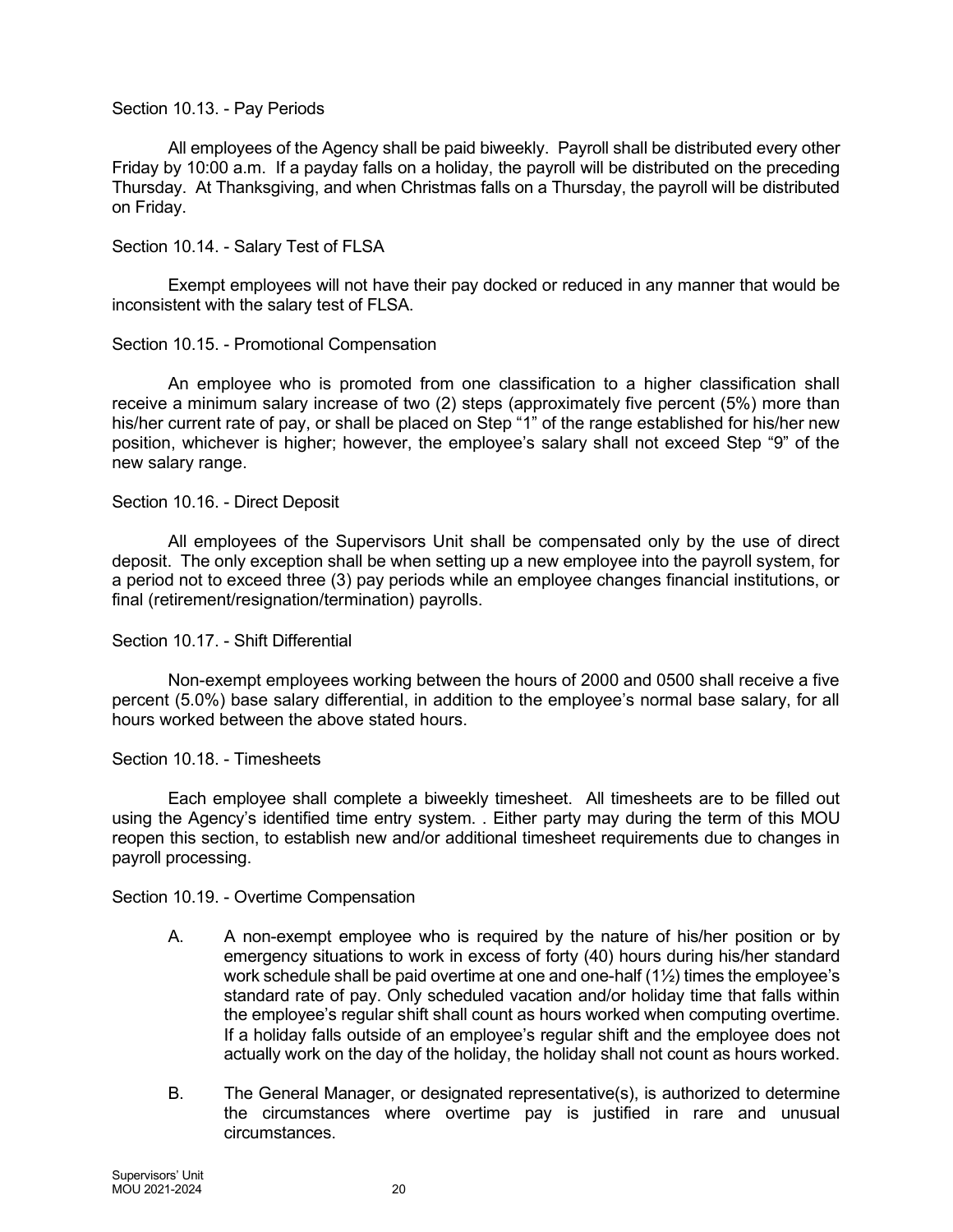Section 10.13. - Pay Periods

All employees of the Agency shall be paid biweekly. Payroll shall be distributed every other Friday by 10:00 a.m. If a payday falls on a holiday, the payroll will be distributed on the preceding Thursday. At Thanksgiving, and when Christmas falls on a Thursday, the payroll will be distributed on Friday.

Section 10.14. - Salary Test of FLSA

Exempt employees will not have their pay docked or reduced in any manner that would be inconsistent with the salary test of FLSA.

Section 10.15. - Promotional Compensation

An employee who is promoted from one classification to a higher classification shall receive a minimum salary increase of two (2) steps (approximately five percent (5%) more than his/her current rate of pay, or shall be placed on Step "1" of the range established for his/her new position, whichever is higher; however, the employee's salary shall not exceed Step "9" of the new salary range.

Section 10.16. - Direct Deposit

All employees of the Supervisors Unit shall be compensated only by the use of direct deposit. The only exception shall be when setting up a new employee into the payroll system, for a period not to exceed three (3) pay periods while an employee changes financial institutions, or final (retirement/resignation/termination) payrolls.

Section 10.17. - Shift Differential

Non-exempt employees working between the hours of 2000 and 0500 shall receive a five percent (5.0%) base salary differential, in addition to the employee's normal base salary, for all hours worked between the above stated hours.

Section 10.18. - Timesheets

Each employee shall complete a biweekly timesheet. All timesheets are to be filled out using the Agency's identified time entry system. . Either party may during the term of this MOU reopen this section, to establish new and/or additional timesheet requirements due to changes in payroll processing.

Section 10.19. - Overtime Compensation

A. A non-exempt employee who is required by the nature of his/her position or by emergency situations to work in excess of forty (40) hours during his/her standard work schedule shall be paid overtime at one and one-half (1½) times the employee's standard rate of pay. Only scheduled vacation and/or holiday time that falls within the employee's regular shift shall count as hours worked when computing overtime. If a holiday falls outside of an employee's regular shift and the employee does not actually work on the day of the holiday, the holiday shall not count as hours worked.

B. The General Manager, or designated representative(s), is authorized to determine the circumstances where overtime pay is justified in rare and unusual circumstances.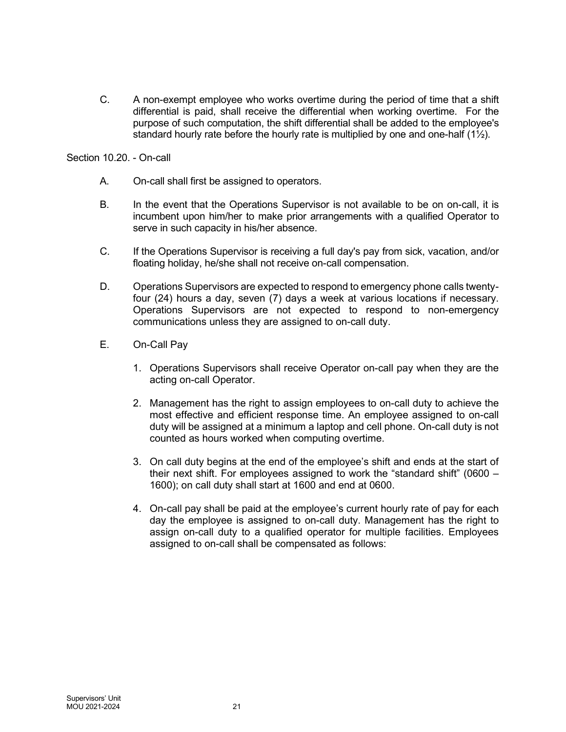C. A non-exempt employee who works overtime during the period of time that a shift differential is paid, shall receive the differential when working overtime. For the purpose of such computation, the shift differential shall be added to the employee's standard hourly rate before the hourly rate is multiplied by one and one-half (1½).

Section 10.20. - On-call

A. On-call shall first be assigned to operators.

B. In the event that the Operations Supervisor is not available to be on on-call, it is incumbent upon him/her to make prior arrangements with a qualified Operator to serve in such capacity in his/her absence.

C. If the Operations Supervisor is receiving a full day's pay from sick, vacation, and/or floating holiday, he/she shall not receive on-call compensation.

D. Operations Supervisors are expected to respond to emergency phone calls twenty-four (24) hours a day, seven (7) days a week at various locations if necessary. Operations Supervisors are not expected to respond to non-emergency communications unless they are assigned to on-call duty.

E. On-Call Pay

1. Operations Supervisors shall receive Operator on-call pay when they are the acting on-call Operator.

2. Management has the right to assign employees to on-call duty to achieve the most effective and efficient response time. An employee assigned to on-call duty will be assigned at a minimum a laptop and cell phone. On-call duty is not counted as hours worked when computing overtime.

3. On call duty begins at the end of the employee's shift and ends at the start of their next shift. For employees assigned to work the "standard shift" (0600 – 1600); on call duty shall start at 1600 and end at 0600.

4. On-call pay shall be paid at the employee's current hourly rate of pay for each day the employee is assigned to on-call duty. Management has the right to assign on-call duty to a qualified operator for multiple facilities. Employees assigned to on-call shall be compensated as follows: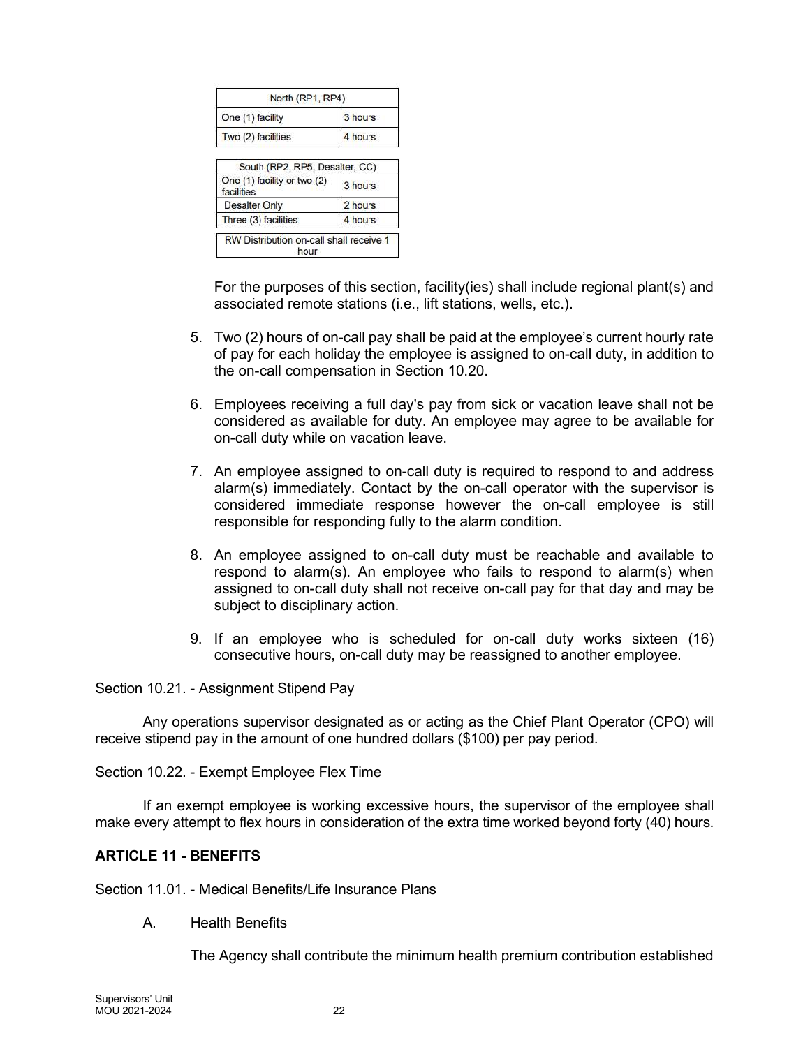| North (RP1, RP4) | |
|---|---|
| One (1) facility | 3 hours |
| Two (2) facilities | 4 hours |

| South (RP2, RP5, Desalter, CC) | |
|---|---|
| One (1) facility or two (2) facilities | 3 hours |
| Desalter Only | 2 hours |
| Three (3) facilities | 4 hours |

| RW Distribution on-call shall receive 1 hour |
|---|

For the purposes of this section, facility(ies) shall include regional plant(s) and associated remote stations (i.e., lift stations, wells, etc.).

5. Two (2) hours of on-call pay shall be paid at the employee's current hourly rate of pay for each holiday the employee is assigned to on-call duty, in addition to the on-call compensation in Section 10.20.

6. Employees receiving a full day's pay from sick or vacation leave shall not be considered as available for duty. An employee may agree to be available for on-call duty while on vacation leave.

7. An employee assigned to on-call duty is required to respond to and address alarm(s) immediately. Contact by the on-call operator with the supervisor is considered immediate response however the on-call employee is still responsible for responding fully to the alarm condition.

8. An employee assigned to on-call duty must be reachable and available to respond to alarm(s). An employee who fails to respond to alarm(s) when assigned to on-call duty shall not receive on-call pay for that day and may be subject to disciplinary action.

9. If an employee who is scheduled for on-call duty works sixteen (16) consecutive hours, on-call duty may be reassigned to another employee.

Section 10.21. - Assignment Stipend Pay

Any operations supervisor designated as or acting as the Chief Plant Operator (CPO) will receive stipend pay in the amount of one hundred dollars ($100) per pay period.

Section 10.22. - Exempt Employee Flex Time

If an exempt employee is working excessive hours, the supervisor of the employee shall make every attempt to flex hours in consideration of the extra time worked beyond forty (40) hours.

## ARTICLE 11 - BENEFITS

Section 11.01. - Medical Benefits/Life Insurance Plans

A. Health Benefits

The Agency shall contribute the minimum health premium contribution established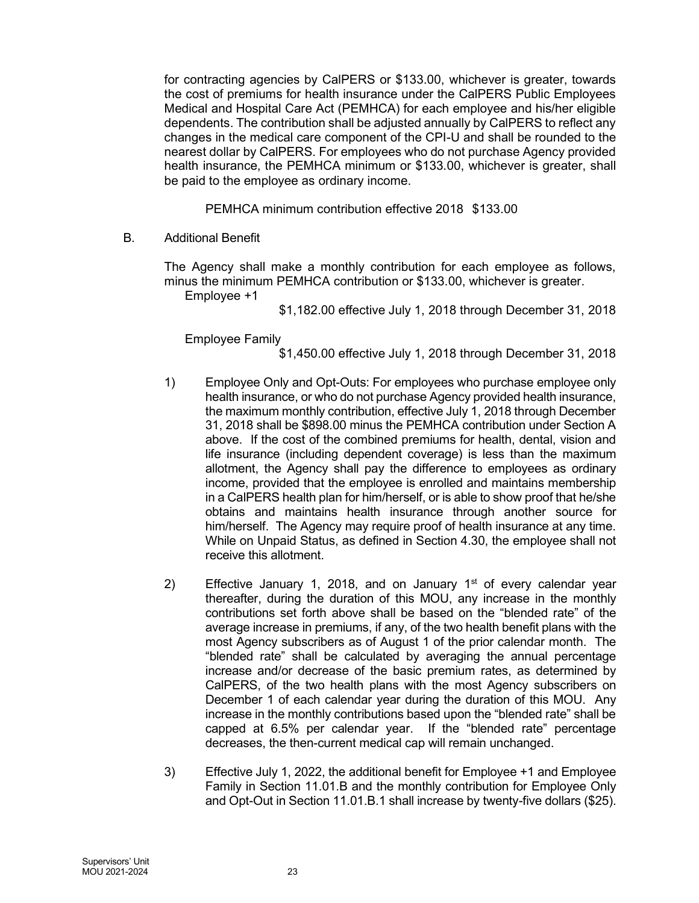for contracting agencies by CalPERS or $133.00, whichever is greater, towards the cost of premiums for health insurance under the CalPERS Public Employees Medical and Hospital Care Act (PEMHCA) for each employee and his/her eligible dependents. The contribution shall be adjusted annually by CalPERS to reflect any changes in the medical care component of the CPI-U and shall be rounded to the nearest dollar by CalPERS. For employees who do not purchase Agency provided health insurance, the PEMHCA minimum or $133.00, whichever is greater, shall be paid to the employee as ordinary income.

PEMHCA minimum contribution effective 2018 $133.00

B. Additional Benefit

The Agency shall make a monthly contribution for each employee as follows, minus the minimum PEMHCA contribution or $133.00, whichever is greater.

Employee +1

$1,182.00 effective July 1, 2018 through December 31, 2018

Employee Family

$1,450.00 effective July 1, 2018 through December 31, 2018

1) Employee Only and Opt-Outs: For employees who purchase employee only health insurance, or who do not purchase Agency provided health insurance, the maximum monthly contribution, effective July 1, 2018 through December 31, 2018 shall be $898.00 minus the PEMHCA contribution under Section A above. If the cost of the combined premiums for health, dental, vision and life insurance (including dependent coverage) is less than the maximum allotment, the Agency shall pay the difference to employees as ordinary income, provided that the employee is enrolled and maintains membership in a CalPERS health plan for him/herself, or is able to show proof that he/she obtains and maintains health insurance through another source for him/herself. The Agency may require proof of health insurance at any time. While on Unpaid Status, as defined in Section 4.30, the employee shall not receive this allotment.

2) Effective January 1, 2018, and on January 1st of every calendar year thereafter, during the duration of this MOU, any increase in the monthly contributions set forth above shall be based on the "blended rate" of the average increase in premiums, if any, of the two health benefit plans with the most Agency subscribers as of August 1 of the prior calendar month. The "blended rate" shall be calculated by averaging the annual percentage increase and/or decrease of the basic premium rates, as determined by CalPERS, of the two health plans with the most Agency subscribers on December 1 of each calendar year during the duration of this MOU. Any increase in the monthly contributions based upon the "blended rate" shall be capped at 6.5% per calendar year. If the "blended rate" percentage decreases, the then-current medical cap will remain unchanged.

3) Effective July 1, 2022, the additional benefit for Employee +1 and Employee Family in Section 11.01.B and the monthly contribution for Employee Only and Opt-Out in Section 11.01.B.1 shall increase by twenty-five dollars ($25).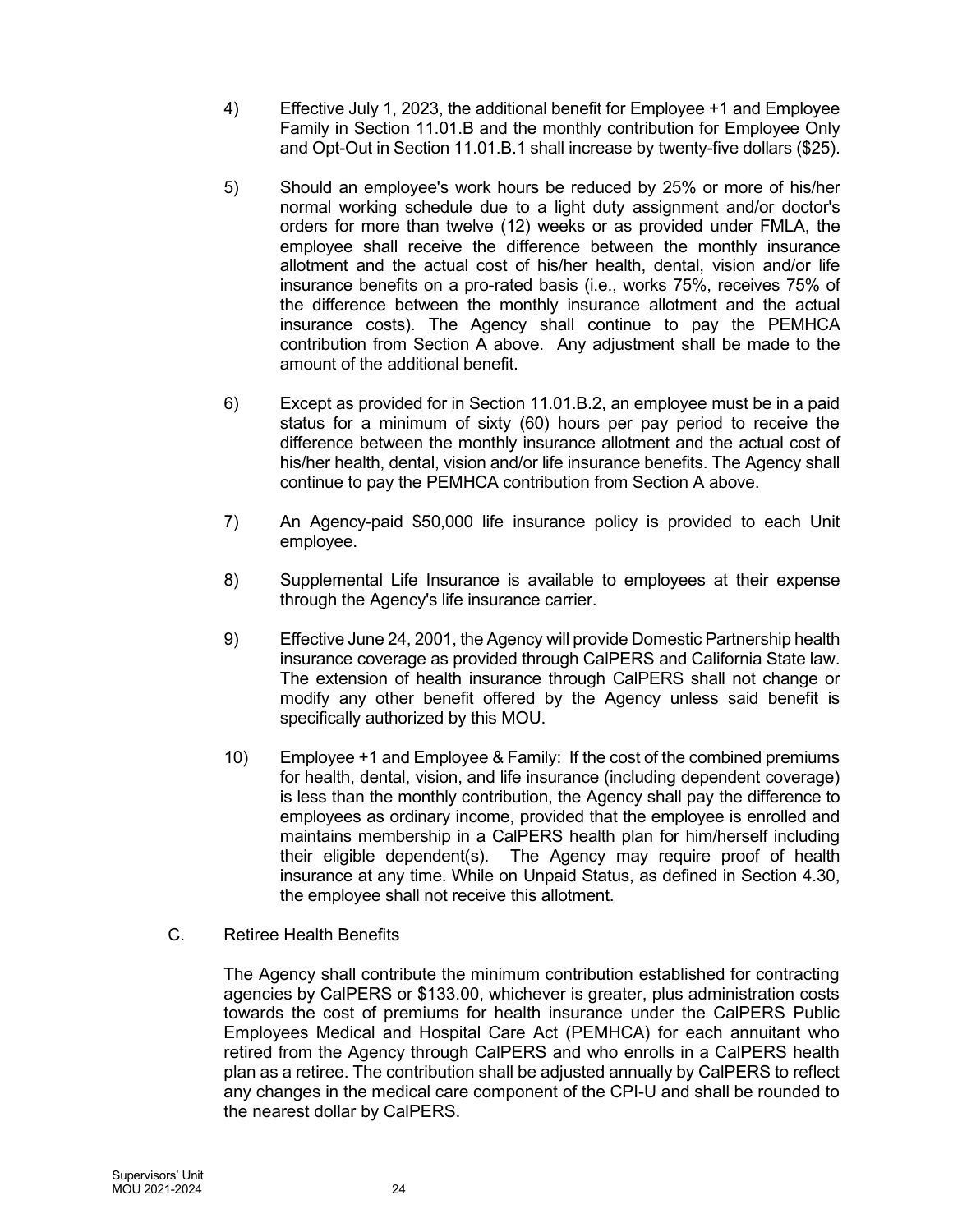4) Effective July 1, 2023, the additional benefit for Employee +1 and Employee Family in Section 11.01.B and the monthly contribution for Employee Only and Opt-Out in Section 11.01.B.1 shall increase by twenty-five dollars ($25).

5) Should an employee's work hours be reduced by 25% or more of his/her normal working schedule due to a light duty assignment and/or doctor's orders for more than twelve (12) weeks or as provided under FMLA, the employee shall receive the difference between the monthly insurance allotment and the actual cost of his/her health, dental, vision and/or life insurance benefits on a pro-rated basis (i.e., works 75%, receives 75% of the difference between the monthly insurance allotment and the actual insurance costs). The Agency shall continue to pay the PEMHCA contribution from Section A above. Any adjustment shall be made to the amount of the additional benefit.

6) Except as provided for in Section 11.01.B.2, an employee must be in a paid status for a minimum of sixty (60) hours per pay period to receive the difference between the monthly insurance allotment and the actual cost of his/her health, dental, vision and/or life insurance benefits. The Agency shall continue to pay the PEMHCA contribution from Section A above.

7) An Agency-paid $50,000 life insurance policy is provided to each Unit employee.

8) Supplemental Life Insurance is available to employees at their expense through the Agency's life insurance carrier.

9) Effective June 24, 2001, the Agency will provide Domestic Partnership health insurance coverage as provided through CalPERS and California State law. The extension of health insurance through CalPERS shall not change or modify any other benefit offered by the Agency unless said benefit is specifically authorized by this MOU.

10) Employee +1 and Employee & Family: If the cost of the combined premiums for health, dental, vision, and life insurance (including dependent coverage) is less than the monthly contribution, the Agency shall pay the difference to employees as ordinary income, provided that the employee is enrolled and maintains membership in a CalPERS health plan for him/herself including their eligible dependent(s). The Agency may require proof of health insurance at any time. While on Unpaid Status, as defined in Section 4.30, the employee shall not receive this allotment.

C. Retiree Health Benefits

The Agency shall contribute the minimum contribution established for contracting agencies by CalPERS or $133.00, whichever is greater, plus administration costs towards the cost of premiums for health insurance under the CalPERS Public Employees Medical and Hospital Care Act (PEMHCA) for each annuitant who retired from the Agency through CalPERS and who enrolls in a CalPERS health plan as a retiree. The contribution shall be adjusted annually by CalPERS to reflect any changes in the medical care component of the CPI-U and shall be rounded to the nearest dollar by CalPERS.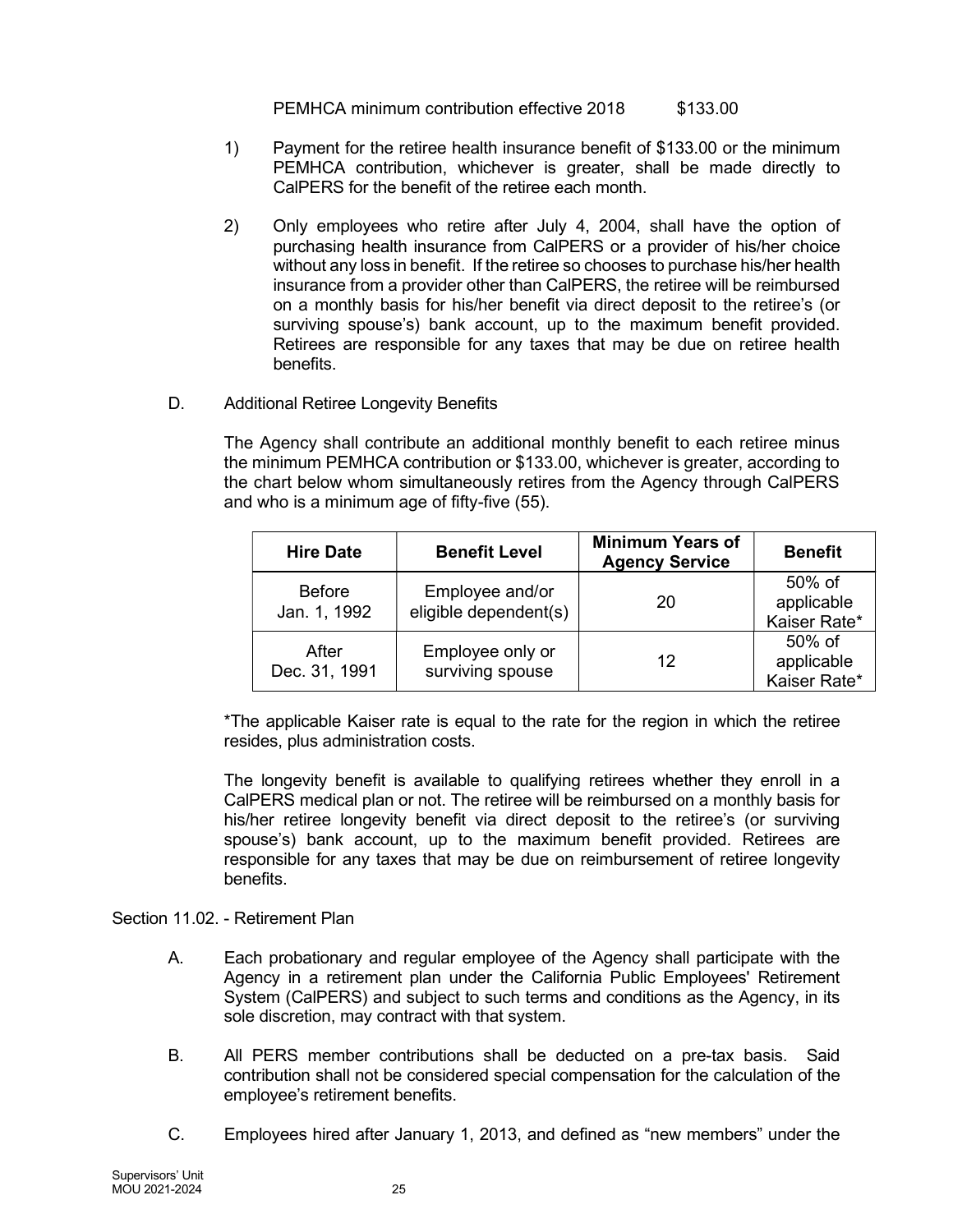PEMHCA minimum contribution effective 2018 $133.00

1) Payment for the retiree health insurance benefit of $133.00 or the minimum PEMHCA contribution, whichever is greater, shall be made directly to CalPERS for the benefit of the retiree each month.

2) Only employees who retire after July 4, 2004, shall have the option of purchasing health insurance from CalPERS or a provider of his/her choice without any loss in benefit. If the retiree so chooses to purchase his/her health insurance from a provider other than CalPERS, the retiree will be reimbursed on a monthly basis for his/her benefit via direct deposit to the retiree's (or surviving spouse's) bank account, up to the maximum benefit provided. Retirees are responsible for any taxes that may be due on retiree health benefits.

D. Additional Retiree Longevity Benefits

The Agency shall contribute an additional monthly benefit to each retiree minus the minimum PEMHCA contribution or $133.00, whichever is greater, according to the chart below whom simultaneously retires from the Agency through CalPERS and who is a minimum age of fifty-five (55).

| Hire Date | Benefit Level | Minimum Years of Agency Service | Benefit |
|---|---|---|---|
| Before Jan. 1, 1992 | Employee and/or eligible dependent(s) | 20 | 50% of applicable Kaiser Rate* |
| After Dec. 31, 1991 | Employee only or surviving spouse | 12 | 50% of applicable Kaiser Rate* |

*The applicable Kaiser rate is equal to the rate for the region in which the retiree resides, plus administration costs.

The longevity benefit is available to qualifying retirees whether they enroll in a CalPERS medical plan or not. The retiree will be reimbursed on a monthly basis for his/her retiree longevity benefit via direct deposit to the retiree's (or surviving spouse's) bank account, up to the maximum benefit provided. Retirees are responsible for any taxes that may be due on reimbursement of retiree longevity benefits.

Section 11.02. - Retirement Plan

A. Each probationary and regular employee of the Agency shall participate with the Agency in a retirement plan under the California Public Employees' Retirement System (CalPERS) and subject to such terms and conditions as the Agency, in its sole discretion, may contract with that system.

B. All PERS member contributions shall be deducted on a pre-tax basis. Said contribution shall not be considered special compensation for the calculation of the employee's retirement benefits.

C. Employees hired after January 1, 2013, and defined as "new members" under the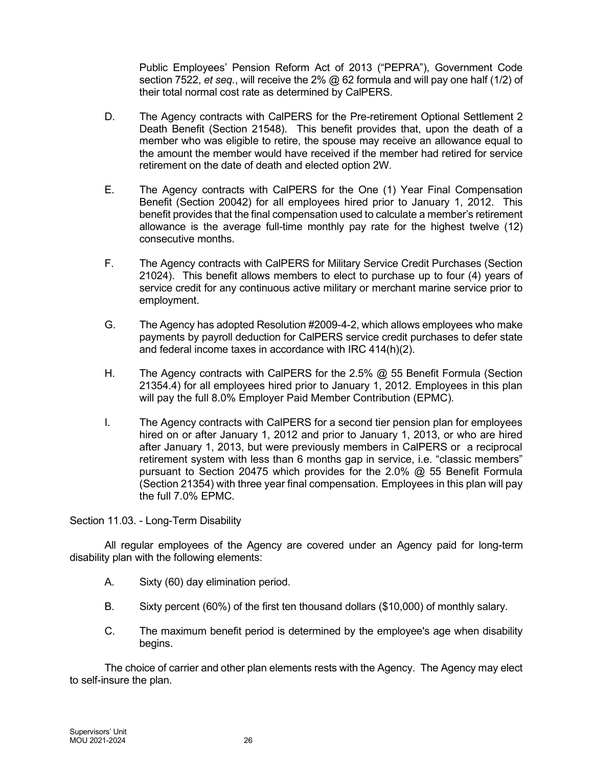Public Employees' Pension Reform Act of 2013 ("PEPRA"), Government Code section 7522, *et seq.*, will receive the 2% @ 62 formula and will pay one half (1/2) of their total normal cost rate as determined by CalPERS.

D. The Agency contracts with CalPERS for the Pre-retirement Optional Settlement 2 Death Benefit (Section 21548). This benefit provides that, upon the death of a member who was eligible to retire, the spouse may receive an allowance equal to the amount the member would have received if the member had retired for service retirement on the date of death and elected option 2W.

E. The Agency contracts with CalPERS for the One (1) Year Final Compensation Benefit (Section 20042) for all employees hired prior to January 1, 2012. This benefit provides that the final compensation used to calculate a member's retirement allowance is the average full-time monthly pay rate for the highest twelve (12) consecutive months.

F. The Agency contracts with CalPERS for Military Service Credit Purchases (Section 21024). This benefit allows members to elect to purchase up to four (4) years of service credit for any continuous active military or merchant marine service prior to employment.

G. The Agency has adopted Resolution #2009-4-2, which allows employees who make payments by payroll deduction for CalPERS service credit purchases to defer state and federal income taxes in accordance with IRC 414(h)(2).

H. The Agency contracts with CalPERS for the 2.5% @ 55 Benefit Formula (Section 21354.4) for all employees hired prior to January 1, 2012. Employees in this plan will pay the full 8.0% Employer Paid Member Contribution (EPMC).

I. The Agency contracts with CalPERS for a second tier pension plan for employees hired on or after January 1, 2012 and prior to January 1, 2013, or who are hired after January 1, 2013, but were previously members in CalPERS or a reciprocal retirement system with less than 6 months gap in service, i.e. "classic members" pursuant to Section 20475 which provides for the 2.0% @ 55 Benefit Formula (Section 21354) with three year final compensation. Employees in this plan will pay the full 7.0% EPMC.

Section 11.03. - Long-Term Disability

All regular employees of the Agency are covered under an Agency paid for long-term disability plan with the following elements:

A. Sixty (60) day elimination period.

B. Sixty percent (60%) of the first ten thousand dollars ($10,000) of monthly salary.

C. The maximum benefit period is determined by the employee's age when disability begins.

The choice of carrier and other plan elements rests with the Agency. The Agency may elect to self-insure the plan.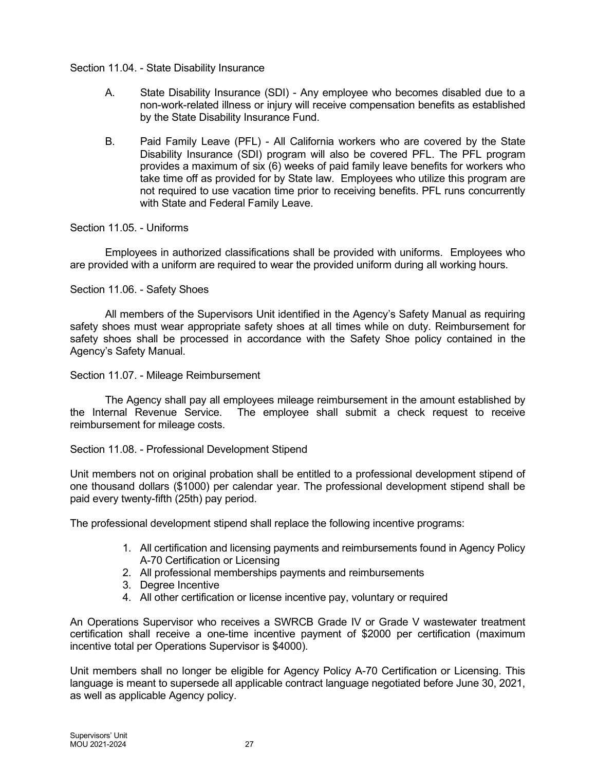Section 11.04. - State Disability Insurance

A. State Disability Insurance (SDI) - Any employee who becomes disabled due to a non-work-related illness or injury will receive compensation benefits as established by the State Disability Insurance Fund.

B. Paid Family Leave (PFL) - All California workers who are covered by the State Disability Insurance (SDI) program will also be covered PFL. The PFL program provides a maximum of six (6) weeks of paid family leave benefits for workers who take time off as provided for by State law. Employees who utilize this program are not required to use vacation time prior to receiving benefits. PFL runs concurrently with State and Federal Family Leave.

Section 11.05. - Uniforms

Employees in authorized classifications shall be provided with uniforms. Employees who are provided with a uniform are required to wear the provided uniform during all working hours.

Section 11.06. - Safety Shoes

All members of the Supervisors Unit identified in the Agency's Safety Manual as requiring safety shoes must wear appropriate safety shoes at all times while on duty. Reimbursement for safety shoes shall be processed in accordance with the Safety Shoe policy contained in the Agency's Safety Manual.

Section 11.07. - Mileage Reimbursement

The Agency shall pay all employees mileage reimbursement in the amount established by the Internal Revenue Service. The employee shall submit a check request to receive reimbursement for mileage costs.

Section 11.08. - Professional Development Stipend

Unit members not on original probation shall be entitled to a professional development stipend of one thousand dollars ($1000) per calendar year. The professional development stipend shall be paid every twenty-fifth (25th) pay period.

The professional development stipend shall replace the following incentive programs:

1. All certification and licensing payments and reimbursements found in Agency Policy A-70 Certification or Licensing
2. All professional memberships payments and reimbursements
3. Degree Incentive
4. All other certification or license incentive pay, voluntary or required

An Operations Supervisor who receives a SWRCB Grade IV or Grade V wastewater treatment certification shall receive a one-time incentive payment of $2000 per certification (maximum incentive total per Operations Supervisor is $4000).

Unit members shall no longer be eligible for Agency Policy A-70 Certification or Licensing. This language is meant to supersede all applicable contract language negotiated before June 30, 2021, as well as applicable Agency policy.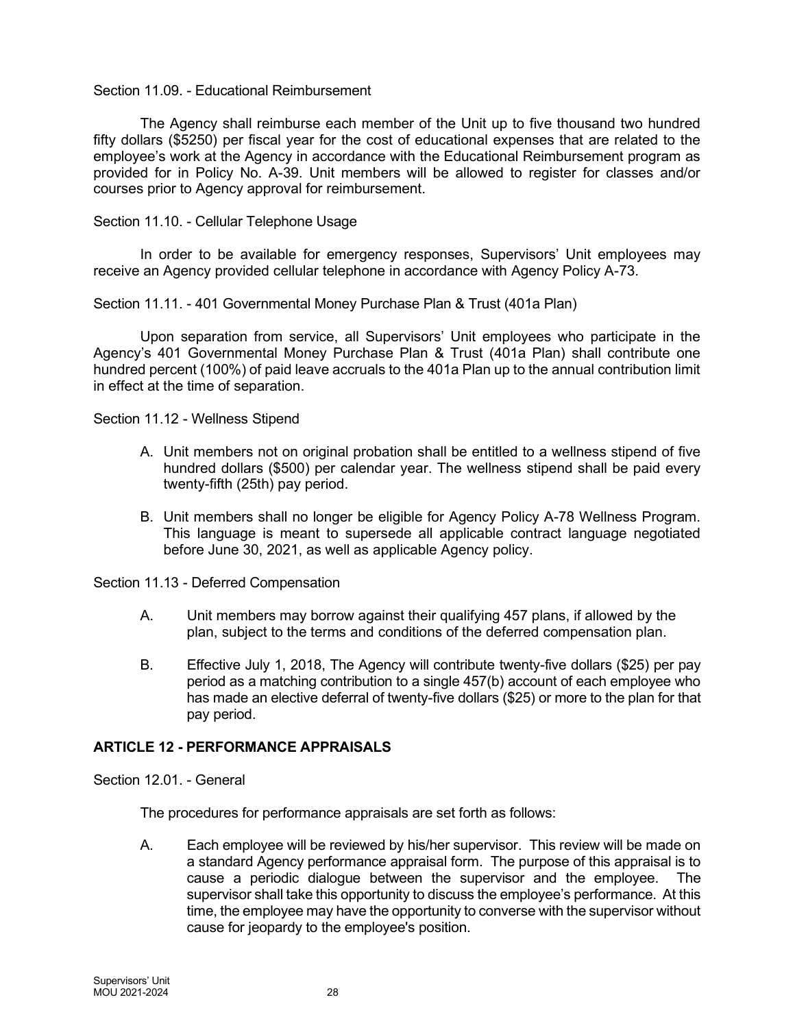Section 11.09. - Educational Reimbursement

The Agency shall reimburse each member of the Unit up to five thousand two hundred fifty dollars ($5250) per fiscal year for the cost of educational expenses that are related to the employee's work at the Agency in accordance with the Educational Reimbursement program as provided for in Policy No. A-39. Unit members will be allowed to register for classes and/or courses prior to Agency approval for reimbursement.

Section 11.10. - Cellular Telephone Usage

In order to be available for emergency responses, Supervisors' Unit employees may receive an Agency provided cellular telephone in accordance with Agency Policy A-73.

Section 11.11. - 401 Governmental Money Purchase Plan & Trust (401a Plan)

Upon separation from service, all Supervisors' Unit employees who participate in the Agency's 401 Governmental Money Purchase Plan & Trust (401a Plan) shall contribute one hundred percent (100%) of paid leave accruals to the 401a Plan up to the annual contribution limit in effect at the time of separation.

Section 11.12 - Wellness Stipend

A. Unit members not on original probation shall be entitled to a wellness stipend of five hundred dollars ($500) per calendar year. The wellness stipend shall be paid every twenty-fifth (25th) pay period.

B. Unit members shall no longer be eligible for Agency Policy A-78 Wellness Program. This language is meant to supersede all applicable contract language negotiated before June 30, 2021, as well as applicable Agency policy.

Section 11.13 - Deferred Compensation

A. Unit members may borrow against their qualifying 457 plans, if allowed by the plan, subject to the terms and conditions of the deferred compensation plan.

B. Effective July 1, 2018, The Agency will contribute twenty-five dollars ($25) per pay period as a matching contribution to a single 457(b) account of each employee who has made an elective deferral of twenty-five dollars ($25) or more to the plan for that pay period.

## ARTICLE 12 - PERFORMANCE APPRAISALS

Section 12.01. - General

The procedures for performance appraisals are set forth as follows:

A. Each employee will be reviewed by his/her supervisor. This review will be made on a standard Agency performance appraisal form. The purpose of this appraisal is to cause a periodic dialogue between the supervisor and the employee. The supervisor shall take this opportunity to discuss the employee's performance. At this time, the employee may have the opportunity to converse with the supervisor without cause for jeopardy to the employee's position.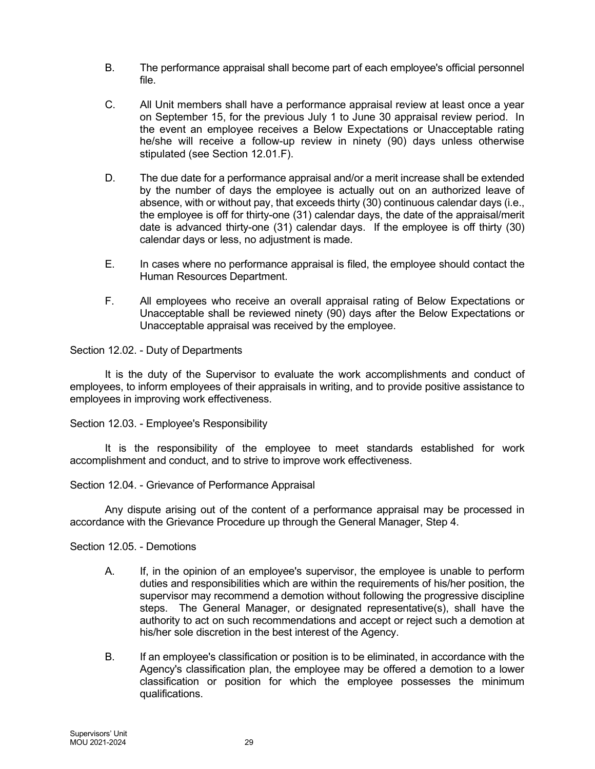B. The performance appraisal shall become part of each employee's official personnel file.

C. All Unit members shall have a performance appraisal review at least once a year on September 15, for the previous July 1 to June 30 appraisal review period. In the event an employee receives a Below Expectations or Unacceptable rating he/she will receive a follow-up review in ninety (90) days unless otherwise stipulated (see Section 12.01.F).

D. The due date for a performance appraisal and/or a merit increase shall be extended by the number of days the employee is actually out on an authorized leave of absence, with or without pay, that exceeds thirty (30) continuous calendar days (i.e., the employee is off for thirty-one (31) calendar days, the date of the appraisal/merit date is advanced thirty-one (31) calendar days. If the employee is off thirty (30) calendar days or less, no adjustment is made.

E. In cases where no performance appraisal is filed, the employee should contact the Human Resources Department.

F. All employees who receive an overall appraisal rating of Below Expectations or Unacceptable shall be reviewed ninety (90) days after the Below Expectations or Unacceptable appraisal was received by the employee.

Section 12.02. - Duty of Departments

It is the duty of the Supervisor to evaluate the work accomplishments and conduct of employees, to inform employees of their appraisals in writing, and to provide positive assistance to employees in improving work effectiveness.

Section 12.03. - Employee's Responsibility

It is the responsibility of the employee to meet standards established for work accomplishment and conduct, and to strive to improve work effectiveness.

Section 12.04. - Grievance of Performance Appraisal

Any dispute arising out of the content of a performance appraisal may be processed in accordance with the Grievance Procedure up through the General Manager, Step 4.

Section 12.05. - Demotions

A. If, in the opinion of an employee's supervisor, the employee is unable to perform duties and responsibilities which are within the requirements of his/her position, the supervisor may recommend a demotion without following the progressive discipline steps. The General Manager, or designated representative(s), shall have the authority to act on such recommendations and accept or reject such a demotion at his/her sole discretion in the best interest of the Agency.

B. If an employee's classification or position is to be eliminated, in accordance with the Agency's classification plan, the employee may be offered a demotion to a lower classification or position for which the employee possesses the minimum qualifications.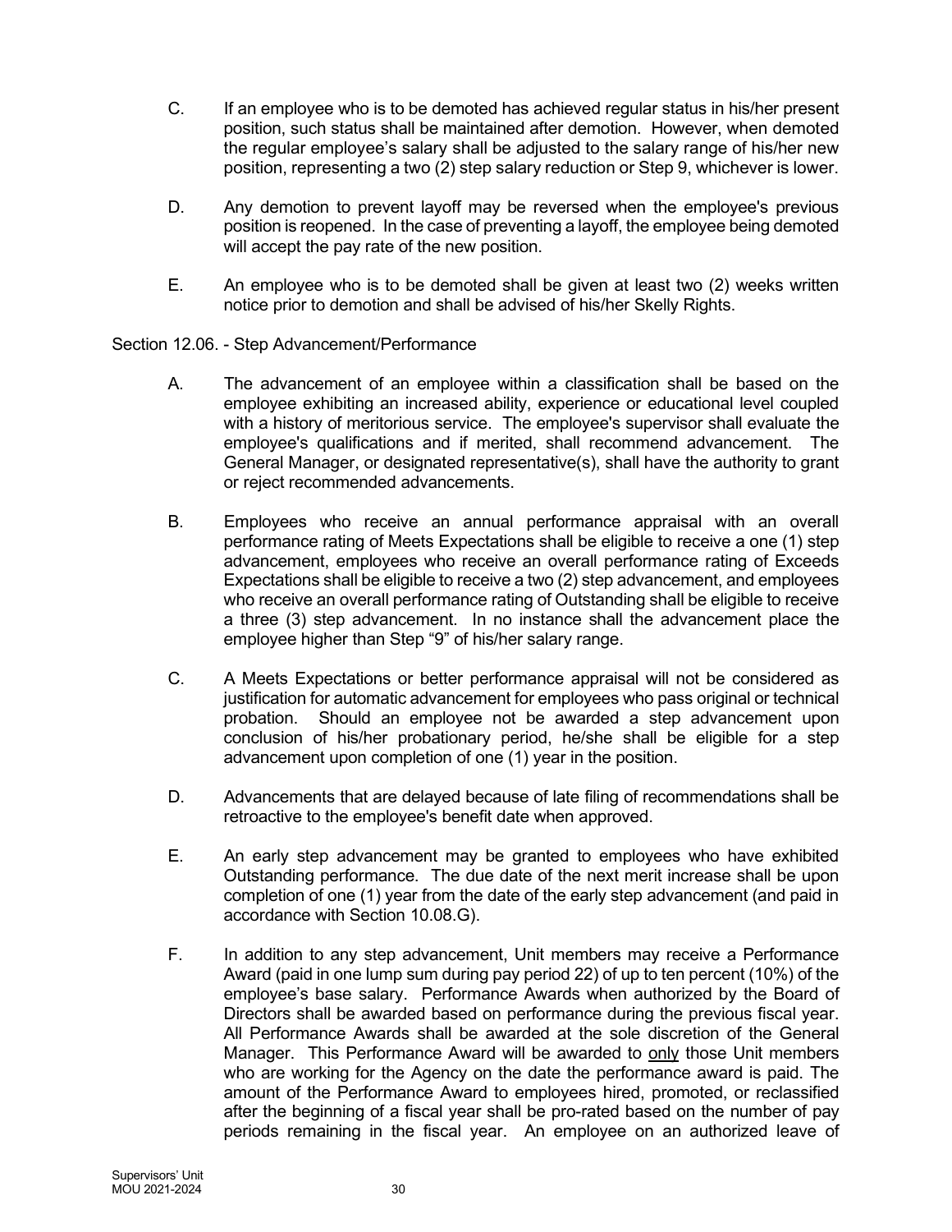C. If an employee who is to be demoted has achieved regular status in his/her present position, such status shall be maintained after demotion. However, when demoted the regular employee's salary shall be adjusted to the salary range of his/her new position, representing a two (2) step salary reduction or Step 9, whichever is lower.

D. Any demotion to prevent layoff may be reversed when the employee's previous position is reopened. In the case of preventing a layoff, the employee being demoted will accept the pay rate of the new position.

E. An employee who is to be demoted shall be given at least two (2) weeks written notice prior to demotion and shall be advised of his/her Skelly Rights.

Section 12.06. - Step Advancement/Performance

A. The advancement of an employee within a classification shall be based on the employee exhibiting an increased ability, experience or educational level coupled with a history of meritorious service. The employee's supervisor shall evaluate the employee's qualifications and if merited, shall recommend advancement. The General Manager, or designated representative(s), shall have the authority to grant or reject recommended advancements.

B. Employees who receive an annual performance appraisal with an overall performance rating of Meets Expectations shall be eligible to receive a one (1) step advancement, employees who receive an overall performance rating of Exceeds Expectations shall be eligible to receive a two (2) step advancement, and employees who receive an overall performance rating of Outstanding shall be eligible to receive a three (3) step advancement. In no instance shall the advancement place the employee higher than Step "9" of his/her salary range.

C. A Meets Expectations or better performance appraisal will not be considered as justification for automatic advancement for employees who pass original or technical probation. Should an employee not be awarded a step advancement upon conclusion of his/her probationary period, he/she shall be eligible for a step advancement upon completion of one (1) year in the position.

D. Advancements that are delayed because of late filing of recommendations shall be retroactive to the employee's benefit date when approved.

E. An early step advancement may be granted to employees who have exhibited Outstanding performance. The due date of the next merit increase shall be upon completion of one (1) year from the date of the early step advancement (and paid in accordance with Section 10.08.G).

F. In addition to any step advancement, Unit members may receive a Performance Award (paid in one lump sum during pay period 22) of up to ten percent (10%) of the employee's base salary. Performance Awards when authorized by the Board of Directors shall be awarded based on performance during the previous fiscal year. All Performance Awards shall be awarded at the sole discretion of the General Manager. This Performance Award will be awarded to only those Unit members who are working for the Agency on the date the performance award is paid. The amount of the Performance Award to employees hired, promoted, or reclassified after the beginning of a fiscal year shall be pro-rated based on the number of pay periods remaining in the fiscal year. An employee on an authorized leave of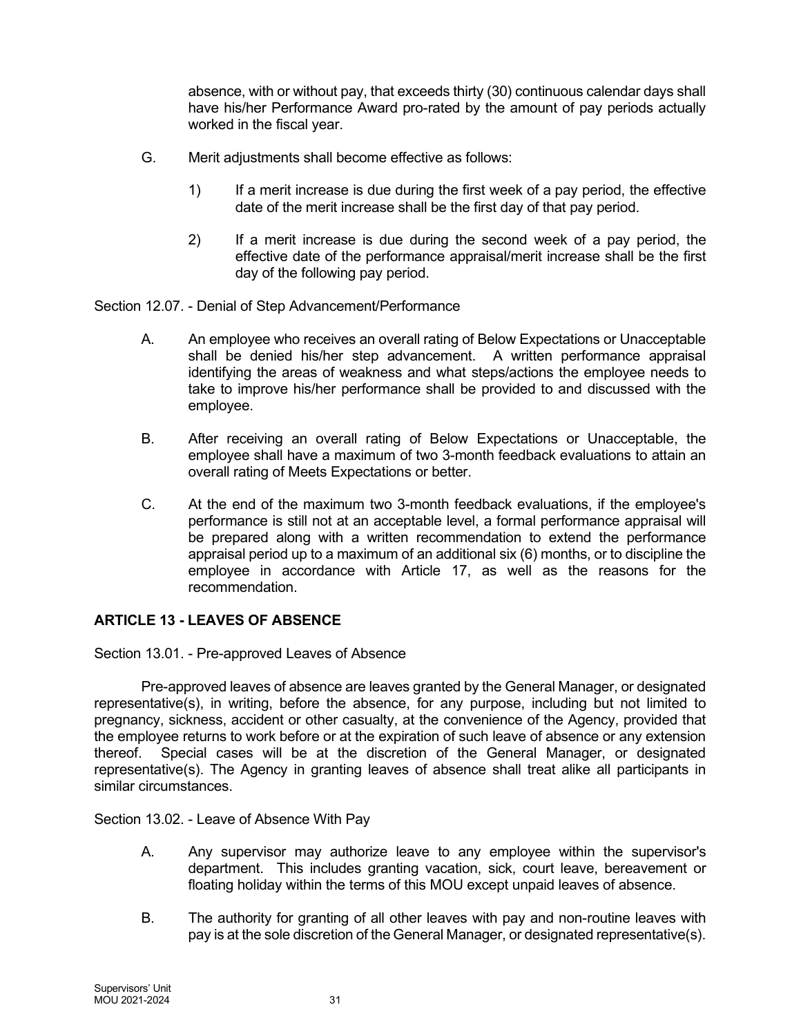absence, with or without pay, that exceeds thirty (30) continuous calendar days shall have his/her Performance Award pro-rated by the amount of pay periods actually worked in the fiscal year.

G. Merit adjustments shall become effective as follows:

   1) If a merit increase is due during the first week of a pay period, the effective date of the merit increase shall be the first day of that pay period.

   2) If a merit increase is due during the second week of a pay period, the effective date of the performance appraisal/merit increase shall be the first day of the following pay period.

Section 12.07. - Denial of Step Advancement/Performance

A. An employee who receives an overall rating of Below Expectations or Unacceptable shall be denied his/her step advancement. A written performance appraisal identifying the areas of weakness and what steps/actions the employee needs to take to improve his/her performance shall be provided to and discussed with the employee.

B. After receiving an overall rating of Below Expectations or Unacceptable, the employee shall have a maximum of two 3-month feedback evaluations to attain an overall rating of Meets Expectations or better.

C. At the end of the maximum two 3-month feedback evaluations, if the employee's performance is still not at an acceptable level, a formal performance appraisal will be prepared along with a written recommendation to extend the performance appraisal period up to a maximum of an additional six (6) months, or to discipline the employee in accordance with Article 17, as well as the reasons for the recommendation.

## ARTICLE 13 - LEAVES OF ABSENCE

Section 13.01. - Pre-approved Leaves of Absence

Pre-approved leaves of absence are leaves granted by the General Manager, or designated representative(s), in writing, before the absence, for any purpose, including but not limited to pregnancy, sickness, accident or other casualty, at the convenience of the Agency, provided that the employee returns to work before or at the expiration of such leave of absence or any extension thereof. Special cases will be at the discretion of the General Manager, or designated representative(s). The Agency in granting leaves of absence shall treat alike all participants in similar circumstances.

Section 13.02. - Leave of Absence With Pay

A. Any supervisor may authorize leave to any employee within the supervisor's department. This includes granting vacation, sick, court leave, bereavement or floating holiday within the terms of this MOU except unpaid leaves of absence.

B. The authority for granting of all other leaves with pay and non-routine leaves with pay is at the sole discretion of the General Manager, or designated representative(s).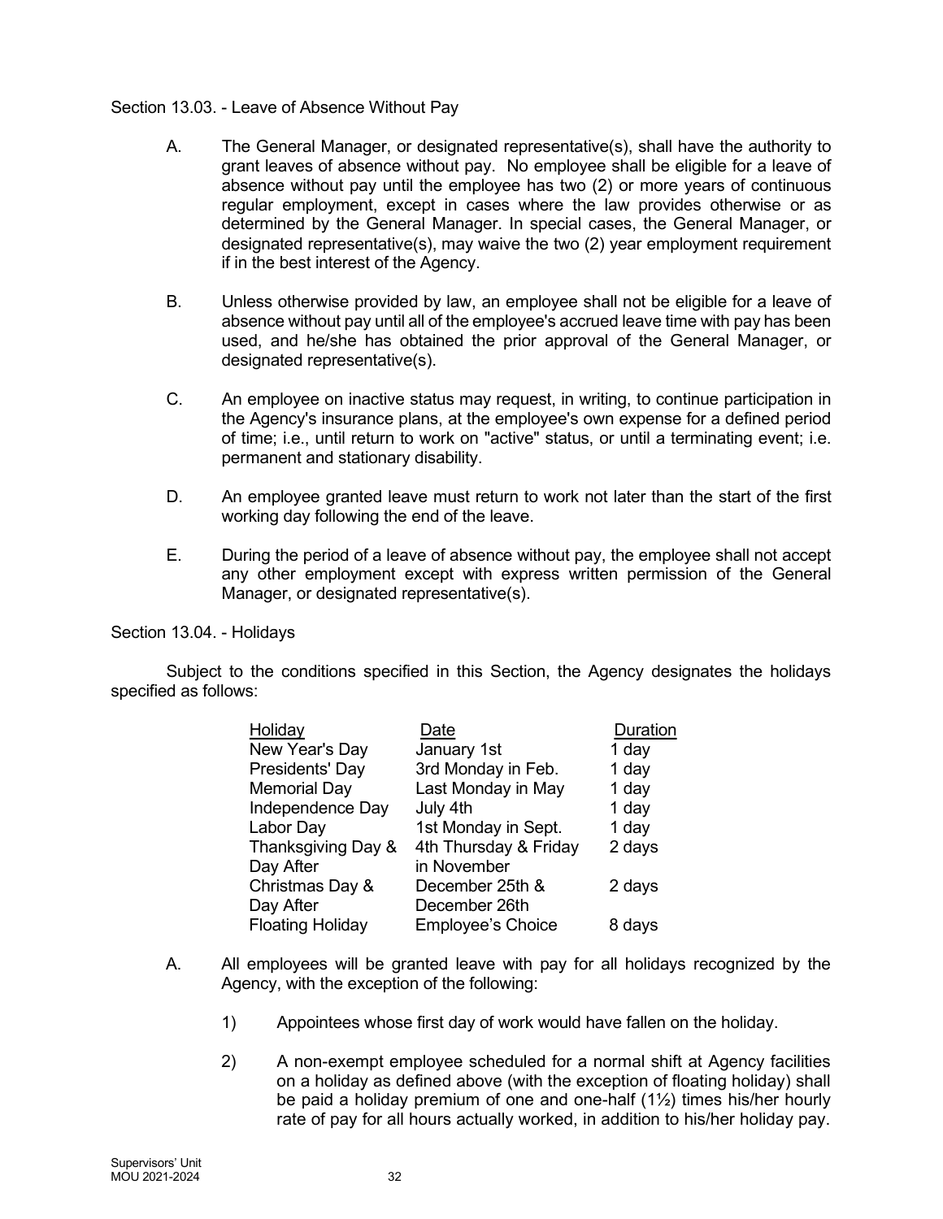Section 13.03. - Leave of Absence Without Pay

A. The General Manager, or designated representative(s), shall have the authority to grant leaves of absence without pay. No employee shall be eligible for a leave of absence without pay until the employee has two (2) or more years of continuous regular employment, except in cases where the law provides otherwise or as determined by the General Manager. In special cases, the General Manager, or designated representative(s), may waive the two (2) year employment requirement if in the best interest of the Agency.

B. Unless otherwise provided by law, an employee shall not be eligible for a leave of absence without pay until all of the employee's accrued leave time with pay has been used, and he/she has obtained the prior approval of the General Manager, or designated representative(s).

C. An employee on inactive status may request, in writing, to continue participation in the Agency's insurance plans, at the employee's own expense for a defined period of time; i.e., until return to work on "active" status, or until a terminating event; i.e. permanent and stationary disability.

D. An employee granted leave must return to work not later than the start of the first working day following the end of the leave.

E. During the period of a leave of absence without pay, the employee shall not accept any other employment except with express written permission of the General Manager, or designated representative(s).

Section 13.04. - Holidays

Subject to the conditions specified in this Section, the Agency designates the holidays specified as follows:

| Holiday | Date | Duration |
|---|---|---|
| New Year's Day | January 1st | 1 day |
| Presidents' Day | 3rd Monday in Feb. | 1 day |
| Memorial Day | Last Monday in May | 1 day |
| Independence Day | July 4th | 1 day |
| Labor Day | 1st Monday in Sept. | 1 day |
| Thanksgiving Day & Day After | 4th Thursday & Friday in November | 2 days |
| Christmas Day & Day After | December 25th & December 26th | 2 days |
| Floating Holiday | Employee's Choice | 8 days |

A. All employees will be granted leave with pay for all holidays recognized by the Agency, with the exception of the following:

   1) Appointees whose first day of work would have fallen on the holiday.

   2) A non-exempt employee scheduled for a normal shift at Agency facilities on a holiday as defined above (with the exception of floating holiday) shall be paid a holiday premium of one and one-half (1½) times his/her hourly rate of pay for all hours actually worked, in addition to his/her holiday pay.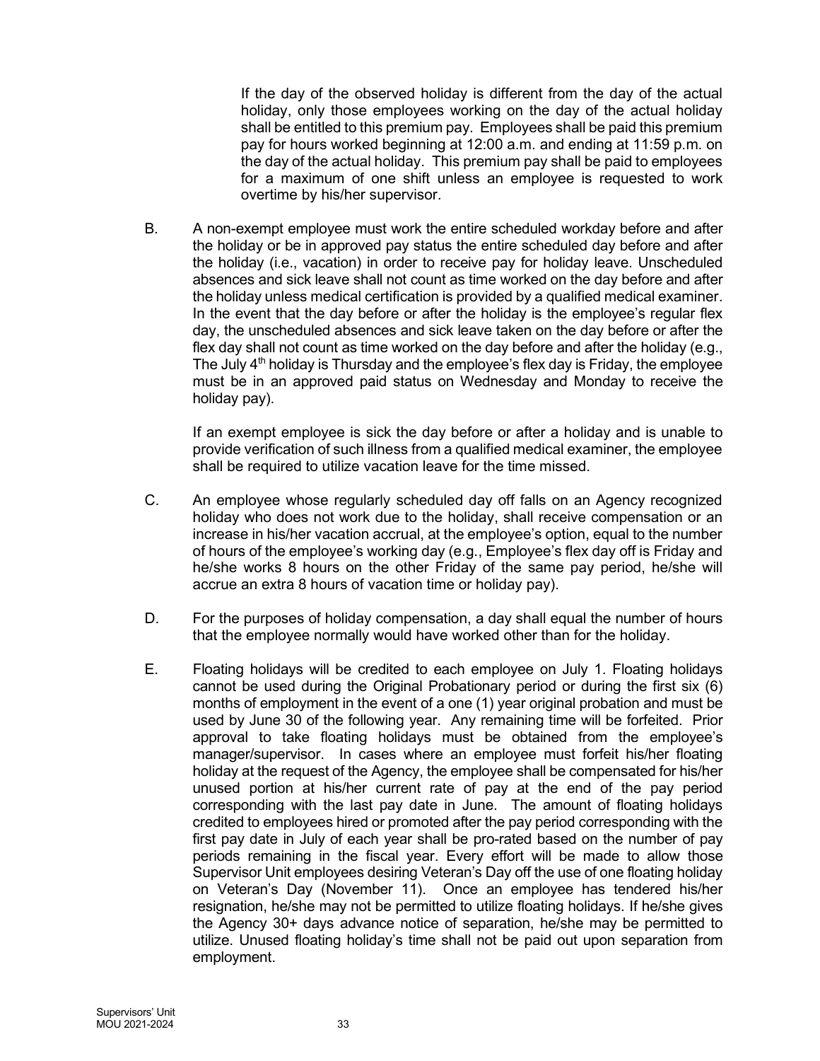If the day of the observed holiday is different from the day of the actual holiday, only those employees working on the day of the actual holiday shall be entitled to this premium pay. Employees shall be paid this premium pay for hours worked beginning at 12:00 a.m. and ending at 11:59 p.m. on the day of the actual holiday. This premium pay shall be paid to employees for a maximum of one shift unless an employee is requested to work overtime by his/her supervisor.

B. A non-exempt employee must work the entire scheduled workday before and after the holiday or be in approved pay status the entire scheduled day before and after the holiday (i.e., vacation) in order to receive pay for holiday leave. Unscheduled absences and sick leave shall not count as time worked on the day before and after the holiday unless medical certification is provided by a qualified medical examiner. In the event that the day before or after the holiday is the employee's regular flex day, the unscheduled absences and sick leave taken on the day before or after the flex day shall not count as time worked on the day before and after the holiday (e.g., The July 4th holiday is Thursday and the employee's flex day is Friday, the employee must be in an approved paid status on Wednesday and Monday to receive the holiday pay).

   If an exempt employee is sick the day before or after a holiday and is unable to provide verification of such illness from a qualified medical examiner, the employee shall be required to utilize vacation leave for the time missed.

C. An employee whose regularly scheduled day off falls on an Agency recognized holiday who does not work due to the holiday, shall receive compensation or an increase in his/her vacation accrual, at the employee's option, equal to the number of hours of the employee's working day (e.g., Employee's flex day off is Friday and he/she works 8 hours on the other Friday of the same pay period, he/she will accrue an extra 8 hours of vacation time or holiday pay).

D. For the purposes of holiday compensation, a day shall equal the number of hours that the employee normally would have worked other than for the holiday.

E. Floating holidays will be credited to each employee on July 1. Floating holidays cannot be used during the Original Probationary period or during the first six (6) months of employment in the event of a one (1) year original probation and must be used by June 30 of the following year. Any remaining time will be forfeited. Prior approval to take floating holidays must be obtained from the employee's manager/supervisor. In cases where an employee must forfeit his/her floating holiday at the request of the Agency, the employee shall be compensated for his/her unused portion at his/her current rate of pay at the end of the pay period corresponding with the last pay date in June. The amount of floating holidays credited to employees hired or promoted after the pay period corresponding with the first pay date in July of each year shall be pro-rated based on the number of pay periods remaining in the fiscal year. Every effort will be made to allow those Supervisor Unit employees desiring Veteran's Day off the use of one floating holiday on Veteran's Day (November 11). Once an employee has tendered his/her resignation, he/she may not be permitted to utilize floating holidays. If he/she gives the Agency 30+ days advance notice of separation, he/she may be permitted to utilize. Unused floating holiday's time shall not be paid out upon separation from employment.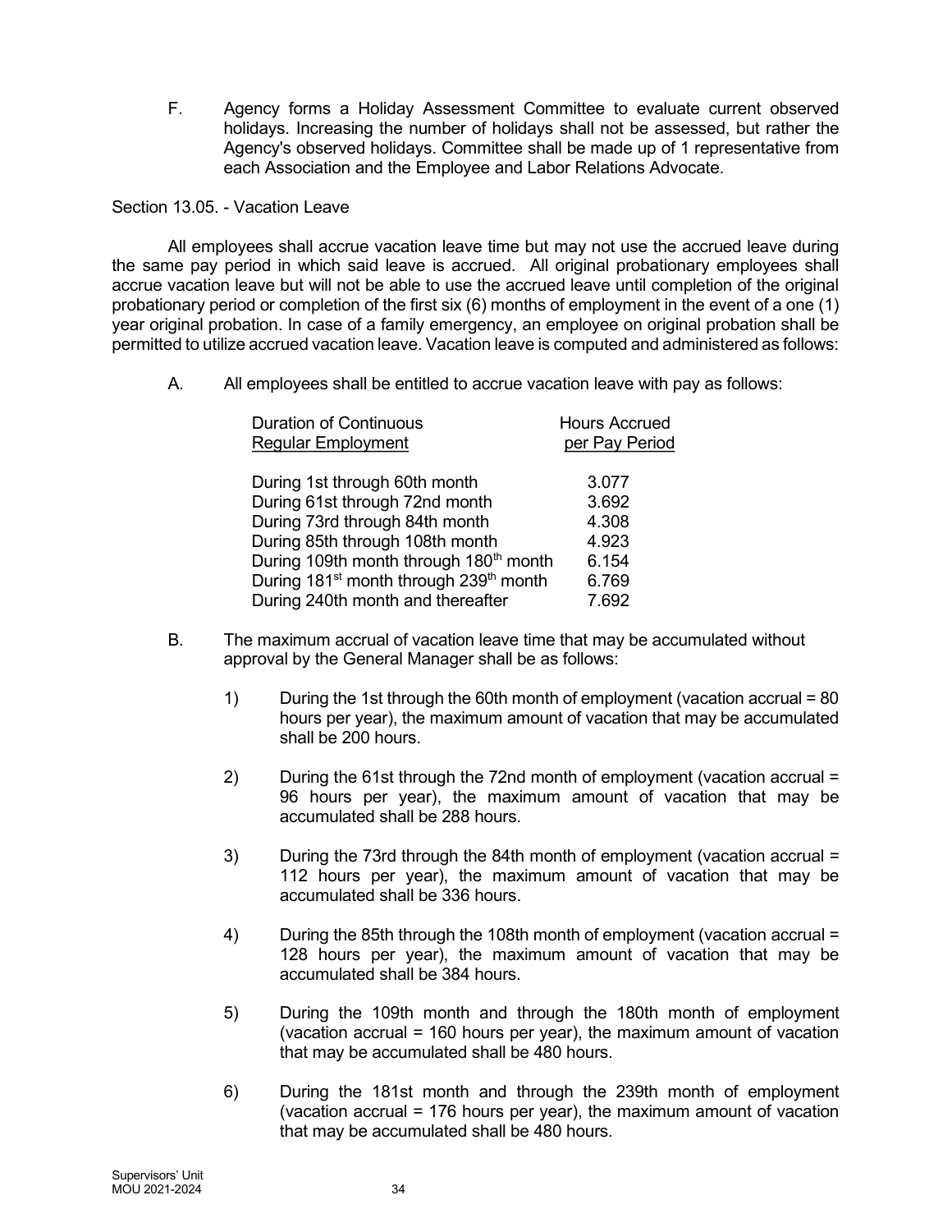F. Agency forms a Holiday Assessment Committee to evaluate current observed holidays. Increasing the number of holidays shall not be assessed, but rather the Agency's observed holidays. Committee shall be made up of 1 representative from each Association and the Employee and Labor Relations Advocate.

Section 13.05. - Vacation Leave

All employees shall accrue vacation leave time but may not use the accrued leave during the same pay period in which said leave is accrued. All original probationary employees shall accrue vacation leave but will not be able to use the accrued leave until completion of the original probationary period or completion of the first six (6) months of employment in the event of a one (1) year original probation. In case of a family emergency, an employee on original probation shall be permitted to utilize accrued vacation leave. Vacation leave is computed and administered as follows:

A. All employees shall be entitled to accrue vacation leave with pay as follows:

| Duration of Continuous Regular Employment | Hours Accrued per Pay Period |
|---|---|
| During 1st through 60th month | 3.077 |
| During 61st through 72nd month | 3.692 |
| During 73rd through 84th month | 4.308 |
| During 85th through 108th month | 4.923 |
| During 109th month through 180th month | 6.154 |
| During 181st month through 239th month | 6.769 |
| During 240th month and thereafter | 7.692 |

B. The maximum accrual of vacation leave time that may be accumulated without approval by the General Manager shall be as follows:

1) During the 1st through the 60th month of employment (vacation accrual = 80 hours per year), the maximum amount of vacation that may be accumulated shall be 200 hours.

2) During the 61st through the 72nd month of employment (vacation accrual = 96 hours per year), the maximum amount of vacation that may be accumulated shall be 288 hours.

3) During the 73rd through the 84th month of employment (vacation accrual = 112 hours per year), the maximum amount of vacation that may be accumulated shall be 336 hours.

4) During the 85th through the 108th month of employment (vacation accrual = 128 hours per year), the maximum amount of vacation that may be accumulated shall be 384 hours.

5) During the 109th month and through the 180th month of employment (vacation accrual = 160 hours per year), the maximum amount of vacation that may be accumulated shall be 480 hours.

6) During the 181st month and through the 239th month of employment (vacation accrual = 176 hours per year), the maximum amount of vacation that may be accumulated shall be 480 hours.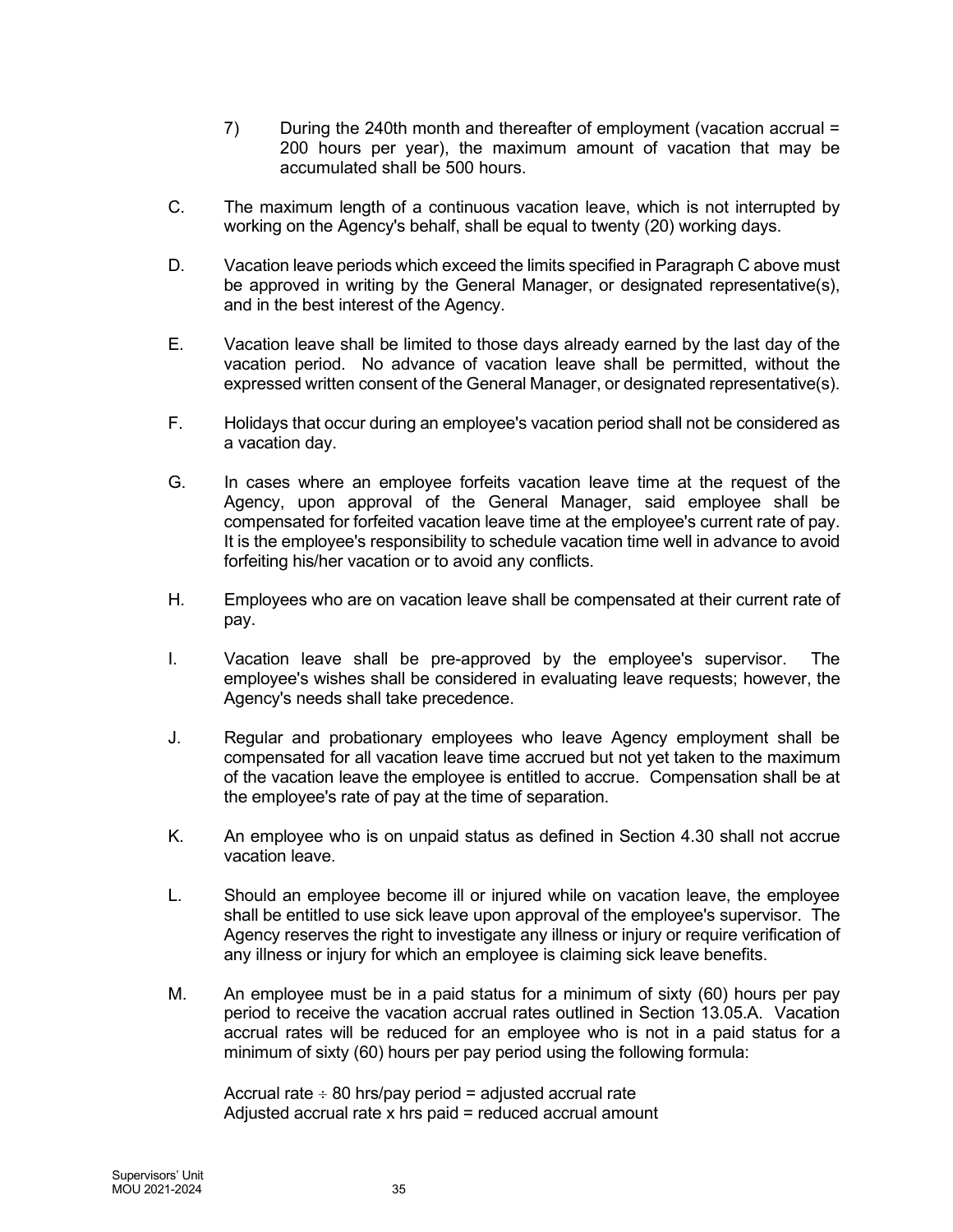7) During the 240th month and thereafter of employment (vacation accrual = 200 hours per year), the maximum amount of vacation that may be accumulated shall be 500 hours.

C. The maximum length of a continuous vacation leave, which is not interrupted by working on the Agency's behalf, shall be equal to twenty (20) working days.

D. Vacation leave periods which exceed the limits specified in Paragraph C above must be approved in writing by the General Manager, or designated representative(s), and in the best interest of the Agency.

E. Vacation leave shall be limited to those days already earned by the last day of the vacation period. No advance of vacation leave shall be permitted, without the expressed written consent of the General Manager, or designated representative(s).

F. Holidays that occur during an employee's vacation period shall not be considered as a vacation day.

G. In cases where an employee forfeits vacation leave time at the request of the Agency, upon approval of the General Manager, said employee shall be compensated for forfeited vacation leave time at the employee's current rate of pay. It is the employee's responsibility to schedule vacation time well in advance to avoid forfeiting his/her vacation or to avoid any conflicts.

H. Employees who are on vacation leave shall be compensated at their current rate of pay.

I. Vacation leave shall be pre-approved by the employee's supervisor. The employee's wishes shall be considered in evaluating leave requests; however, the Agency's needs shall take precedence.

J. Regular and probationary employees who leave Agency employment shall be compensated for all vacation leave time accrued but not yet taken to the maximum of the vacation leave the employee is entitled to accrue. Compensation shall be at the employee's rate of pay at the time of separation.

K. An employee who is on unpaid status as defined in Section 4.30 shall not accrue vacation leave.

L. Should an employee become ill or injured while on vacation leave, the employee shall be entitled to use sick leave upon approval of the employee's supervisor. The Agency reserves the right to investigate any illness or injury or require verification of any illness or injury for which an employee is claiming sick leave benefits.

M. An employee must be in a paid status for a minimum of sixty (60) hours per pay period to receive the vacation accrual rates outlined in Section 13.05.A. Vacation accrual rates will be reduced for an employee who is not in a paid status for a minimum of sixty (60) hours per pay period using the following formula:

Accrual rate ÷ 80 hrs/pay period = adjusted accrual rate
Adjusted accrual rate x hrs paid = reduced accrual amount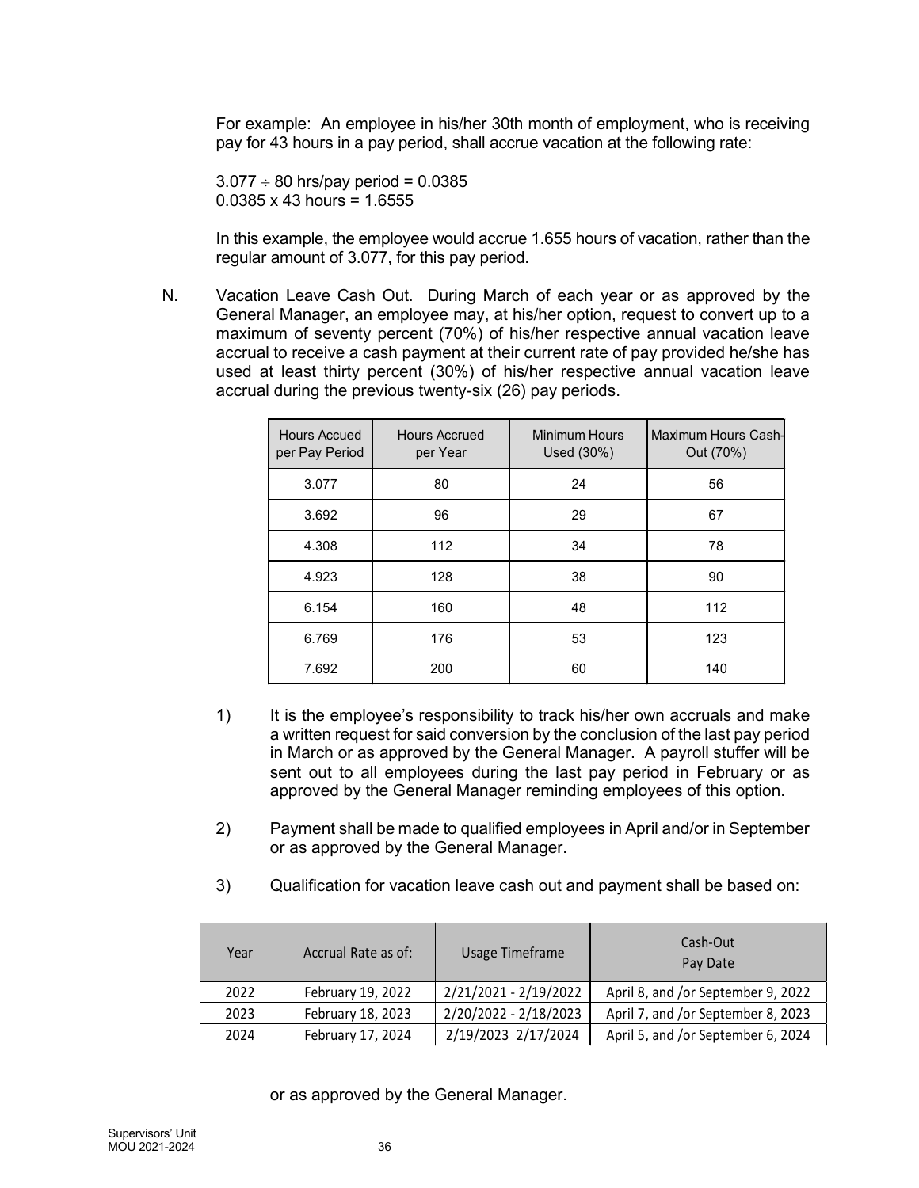For example: An employee in his/her 30th month of employment, who is receiving pay for 43 hours in a pay period, shall accrue vacation at the following rate:

$3.077 \div 80$ hrs/pay period = 0.0385
0.0385 x 43 hours = 1.6555

In this example, the employee would accrue 1.655 hours of vacation, rather than the regular amount of 3.077, for this pay period.

N. Vacation Leave Cash Out. During March of each year or as approved by the General Manager, an employee may, at his/her option, request to convert up to a maximum of seventy percent (70%) of his/her respective annual vacation leave accrual to receive a cash payment at their current rate of pay provided he/she has used at least thirty percent (30%) of his/her respective annual vacation leave accrual during the previous twenty-six (26) pay periods.

| Hours Accued per Pay Period | Hours Accrued per Year | Minimum Hours Used (30%) | Maximum Hours Cash-Out (70%) |
|---|---|---|---|
| 3.077 | 80 | 24 | 56 |
| 3.692 | 96 | 29 | 67 |
| 4.308 | 112 | 34 | 78 |
| 4.923 | 128 | 38 | 90 |
| 6.154 | 160 | 48 | 112 |
| 6.769 | 176 | 53 | 123 |
| 7.692 | 200 | 60 | 140 |

1) It is the employee's responsibility to track his/her own accruals and make a written request for said conversion by the conclusion of the last pay period in March or as approved by the General Manager. A payroll stuffer will be sent out to all employees during the last pay period in February or as approved by the General Manager reminding employees of this option.

2) Payment shall be made to qualified employees in April and/or in September or as approved by the General Manager.

3) Qualification for vacation leave cash out and payment shall be based on:

| Year | Accrual Rate as of: | Usage Timeframe | Cash-Out Pay Date |
|---|---|---|---|
| 2022 | February 19, 2022 | 2/21/2021 - 2/19/2022 | April 8, and /or September 9, 2022 |
| 2023 | February 18, 2023 | 2/20/2022 - 2/18/2023 | April 7, and /or September 8, 2023 |
| 2024 | February 17, 2024 | 2/19/2023 2/17/2024 | April 5, and /or September 6, 2024 |

or as approved by the General Manager.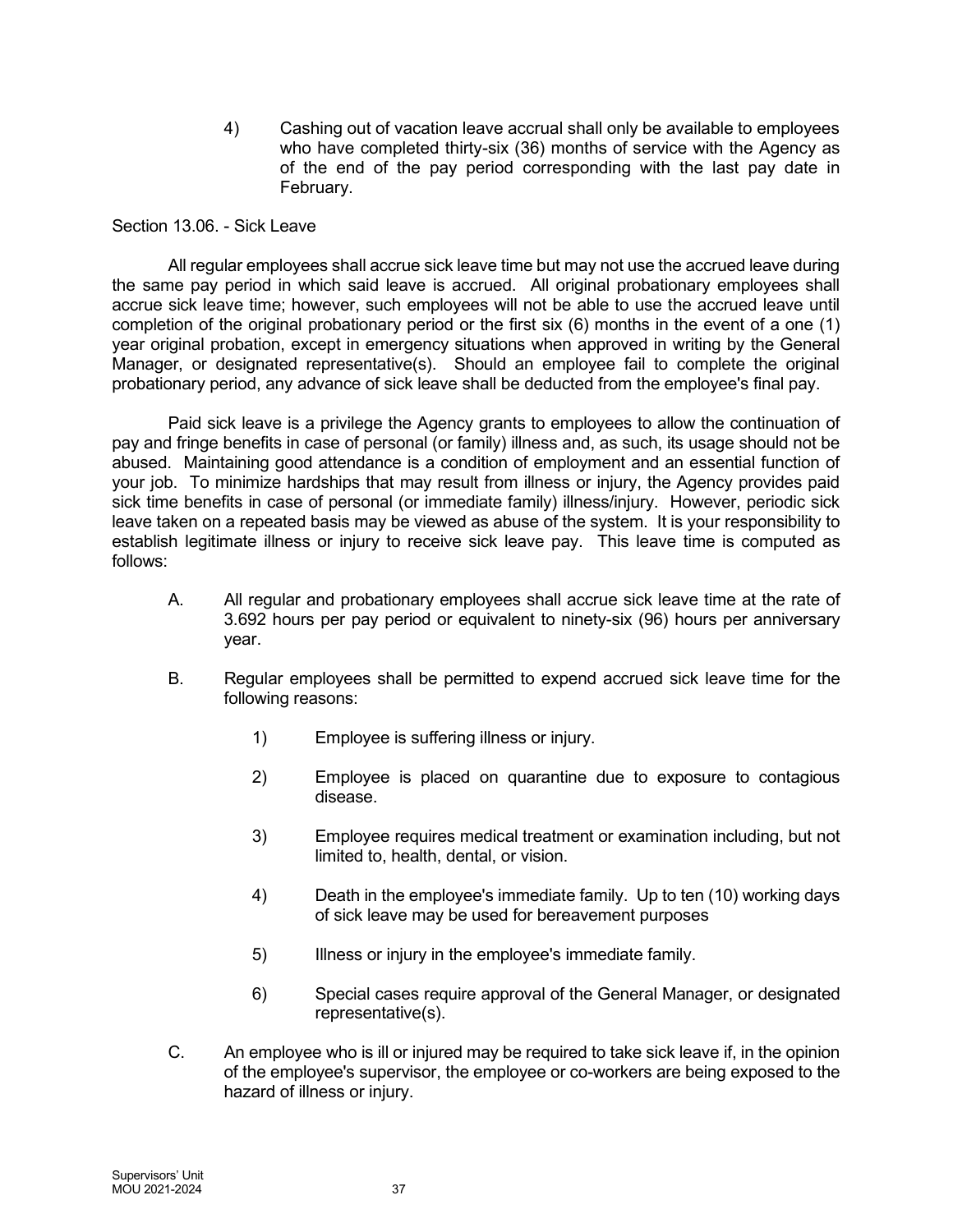4) Cashing out of vacation leave accrual shall only be available to employees who have completed thirty-six (36) months of service with the Agency as of the end of the pay period corresponding with the last pay date in February.

Section 13.06. - Sick Leave

All regular employees shall accrue sick leave time but may not use the accrued leave during the same pay period in which said leave is accrued. All original probationary employees shall accrue sick leave time; however, such employees will not be able to use the accrued leave until completion of the original probationary period or the first six (6) months in the event of a one (1) year original probation, except in emergency situations when approved in writing by the General Manager, or designated representative(s). Should an employee fail to complete the original probationary period, any advance of sick leave shall be deducted from the employee's final pay.

Paid sick leave is a privilege the Agency grants to employees to allow the continuation of pay and fringe benefits in case of personal (or family) illness and, as such, its usage should not be abused. Maintaining good attendance is a condition of employment and an essential function of your job. To minimize hardships that may result from illness or injury, the Agency provides paid sick time benefits in case of personal (or immediate family) illness/injury. However, periodic sick leave taken on a repeated basis may be viewed as abuse of the system. It is your responsibility to establish legitimate illness or injury to receive sick leave pay. This leave time is computed as follows:

A. All regular and probationary employees shall accrue sick leave time at the rate of 3.692 hours per pay period or equivalent to ninety-six (96) hours per anniversary year.

B. Regular employees shall be permitted to expend accrued sick leave time for the following reasons:

   1) Employee is suffering illness or injury.

   2) Employee is placed on quarantine due to exposure to contagious disease.

   3) Employee requires medical treatment or examination including, but not limited to, health, dental, or vision.

   4) Death in the employee's immediate family. Up to ten (10) working days of sick leave may be used for bereavement purposes

   5) Illness or injury in the employee's immediate family.

   6) Special cases require approval of the General Manager, or designated representative(s).

C. An employee who is ill or injured may be required to take sick leave if, in the opinion of the employee's supervisor, the employee or co-workers are being exposed to the hazard of illness or injury.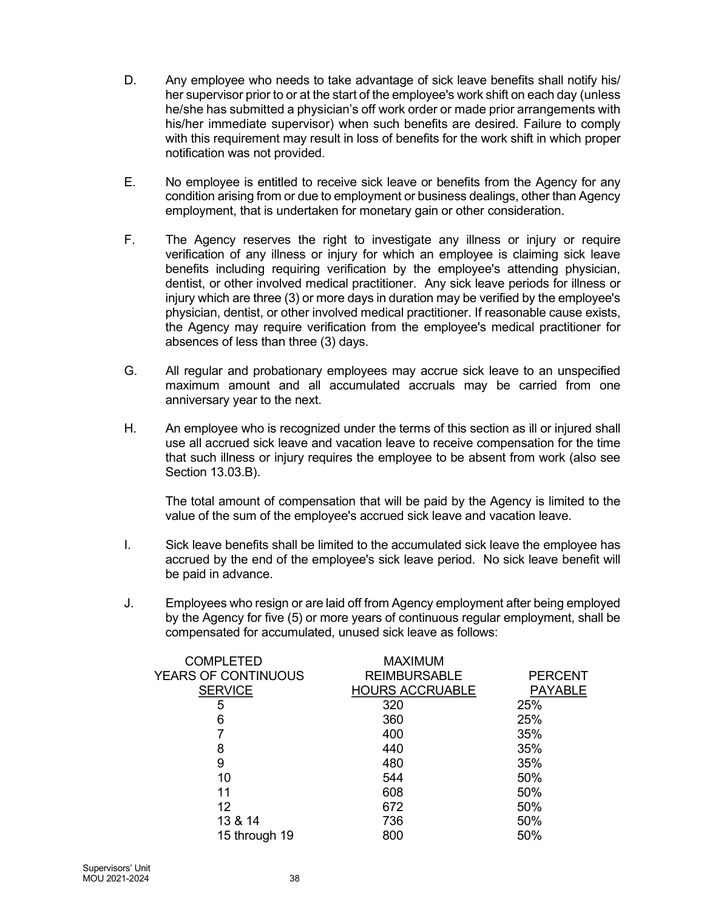D. Any employee who needs to take advantage of sick leave benefits shall notify his/her supervisor prior to or at the start of the employee's work shift on each day (unless he/she has submitted a physician's off work order or made prior arrangements with his/her immediate supervisor) when such benefits are desired. Failure to comply with this requirement may result in loss of benefits for the work shift in which proper notification was not provided.

E. No employee is entitled to receive sick leave or benefits from the Agency for any condition arising from or due to employment or business dealings, other than Agency employment, that is undertaken for monetary gain or other consideration.

F. The Agency reserves the right to investigate any illness or injury or require verification of any illness or injury for which an employee is claiming sick leave benefits including requiring verification by the employee's attending physician, dentist, or other involved medical practitioner. Any sick leave periods for illness or injury which are three (3) or more days in duration may be verified by the employee's physician, dentist, or other involved medical practitioner. If reasonable cause exists, the Agency may require verification from the employee's medical practitioner for absences of less than three (3) days.

G. All regular and probationary employees may accrue sick leave to an unspecified maximum amount and all accumulated accruals may be carried from one anniversary year to the next.

H. An employee who is recognized under the terms of this section as ill or injured shall use all accrued sick leave and vacation leave to receive compensation for the time that such illness or injury requires the employee to be absent from work (also see Section 13.03.B).

The total amount of compensation that will be paid by the Agency is limited to the value of the sum of the employee's accrued sick leave and vacation leave.

I. Sick leave benefits shall be limited to the accumulated sick leave the employee has accrued by the end of the employee's sick leave period. No sick leave benefit will be paid in advance.

J. Employees who resign or are laid off from Agency employment after being employed by the Agency for five (5) or more years of continuous regular employment, shall be compensated for accumulated, unused sick leave as follows:

| COMPLETED YEARS OF CONTINUOUS SERVICE | MAXIMUM REIMBURSABLE HOURS ACCRUABLE | PERCENT PAYABLE |
|---|---|---|
| 5 | 320 | 25% |
| 6 | 360 | 25% |
| 7 | 400 | 35% |
| 8 | 440 | 35% |
| 9 | 480 | 35% |
| 10 | 544 | 50% |
| 11 | 608 | 50% |
| 12 | 672 | 50% |
| 13 & 14 | 736 | 50% |
| 15 through 19 | 800 | 50% |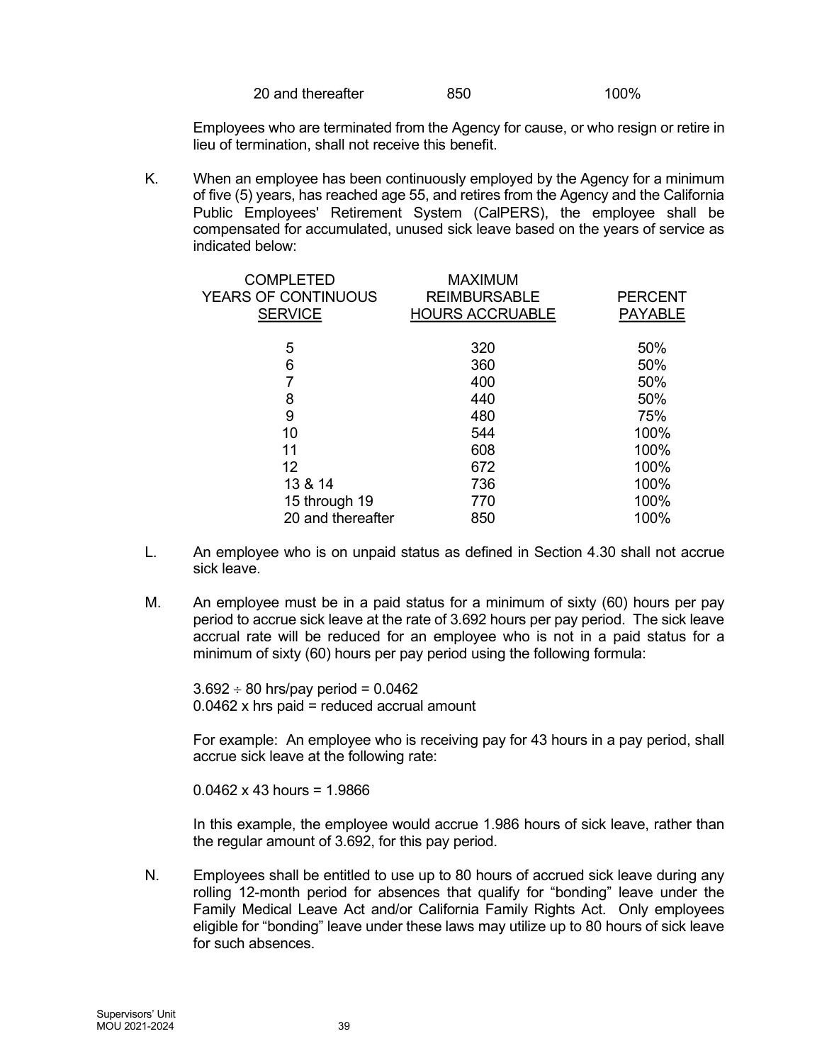| | | |
|---|---|---|
| 20 and thereafter | 850 | 100% |

Employees who are terminated from the Agency for cause, or who resign or retire in lieu of termination, shall not receive this benefit.

K. When an employee has been continuously employed by the Agency for a minimum of five (5) years, has reached age 55, and retires from the Agency and the California Public Employees' Retirement System (CalPERS), the employee shall be compensated for accumulated, unused sick leave based on the years of service as indicated below:

| COMPLETED YEARS OF CONTINUOUS SERVICE | MAXIMUM REIMBURSABLE HOURS ACCRUABLE | PERCENT PAYABLE |
|---|---|---|
| 5 | 320 | 50% |
| 6 | 360 | 50% |
| 7 | 400 | 50% |
| 8 | 440 | 50% |
| 9 | 480 | 75% |
| 10 | 544 | 100% |
| 11 | 608 | 100% |
| 12 | 672 | 100% |
| 13 & 14 | 736 | 100% |
| 15 through 19 | 770 | 100% |
| 20 and thereafter | 850 | 100% |

L. An employee who is on unpaid status as defined in Section 4.30 shall not accrue sick leave.

M. An employee must be in a paid status for a minimum of sixty (60) hours per pay period to accrue sick leave at the rate of 3.692 hours per pay period. The sick leave accrual rate will be reduced for an employee who is not in a paid status for a minimum of sixty (60) hours per pay period using the following formula:

$3.692 \div 80$ hrs/pay period = 0.0462
0.0462 x hrs paid = reduced accrual amount

For example: An employee who is receiving pay for 43 hours in a pay period, shall accrue sick leave at the following rate:

0.0462 x 43 hours = 1.9866

In this example, the employee would accrue 1.986 hours of sick leave, rather than the regular amount of 3.692, for this pay period.

N. Employees shall be entitled to use up to 80 hours of accrued sick leave during any rolling 12-month period for absences that qualify for "bonding" leave under the Family Medical Leave Act and/or California Family Rights Act. Only employees eligible for "bonding" leave under these laws may utilize up to 80 hours of sick leave for such absences.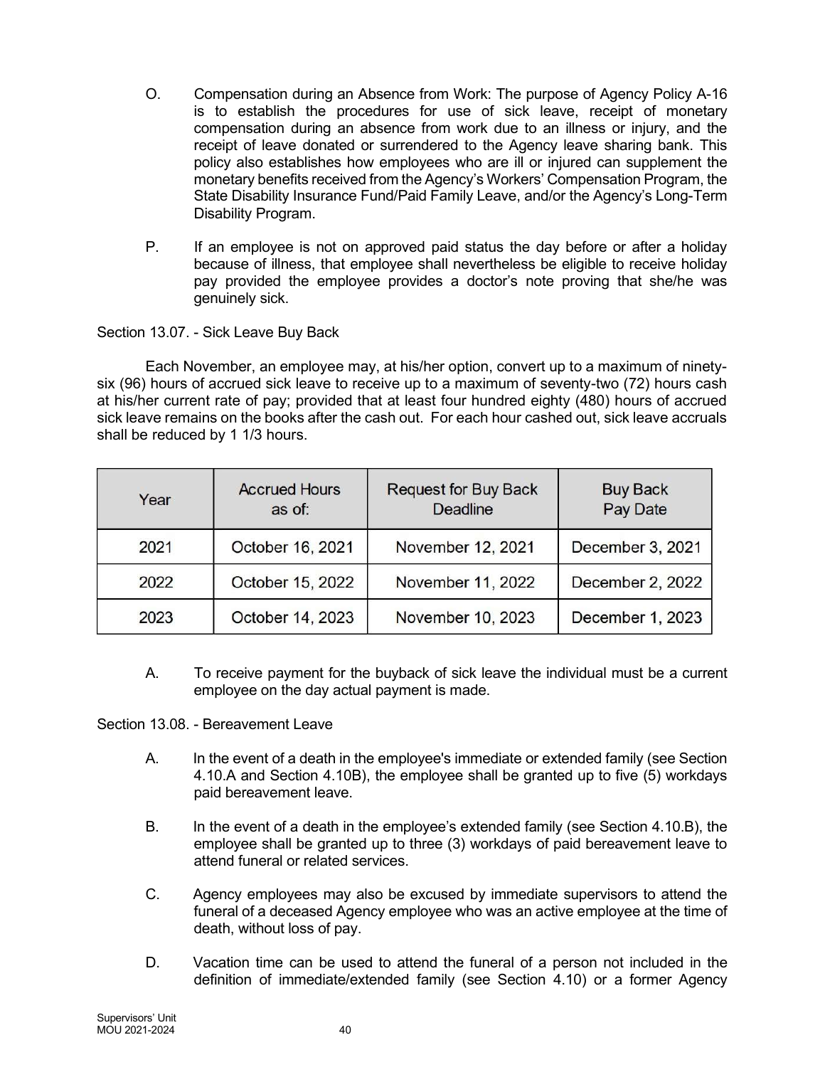O. Compensation during an Absence from Work: The purpose of Agency Policy A-16 is to establish the procedures for use of sick leave, receipt of monetary compensation during an absence from work due to an illness or injury, and the receipt of leave donated or surrendered to the Agency leave sharing bank. This policy also establishes how employees who are ill or injured can supplement the monetary benefits received from the Agency's Workers' Compensation Program, the State Disability Insurance Fund/Paid Family Leave, and/or the Agency's Long-Term Disability Program.

P. If an employee is not on approved paid status the day before or after a holiday because of illness, that employee shall nevertheless be eligible to receive holiday pay provided the employee provides a doctor's note proving that she/he was genuinely sick.

Section 13.07. - Sick Leave Buy Back

Each November, an employee may, at his/her option, convert up to a maximum of ninety-six (96) hours of accrued sick leave to receive up to a maximum of seventy-two (72) hours cash at his/her current rate of pay; provided that at least four hundred eighty (480) hours of accrued sick leave remains on the books after the cash out. For each hour cashed out, sick leave accruals shall be reduced by 1 1/3 hours.

| Year | Accrued Hours as of: | Request for Buy Back Deadline | Buy Back Pay Date |
|---|---|---|---|
| 2021 | October 16, 2021 | November 12, 2021 | December 3, 2021 |
| 2022 | October 15, 2022 | November 11, 2022 | December 2, 2022 |
| 2023 | October 14, 2023 | November 10, 2023 | December 1, 2023 |

A. To receive payment for the buyback of sick leave the individual must be a current employee on the day actual payment is made.

Section 13.08. - Bereavement Leave

A. In the event of a death in the employee's immediate or extended family (see Section 4.10.A and Section 4.10B), the employee shall be granted up to five (5) workdays paid bereavement leave.

B. In the event of a death in the employee's extended family (see Section 4.10.B), the employee shall be granted up to three (3) workdays of paid bereavement leave to attend funeral or related services.

C. Agency employees may also be excused by immediate supervisors to attend the funeral of a deceased Agency employee who was an active employee at the time of death, without loss of pay.

D. Vacation time can be used to attend the funeral of a person not included in the definition of immediate/extended family (see Section 4.10) or a former Agency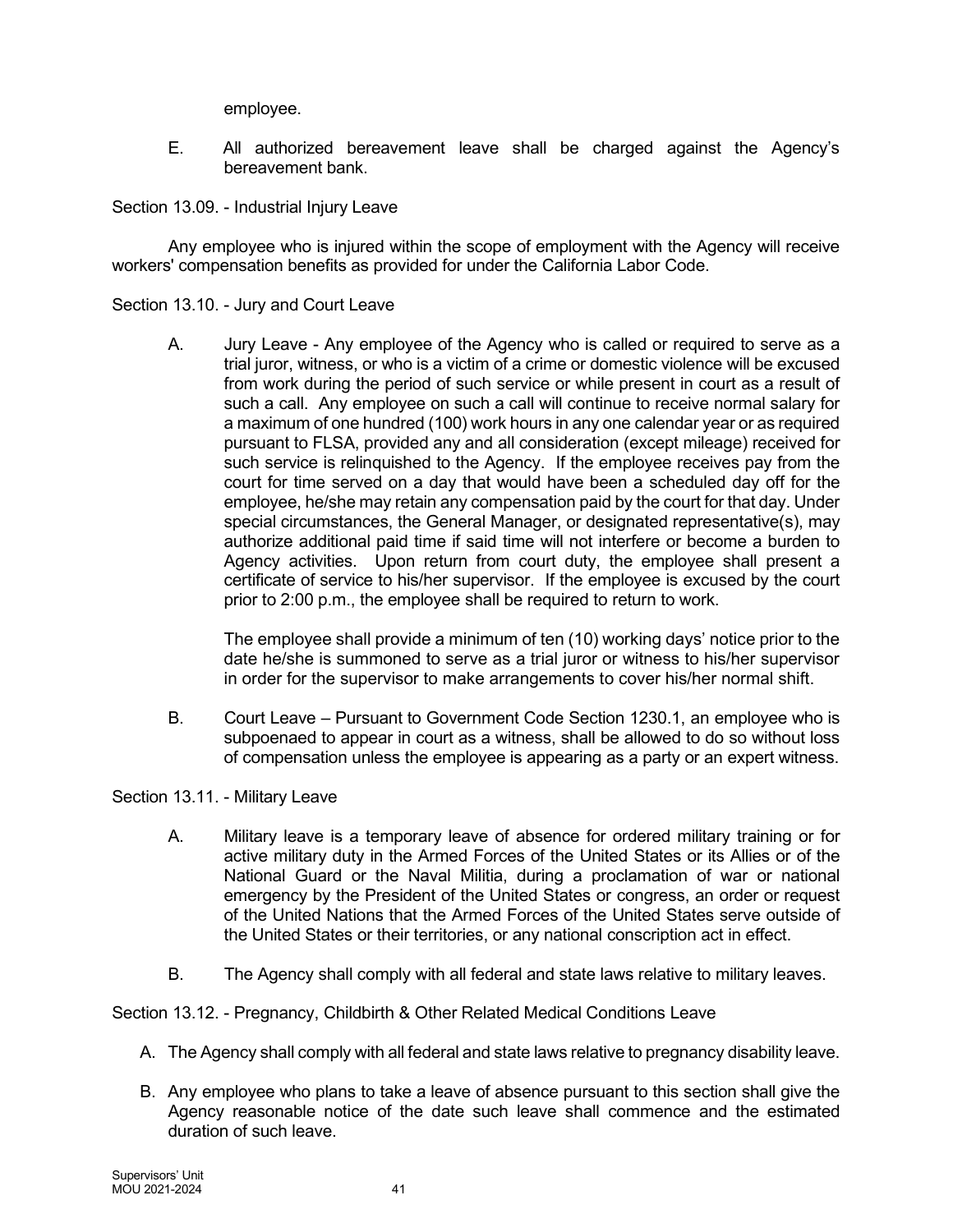employee.

E. All authorized bereavement leave shall be charged against the Agency's bereavement bank.

Section 13.09. - Industrial Injury Leave

Any employee who is injured within the scope of employment with the Agency will receive workers' compensation benefits as provided for under the California Labor Code.

Section 13.10. - Jury and Court Leave

A. Jury Leave - Any employee of the Agency who is called or required to serve as a trial juror, witness, or who is a victim of a crime or domestic violence will be excused from work during the period of such service or while present in court as a result of such a call. Any employee on such a call will continue to receive normal salary for a maximum of one hundred (100) work hours in any one calendar year or as required pursuant to FLSA, provided any and all consideration (except mileage) received for such service is relinquished to the Agency. If the employee receives pay from the court for time served on a day that would have been a scheduled day off for the employee, he/she may retain any compensation paid by the court for that day. Under special circumstances, the General Manager, or designated representative(s), may authorize additional paid time if said time will not interfere or become a burden to Agency activities. Upon return from court duty, the employee shall present a certificate of service to his/her supervisor. If the employee is excused by the court prior to 2:00 p.m., the employee shall be required to return to work.

   The employee shall provide a minimum of ten (10) working days' notice prior to the date he/she is summoned to serve as a trial juror or witness to his/her supervisor in order for the supervisor to make arrangements to cover his/her normal shift.

B. Court Leave – Pursuant to Government Code Section 1230.1, an employee who is subpoenaed to appear in court as a witness, shall be allowed to do so without loss of compensation unless the employee is appearing as a party or an expert witness.

Section 13.11. - Military Leave

A. Military leave is a temporary leave of absence for ordered military training or for active military duty in the Armed Forces of the United States or its Allies or of the National Guard or the Naval Militia, during a proclamation of war or national emergency by the President of the United States or congress, an order or request of the United Nations that the Armed Forces of the United States serve outside of the United States or their territories, or any national conscription act in effect.

B. The Agency shall comply with all federal and state laws relative to military leaves.

Section 13.12. - Pregnancy, Childbirth & Other Related Medical Conditions Leave

A. The Agency shall comply with all federal and state laws relative to pregnancy disability leave.

B. Any employee who plans to take a leave of absence pursuant to this section shall give the Agency reasonable notice of the date such leave shall commence and the estimated duration of such leave.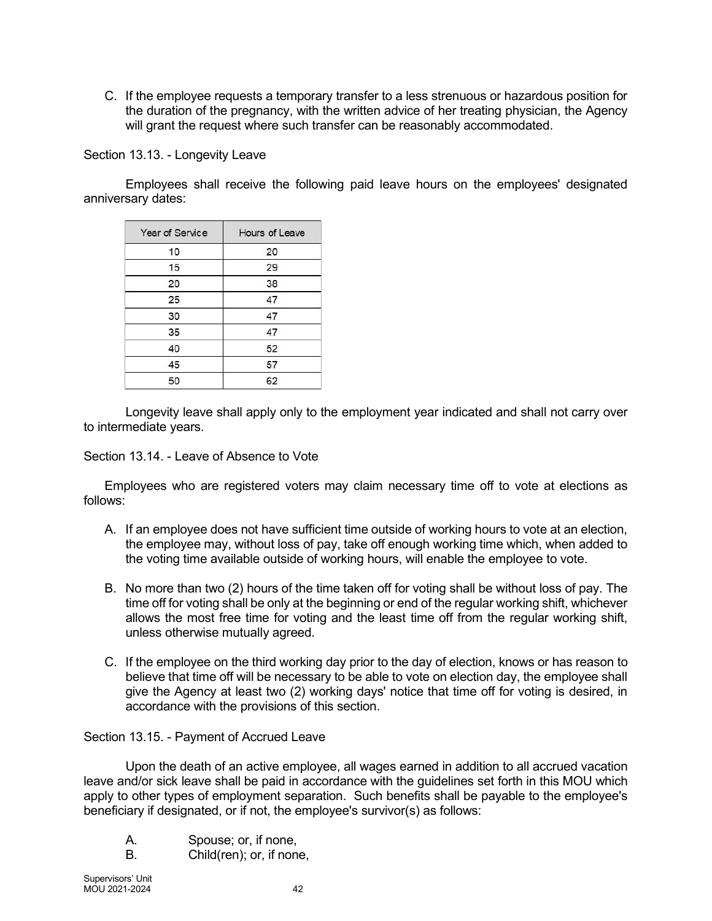C. If the employee requests a temporary transfer to a less strenuous or hazardous position for the duration of the pregnancy, with the written advice of her treating physician, the Agency will grant the request where such transfer can be reasonably accommodated.

Section 13.13. - Longevity Leave

Employees shall receive the following paid leave hours on the employees' designated anniversary dates:

| Year of Service | Hours of Leave |
|---|---|
| 10 | 20 |
| 15 | 29 |
| 20 | 38 |
| 25 | 47 |
| 30 | 47 |
| 35 | 47 |
| 40 | 52 |
| 45 | 57 |
| 50 | 62 |

Longevity leave shall apply only to the employment year indicated and shall not carry over to intermediate years.

Section 13.14. - Leave of Absence to Vote

Employees who are registered voters may claim necessary time off to vote at elections as follows:

A. If an employee does not have sufficient time outside of working hours to vote at an election, the employee may, without loss of pay, take off enough working time which, when added to the voting time available outside of working hours, will enable the employee to vote.

B. No more than two (2) hours of the time taken off for voting shall be without loss of pay. The time off for voting shall be only at the beginning or end of the regular working shift, whichever allows the most free time for voting and the least time off from the regular working shift, unless otherwise mutually agreed.

C. If the employee on the third working day prior to the day of election, knows or has reason to believe that time off will be necessary to be able to vote on election day, the employee shall give the Agency at least two (2) working days' notice that time off for voting is desired, in accordance with the provisions of this section.

Section 13.15. - Payment of Accrued Leave

Upon the death of an active employee, all wages earned in addition to all accrued vacation leave and/or sick leave shall be paid in accordance with the guidelines set forth in this MOU which apply to other types of employment separation. Such benefits shall be payable to the employee's beneficiary if designated, or if not, the employee's survivor(s) as follows:

A. Spouse; or, if none,

B. Child(ren); or, if none,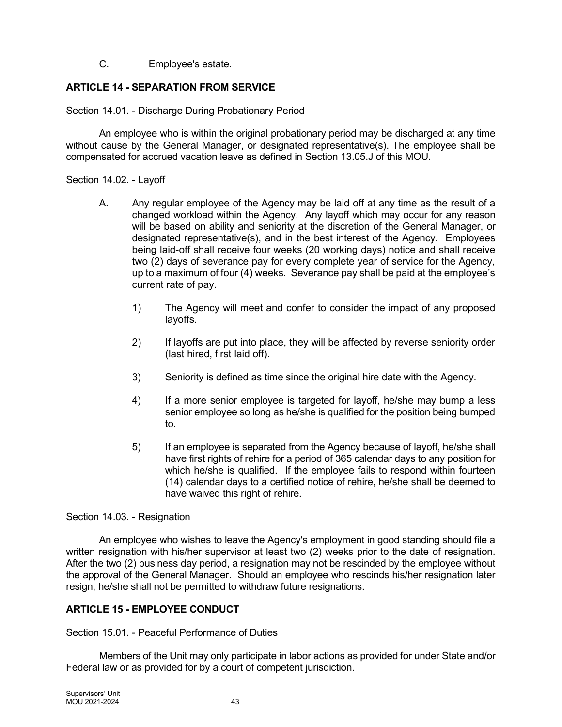C. Employee's estate.

## ARTICLE 14 - SEPARATION FROM SERVICE

Section 14.01. - Discharge During Probationary Period

An employee who is within the original probationary period may be discharged at any time without cause by the General Manager, or designated representative(s). The employee shall be compensated for accrued vacation leave as defined in Section 13.05.J of this MOU.

Section 14.02. - Layoff

A. Any regular employee of the Agency may be laid off at any time as the result of a changed workload within the Agency. Any layoff which may occur for any reason will be based on ability and seniority at the discretion of the General Manager, or designated representative(s), and in the best interest of the Agency. Employees being laid-off shall receive four weeks (20 working days) notice and shall receive two (2) days of severance pay for every complete year of service for the Agency, up to a maximum of four (4) weeks. Severance pay shall be paid at the employee's current rate of pay.

   1) The Agency will meet and confer to consider the impact of any proposed layoffs.

   2) If layoffs are put into place, they will be affected by reverse seniority order (last hired, first laid off).

   3) Seniority is defined as time since the original hire date with the Agency.

   4) If a more senior employee is targeted for layoff, he/she may bump a less senior employee so long as he/she is qualified for the position being bumped to.

   5) If an employee is separated from the Agency because of layoff, he/she shall have first rights of rehire for a period of 365 calendar days to any position for which he/she is qualified. If the employee fails to respond within fourteen (14) calendar days to a certified notice of rehire, he/she shall be deemed to have waived this right of rehire.

Section 14.03. - Resignation

An employee who wishes to leave the Agency's employment in good standing should file a written resignation with his/her supervisor at least two (2) weeks prior to the date of resignation. After the two (2) business day period, a resignation may not be rescinded by the employee without the approval of the General Manager. Should an employee who rescinds his/her resignation later resign, he/she shall not be permitted to withdraw future resignations.

## ARTICLE 15 - EMPLOYEE CONDUCT

Section 15.01. - Peaceful Performance of Duties

Members of the Unit may only participate in labor actions as provided for under State and/or Federal law or as provided for by a court of competent jurisdiction.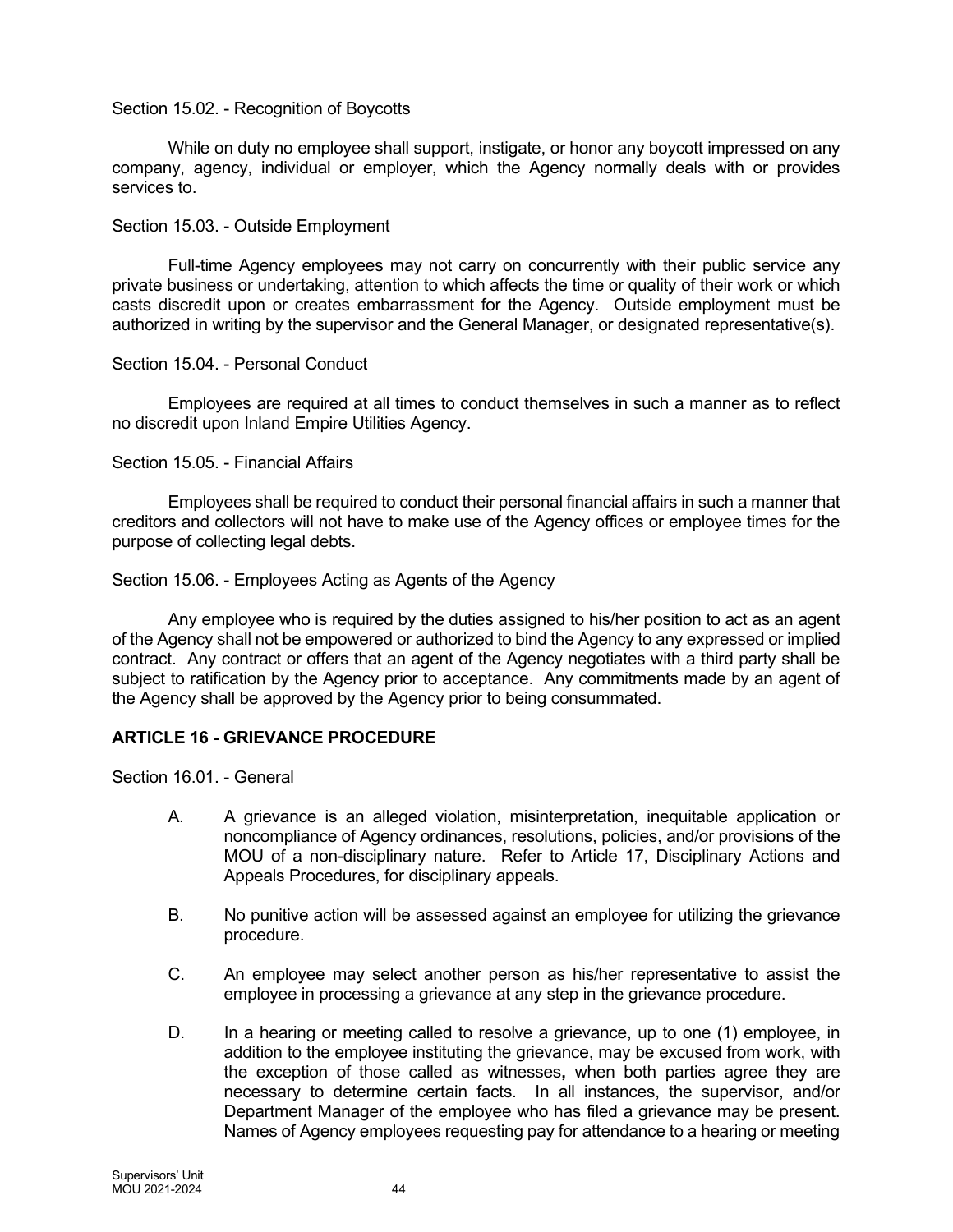Section 15.02. - Recognition of Boycotts

While on duty no employee shall support, instigate, or honor any boycott impressed on any company, agency, individual or employer, which the Agency normally deals with or provides services to.

Section 15.03. - Outside Employment

Full-time Agency employees may not carry on concurrently with their public service any private business or undertaking, attention to which affects the time or quality of their work or which casts discredit upon or creates embarrassment for the Agency. Outside employment must be authorized in writing by the supervisor and the General Manager, or designated representative(s).

Section 15.04. - Personal Conduct

Employees are required at all times to conduct themselves in such a manner as to reflect no discredit upon Inland Empire Utilities Agency.

Section 15.05. - Financial Affairs

Employees shall be required to conduct their personal financial affairs in such a manner that creditors and collectors will not have to make use of the Agency offices or employee times for the purpose of collecting legal debts.

Section 15.06. - Employees Acting as Agents of the Agency

Any employee who is required by the duties assigned to his/her position to act as an agent of the Agency shall not be empowered or authorized to bind the Agency to any expressed or implied contract. Any contract or offers that an agent of the Agency negotiates with a third party shall be subject to ratification by the Agency prior to acceptance. Any commitments made by an agent of the Agency shall be approved by the Agency prior to being consummated.

## ARTICLE 16 - GRIEVANCE PROCEDURE

Section 16.01. - General

A. A grievance is an alleged violation, misinterpretation, inequitable application or noncompliance of Agency ordinances, resolutions, policies, and/or provisions of the MOU of a non-disciplinary nature. Refer to Article 17, Disciplinary Actions and Appeals Procedures, for disciplinary appeals.

B. No punitive action will be assessed against an employee for utilizing the grievance procedure.

C. An employee may select another person as his/her representative to assist the employee in processing a grievance at any step in the grievance procedure.

D. In a hearing or meeting called to resolve a grievance, up to one (1) employee, in addition to the employee instituting the grievance, may be excused from work, with the exception of those called as witnesses**,** when both parties agree they are necessary to determine certain facts. In all instances, the supervisor, and/or Department Manager of the employee who has filed a grievance may be present. Names of Agency employees requesting pay for attendance to a hearing or meeting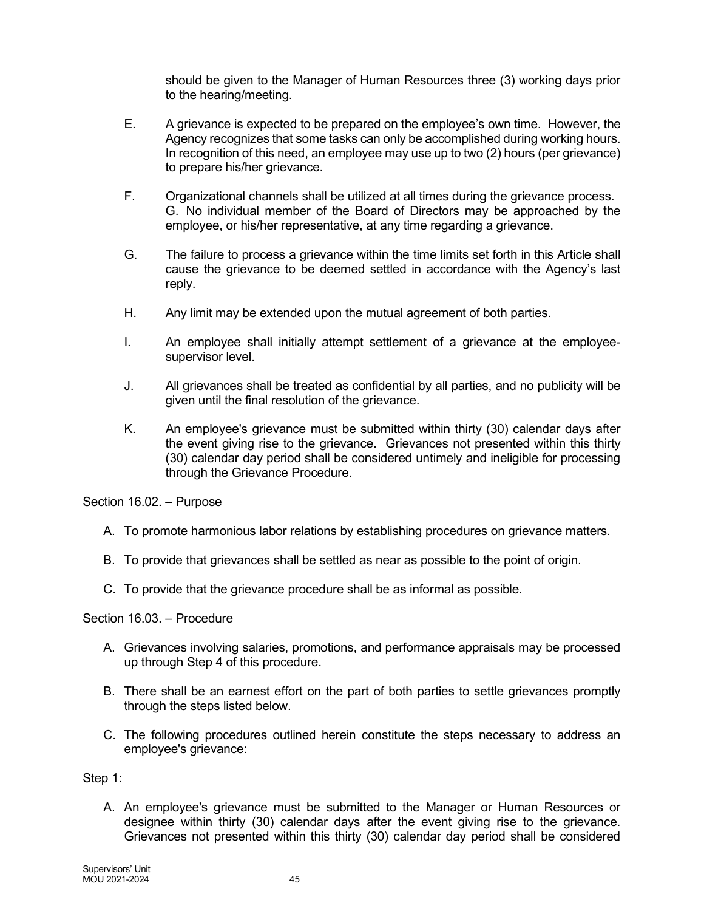should be given to the Manager of Human Resources three (3) working days prior to the hearing/meeting.

E. A grievance is expected to be prepared on the employee's own time. However, the Agency recognizes that some tasks can only be accomplished during working hours. In recognition of this need, an employee may use up to two (2) hours (per grievance) to prepare his/her grievance.

F. Organizational channels shall be utilized at all times during the grievance process. G. No individual member of the Board of Directors may be approached by the employee, or his/her representative, at any time regarding a grievance.

G. The failure to process a grievance within the time limits set forth in this Article shall cause the grievance to be deemed settled in accordance with the Agency's last reply.

H. Any limit may be extended upon the mutual agreement of both parties.

I. An employee shall initially attempt settlement of a grievance at the employee-supervisor level.

J. All grievances shall be treated as confidential by all parties, and no publicity will be given until the final resolution of the grievance.

K. An employee's grievance must be submitted within thirty (30) calendar days after the event giving rise to the grievance. Grievances not presented within this thirty (30) calendar day period shall be considered untimely and ineligible for processing through the Grievance Procedure.

Section 16.02. – Purpose

A. To promote harmonious labor relations by establishing procedures on grievance matters.

B. To provide that grievances shall be settled as near as possible to the point of origin.

C. To provide that the grievance procedure shall be as informal as possible.

Section 16.03. – Procedure

A. Grievances involving salaries, promotions, and performance appraisals may be processed up through Step 4 of this procedure.

B. There shall be an earnest effort on the part of both parties to settle grievances promptly through the steps listed below.

C. The following procedures outlined herein constitute the steps necessary to address an employee's grievance:

Step 1:

A. An employee's grievance must be submitted to the Manager or Human Resources or designee within thirty (30) calendar days after the event giving rise to the grievance. Grievances not presented within this thirty (30) calendar day period shall be considered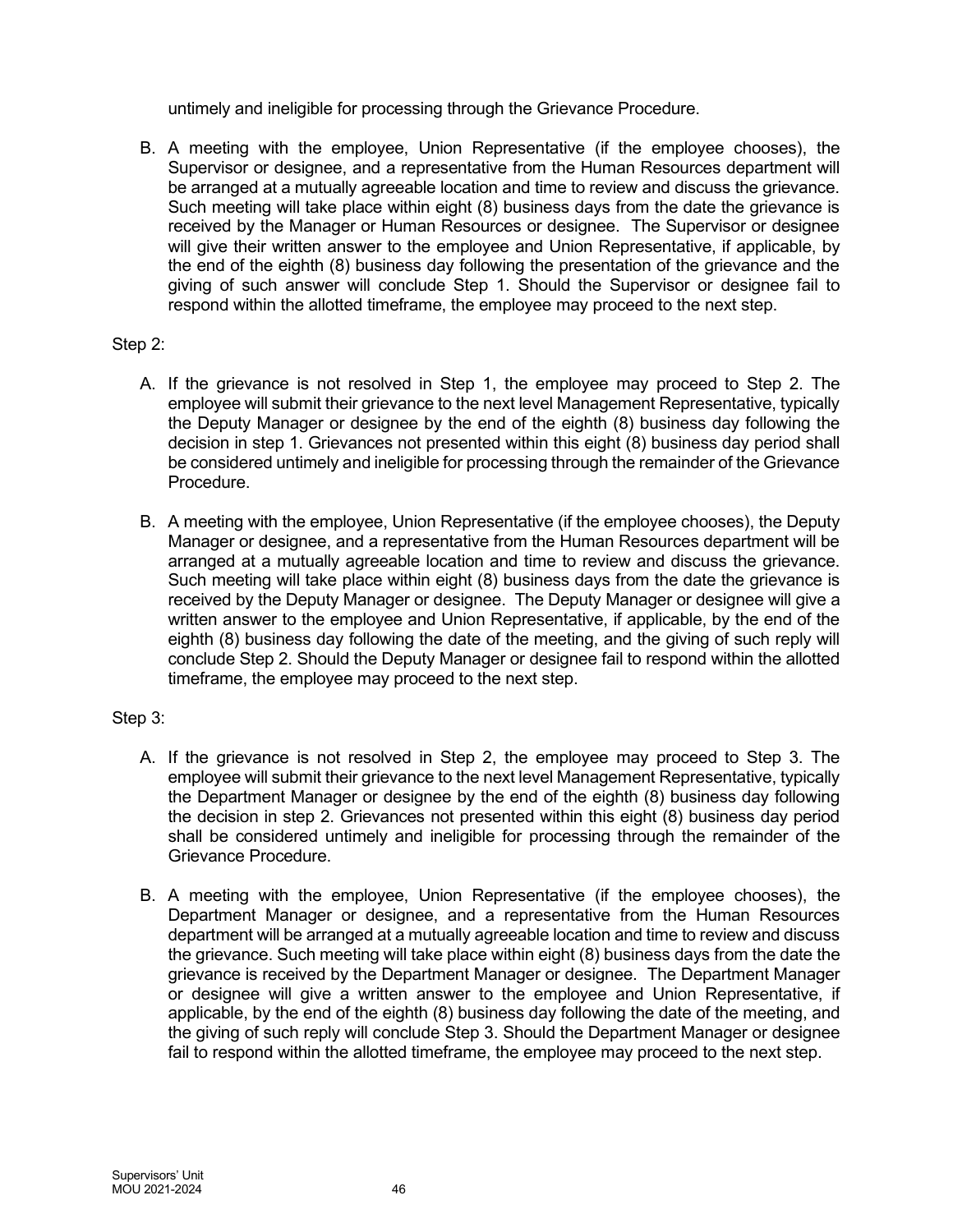untimely and ineligible for processing through the Grievance Procedure.

B. A meeting with the employee, Union Representative (if the employee chooses), the Supervisor or designee, and a representative from the Human Resources department will be arranged at a mutually agreeable location and time to review and discuss the grievance. Such meeting will take place within eight (8) business days from the date the grievance is received by the Manager or Human Resources or designee. The Supervisor or designee will give their written answer to the employee and Union Representative, if applicable, by the end of the eighth (8) business day following the presentation of the grievance and the giving of such answer will conclude Step 1. Should the Supervisor or designee fail to respond within the allotted timeframe, the employee may proceed to the next step.

Step 2:

A. If the grievance is not resolved in Step 1, the employee may proceed to Step 2. The employee will submit their grievance to the next level Management Representative, typically the Deputy Manager or designee by the end of the eighth (8) business day following the decision in step 1. Grievances not presented within this eight (8) business day period shall be considered untimely and ineligible for processing through the remainder of the Grievance Procedure.

B. A meeting with the employee, Union Representative (if the employee chooses), the Deputy Manager or designee, and a representative from the Human Resources department will be arranged at a mutually agreeable location and time to review and discuss the grievance. Such meeting will take place within eight (8) business days from the date the grievance is received by the Deputy Manager or designee. The Deputy Manager or designee will give a written answer to the employee and Union Representative, if applicable, by the end of the eighth (8) business day following the date of the meeting, and the giving of such reply will conclude Step 2. Should the Deputy Manager or designee fail to respond within the allotted timeframe, the employee may proceed to the next step.

Step 3:

A. If the grievance is not resolved in Step 2, the employee may proceed to Step 3. The employee will submit their grievance to the next level Management Representative, typically the Department Manager or designee by the end of the eighth (8) business day following the decision in step 2. Grievances not presented within this eight (8) business day period shall be considered untimely and ineligible for processing through the remainder of the Grievance Procedure.

B. A meeting with the employee, Union Representative (if the employee chooses), the Department Manager or designee, and a representative from the Human Resources department will be arranged at a mutually agreeable location and time to review and discuss the grievance. Such meeting will take place within eight (8) business days from the date the grievance is received by the Department Manager or designee. The Department Manager or designee will give a written answer to the employee and Union Representative, if applicable, by the end of the eighth (8) business day following the date of the meeting, and the giving of such reply will conclude Step 3. Should the Department Manager or designee fail to respond within the allotted timeframe, the employee may proceed to the next step.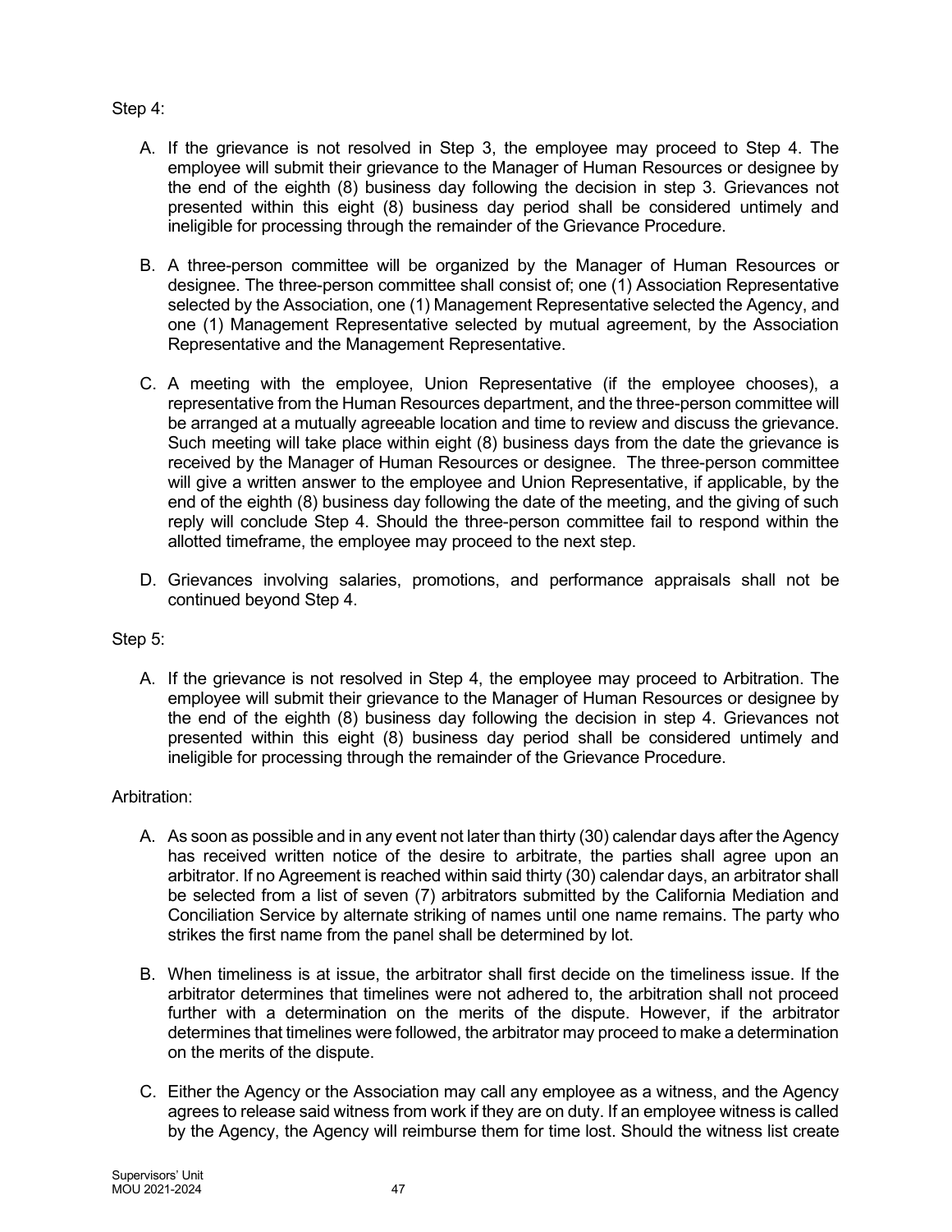Step 4:

A. If the grievance is not resolved in Step 3, the employee may proceed to Step 4. The employee will submit their grievance to the Manager of Human Resources or designee by the end of the eighth (8) business day following the decision in step 3. Grievances not presented within this eight (8) business day period shall be considered untimely and ineligible for processing through the remainder of the Grievance Procedure.

B. A three-person committee will be organized by the Manager of Human Resources or designee. The three-person committee shall consist of; one (1) Association Representative selected by the Association, one (1) Management Representative selected the Agency, and one (1) Management Representative selected by mutual agreement, by the Association Representative and the Management Representative.

C. A meeting with the employee, Union Representative (if the employee chooses), a representative from the Human Resources department, and the three-person committee will be arranged at a mutually agreeable location and time to review and discuss the grievance. Such meeting will take place within eight (8) business days from the date the grievance is received by the Manager of Human Resources or designee. The three-person committee will give a written answer to the employee and Union Representative, if applicable, by the end of the eighth (8) business day following the date of the meeting, and the giving of such reply will conclude Step 4. Should the three-person committee fail to respond within the allotted timeframe, the employee may proceed to the next step.

D. Grievances involving salaries, promotions, and performance appraisals shall not be continued beyond Step 4.

Step 5:

A. If the grievance is not resolved in Step 4, the employee may proceed to Arbitration. The employee will submit their grievance to the Manager of Human Resources or designee by the end of the eighth (8) business day following the decision in step 4. Grievances not presented within this eight (8) business day period shall be considered untimely and ineligible for processing through the remainder of the Grievance Procedure.

Arbitration:

A. As soon as possible and in any event not later than thirty (30) calendar days after the Agency has received written notice of the desire to arbitrate, the parties shall agree upon an arbitrator. If no Agreement is reached within said thirty (30) calendar days, an arbitrator shall be selected from a list of seven (7) arbitrators submitted by the California Mediation and Conciliation Service by alternate striking of names until one name remains. The party who strikes the first name from the panel shall be determined by lot.

B. When timeliness is at issue, the arbitrator shall first decide on the timeliness issue. If the arbitrator determines that timelines were not adhered to, the arbitration shall not proceed further with a determination on the merits of the dispute. However, if the arbitrator determines that timelines were followed, the arbitrator may proceed to make a determination on the merits of the dispute.

C. Either the Agency or the Association may call any employee as a witness, and the Agency agrees to release said witness from work if they are on duty. If an employee witness is called by the Agency, the Agency will reimburse them for time lost. Should the witness list create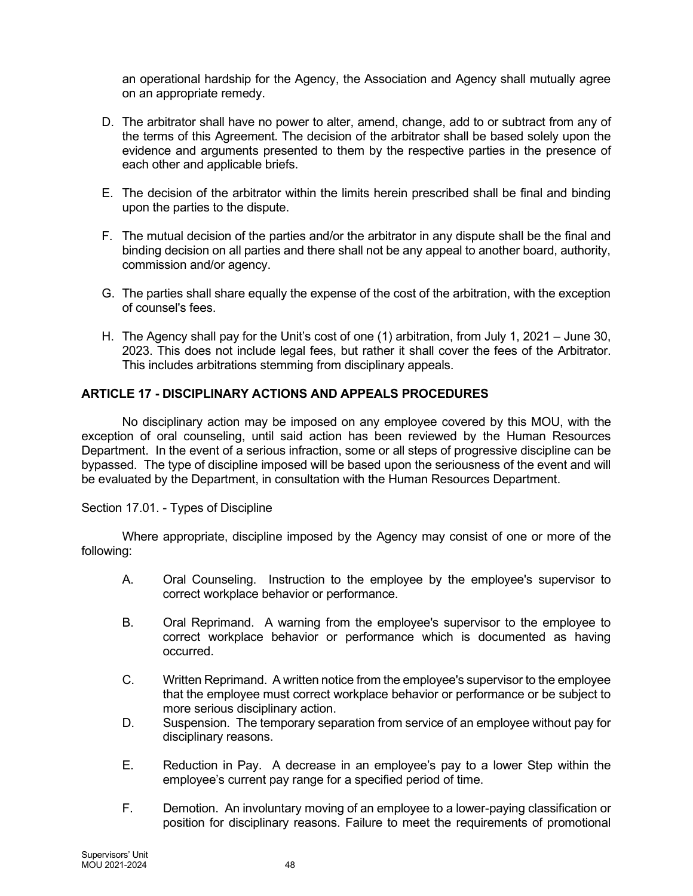an operational hardship for the Agency, the Association and Agency shall mutually agree on an appropriate remedy.

D. The arbitrator shall have no power to alter, amend, change, add to or subtract from any of the terms of this Agreement. The decision of the arbitrator shall be based solely upon the evidence and arguments presented to them by the respective parties in the presence of each other and applicable briefs.

E. The decision of the arbitrator within the limits herein prescribed shall be final and binding upon the parties to the dispute.

F. The mutual decision of the parties and/or the arbitrator in any dispute shall be the final and binding decision on all parties and there shall not be any appeal to another board, authority, commission and/or agency.

G. The parties shall share equally the expense of the cost of the arbitration, with the exception of counsel's fees.

H. The Agency shall pay for the Unit's cost of one (1) arbitration, from July 1, 2021 – June 30, 2023. This does not include legal fees, but rather it shall cover the fees of the Arbitrator. This includes arbitrations stemming from disciplinary appeals.

## ARTICLE 17 - DISCIPLINARY ACTIONS AND APPEALS PROCEDURES

No disciplinary action may be imposed on any employee covered by this MOU, with the exception of oral counseling, until said action has been reviewed by the Human Resources Department. In the event of a serious infraction, some or all steps of progressive discipline can be bypassed. The type of discipline imposed will be based upon the seriousness of the event and will be evaluated by the Department, in consultation with the Human Resources Department.

Section 17.01. - Types of Discipline

Where appropriate, discipline imposed by the Agency may consist of one or more of the following:

A. Oral Counseling. Instruction to the employee by the employee's supervisor to correct workplace behavior or performance.

B. Oral Reprimand. A warning from the employee's supervisor to the employee to correct workplace behavior or performance which is documented as having occurred.

C. Written Reprimand. A written notice from the employee's supervisor to the employee that the employee must correct workplace behavior or performance or be subject to more serious disciplinary action.

D. Suspension. The temporary separation from service of an employee without pay for disciplinary reasons.

E. Reduction in Pay. A decrease in an employee's pay to a lower Step within the employee's current pay range for a specified period of time.

F. Demotion. An involuntary moving of an employee to a lower-paying classification or position for disciplinary reasons. Failure to meet the requirements of promotional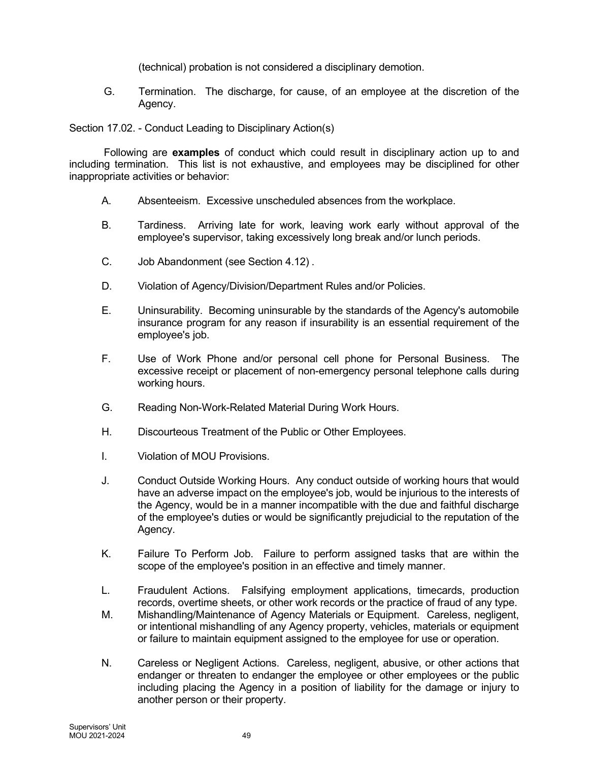(technical) probation is not considered a disciplinary demotion.

G. Termination. The discharge, for cause, of an employee at the discretion of the Agency.

Section 17.02. - Conduct Leading to Disciplinary Action(s)

Following are **examples** of conduct which could result in disciplinary action up to and including termination. This list is not exhaustive, and employees may be disciplined for other inappropriate activities or behavior:

A. Absenteeism. Excessive unscheduled absences from the workplace.

B. Tardiness. Arriving late for work, leaving work early without approval of the employee's supervisor, taking excessively long break and/or lunch periods.

C. Job Abandonment (see Section 4.12) .

D. Violation of Agency/Division/Department Rules and/or Policies.

E. Uninsurability. Becoming uninsurable by the standards of the Agency's automobile insurance program for any reason if insurability is an essential requirement of the employee's job.

F. Use of Work Phone and/or personal cell phone for Personal Business. The excessive receipt or placement of non-emergency personal telephone calls during working hours.

G. Reading Non-Work-Related Material During Work Hours.

H. Discourteous Treatment of the Public or Other Employees.

I. Violation of MOU Provisions.

J. Conduct Outside Working Hours. Any conduct outside of working hours that would have an adverse impact on the employee's job, would be injurious to the interests of the Agency, would be in a manner incompatible with the due and faithful discharge of the employee's duties or would be significantly prejudicial to the reputation of the Agency.

K. Failure To Perform Job. Failure to perform assigned tasks that are within the scope of the employee's position in an effective and timely manner.

L. Fraudulent Actions. Falsifying employment applications, timecards, production records, overtime sheets, or other work records or the practice of fraud of any type.

M. Mishandling/Maintenance of Agency Materials or Equipment. Careless, negligent, or intentional mishandling of any Agency property, vehicles, materials or equipment or failure to maintain equipment assigned to the employee for use or operation.

N. Careless or Negligent Actions. Careless, negligent, abusive, or other actions that endanger or threaten to endanger the employee or other employees or the public including placing the Agency in a position of liability for the damage or injury to another person or their property.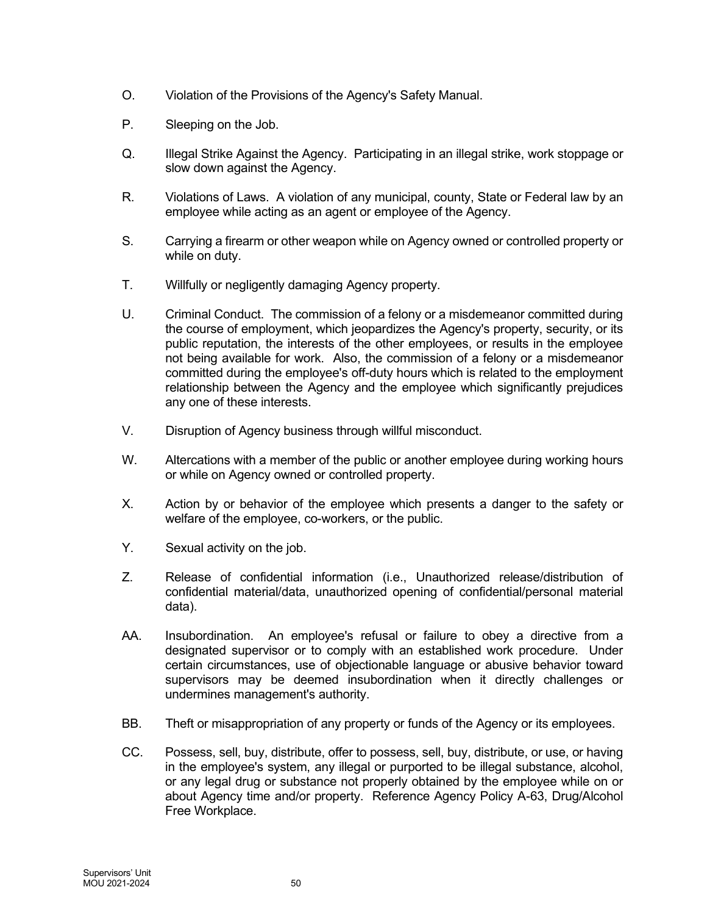O. Violation of the Provisions of the Agency's Safety Manual.

P. Sleeping on the Job.

Q. Illegal Strike Against the Agency. Participating in an illegal strike, work stoppage or slow down against the Agency.

R. Violations of Laws. A violation of any municipal, county, State or Federal law by an employee while acting as an agent or employee of the Agency.

S. Carrying a firearm or other weapon while on Agency owned or controlled property or while on duty.

T. Willfully or negligently damaging Agency property.

U. Criminal Conduct. The commission of a felony or a misdemeanor committed during the course of employment, which jeopardizes the Agency's property, security, or its public reputation, the interests of the other employees, or results in the employee not being available for work. Also, the commission of a felony or a misdemeanor committed during the employee's off-duty hours which is related to the employment relationship between the Agency and the employee which significantly prejudices any one of these interests.

V. Disruption of Agency business through willful misconduct.

W. Altercations with a member of the public or another employee during working hours or while on Agency owned or controlled property.

X. Action by or behavior of the employee which presents a danger to the safety or welfare of the employee, co-workers, or the public.

Y. Sexual activity on the job.

Z. Release of confidential information (i.e., Unauthorized release/distribution of confidential material/data, unauthorized opening of confidential/personal material data).

AA. Insubordination. An employee's refusal or failure to obey a directive from a designated supervisor or to comply with an established work procedure. Under certain circumstances, use of objectionable language or abusive behavior toward supervisors may be deemed insubordination when it directly challenges or undermines management's authority.

BB. Theft or misappropriation of any property or funds of the Agency or its employees.

CC. Possess, sell, buy, distribute, offer to possess, sell, buy, distribute, or use, or having in the employee's system, any illegal or purported to be illegal substance, alcohol, or any legal drug or substance not properly obtained by the employee while on or about Agency time and/or property. Reference Agency Policy A-63, Drug/Alcohol Free Workplace.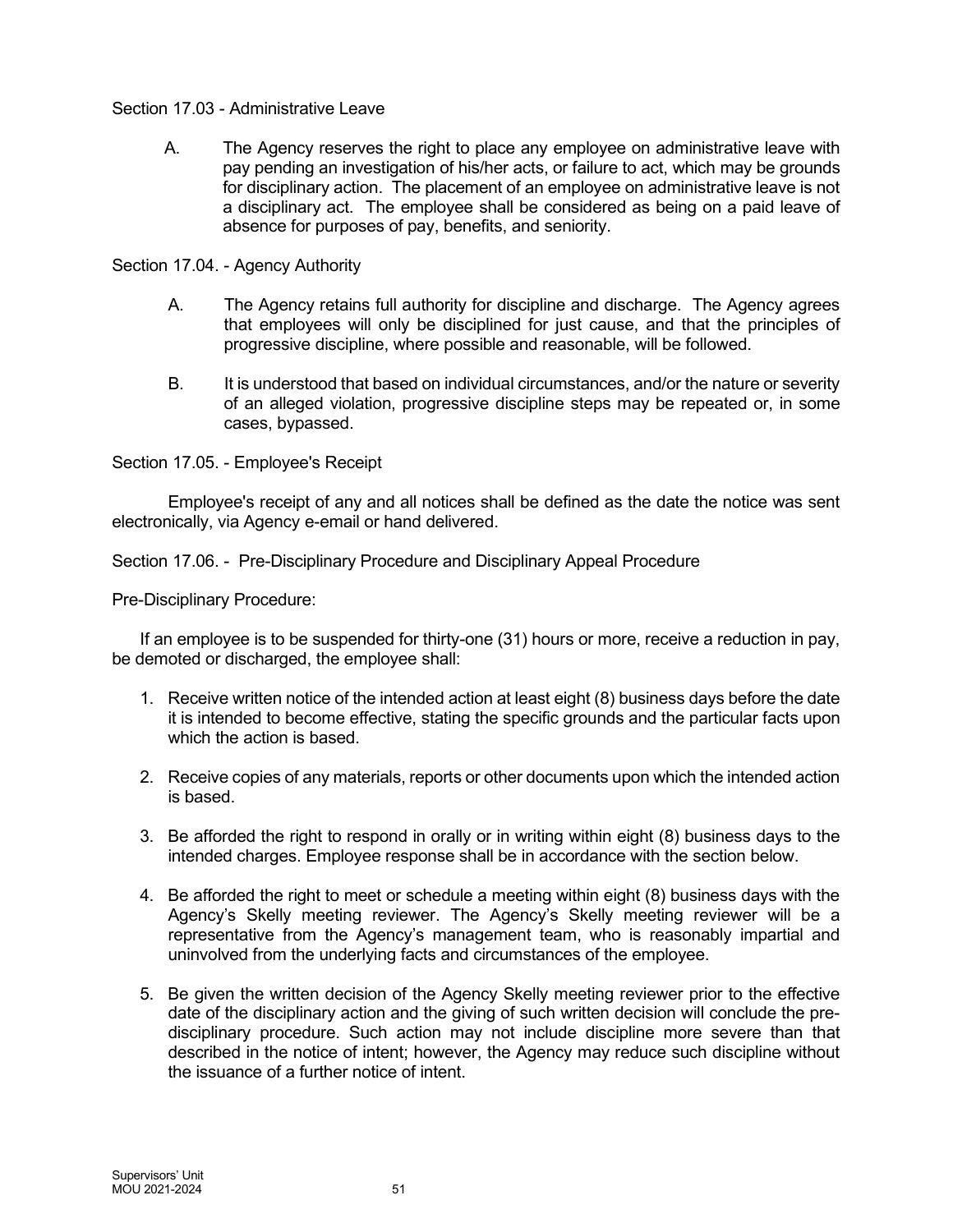Section 17.03 - Administrative Leave

A. The Agency reserves the right to place any employee on administrative leave with pay pending an investigation of his/her acts, or failure to act, which may be grounds for disciplinary action. The placement of an employee on administrative leave is not a disciplinary act. The employee shall be considered as being on a paid leave of absence for purposes of pay, benefits, and seniority.

Section 17.04. - Agency Authority

A. The Agency retains full authority for discipline and discharge. The Agency agrees that employees will only be disciplined for just cause, and that the principles of progressive discipline, where possible and reasonable, will be followed.

B. It is understood that based on individual circumstances, and/or the nature or severity of an alleged violation, progressive discipline steps may be repeated or, in some cases, bypassed.

Section 17.05. - Employee's Receipt

Employee's receipt of any and all notices shall be defined as the date the notice was sent electronically, via Agency e-email or hand delivered.

Section 17.06. - Pre-Disciplinary Procedure and Disciplinary Appeal Procedure

Pre-Disciplinary Procedure:

If an employee is to be suspended for thirty-one (31) hours or more, receive a reduction in pay, be demoted or discharged, the employee shall:

1. Receive written notice of the intended action at least eight (8) business days before the date it is intended to become effective, stating the specific grounds and the particular facts upon which the action is based.
2. Receive copies of any materials, reports or other documents upon which the intended action is based.
3. Be afforded the right to respond in orally or in writing within eight (8) business days to the intended charges. Employee response shall be in accordance with the section below.
4. Be afforded the right to meet or schedule a meeting within eight (8) business days with the Agency's Skelly meeting reviewer. The Agency's Skelly meeting reviewer will be a representative from the Agency's management team, who is reasonably impartial and uninvolved from the underlying facts and circumstances of the employee.
5. Be given the written decision of the Agency Skelly meeting reviewer prior to the effective date of the disciplinary action and the giving of such written decision will conclude the pre-disciplinary procedure. Such action may not include discipline more severe than that described in the notice of intent; however, the Agency may reduce such discipline without the issuance of a further notice of intent.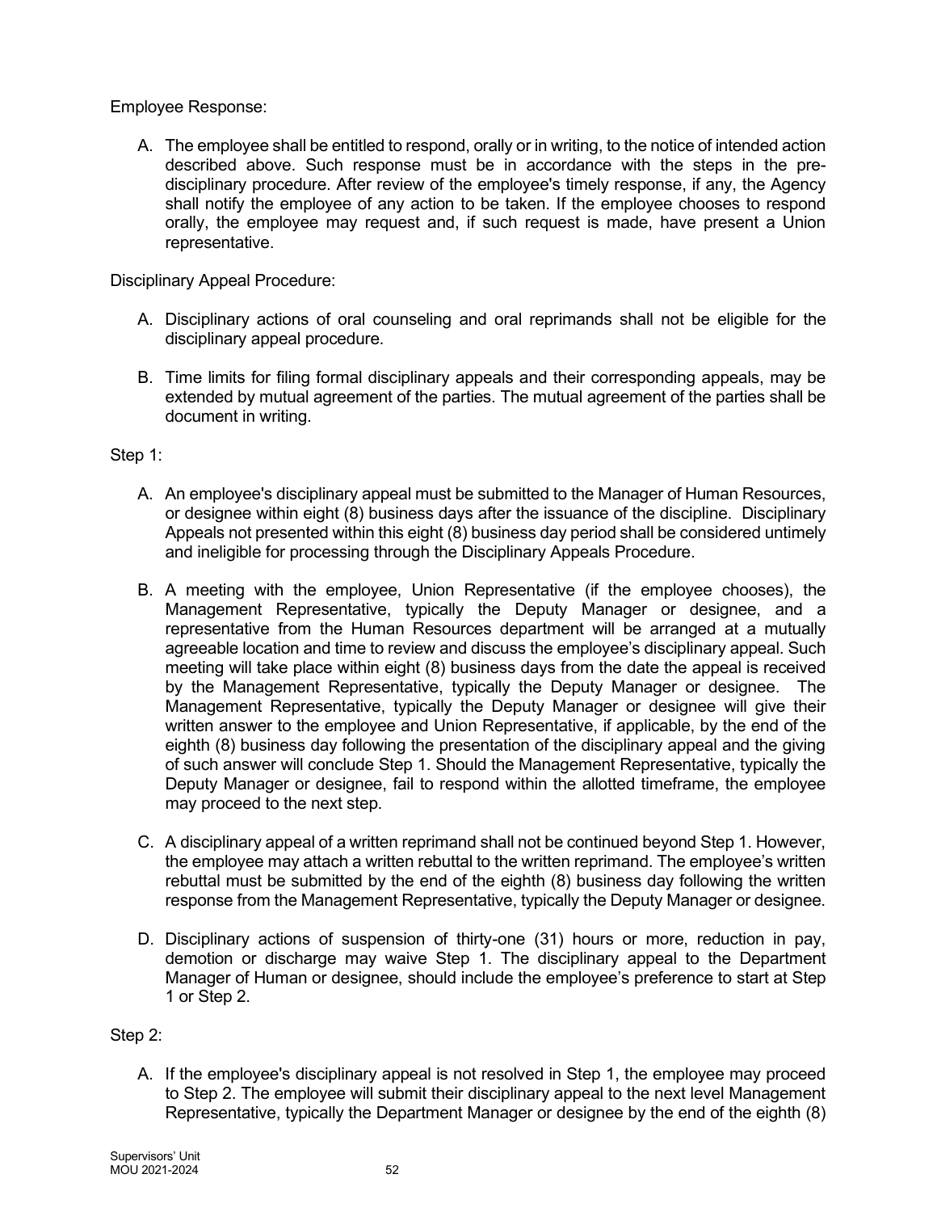Employee Response:

A. The employee shall be entitled to respond, orally or in writing, to the notice of intended action described above. Such response must be in accordance with the steps in the pre-disciplinary procedure. After review of the employee's timely response, if any, the Agency shall notify the employee of any action to be taken. If the employee chooses to respond orally, the employee may request and, if such request is made, have present a Union representative.

Disciplinary Appeal Procedure:

A. Disciplinary actions of oral counseling and oral reprimands shall not be eligible for the disciplinary appeal procedure.

B. Time limits for filing formal disciplinary appeals and their corresponding appeals, may be extended by mutual agreement of the parties. The mutual agreement of the parties shall be document in writing.

Step 1:

A. An employee's disciplinary appeal must be submitted to the Manager of Human Resources, or designee within eight (8) business days after the issuance of the discipline. Disciplinary Appeals not presented within this eight (8) business day period shall be considered untimely and ineligible for processing through the Disciplinary Appeals Procedure.

B. A meeting with the employee, Union Representative (if the employee chooses), the Management Representative, typically the Deputy Manager or designee, and a representative from the Human Resources department will be arranged at a mutually agreeable location and time to review and discuss the employee's disciplinary appeal. Such meeting will take place within eight (8) business days from the date the appeal is received by the Management Representative, typically the Deputy Manager or designee. The Management Representative, typically the Deputy Manager or designee will give their written answer to the employee and Union Representative, if applicable, by the end of the eighth (8) business day following the presentation of the disciplinary appeal and the giving of such answer will conclude Step 1. Should the Management Representative, typically the Deputy Manager or designee, fail to respond within the allotted timeframe, the employee may proceed to the next step.

C. A disciplinary appeal of a written reprimand shall not be continued beyond Step 1. However, the employee may attach a written rebuttal to the written reprimand. The employee's written rebuttal must be submitted by the end of the eighth (8) business day following the written response from the Management Representative, typically the Deputy Manager or designee.

D. Disciplinary actions of suspension of thirty-one (31) hours or more, reduction in pay, demotion or discharge may waive Step 1. The disciplinary appeal to the Department Manager of Human or designee, should include the employee's preference to start at Step 1 or Step 2.

Step 2:

A. If the employee's disciplinary appeal is not resolved in Step 1, the employee may proceed to Step 2. The employee will submit their disciplinary appeal to the next level Management Representative, typically the Department Manager or designee by the end of the eighth (8)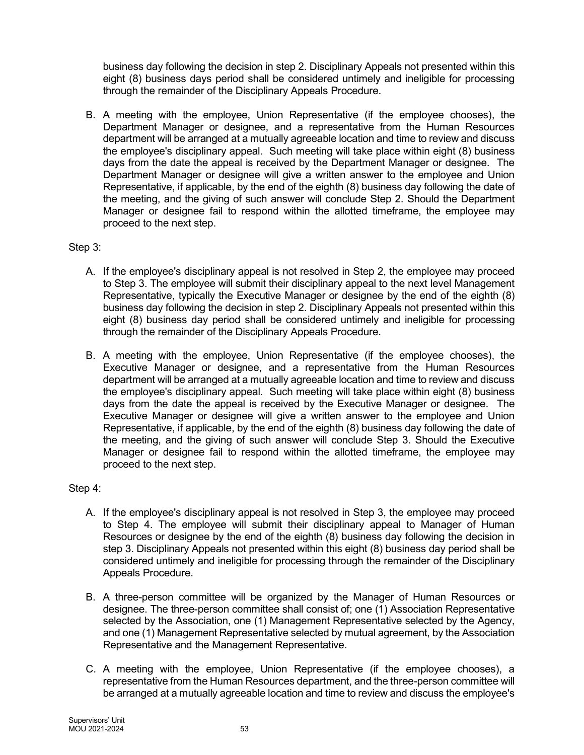business day following the decision in step 2. Disciplinary Appeals not presented within this eight (8) business days period shall be considered untimely and ineligible for processing through the remainder of the Disciplinary Appeals Procedure.

B. A meeting with the employee, Union Representative (if the employee chooses), the Department Manager or designee, and a representative from the Human Resources department will be arranged at a mutually agreeable location and time to review and discuss the employee's disciplinary appeal. Such meeting will take place within eight (8) business days from the date the appeal is received by the Department Manager or designee. The Department Manager or designee will give a written answer to the employee and Union Representative, if applicable, by the end of the eighth (8) business day following the date of the meeting, and the giving of such answer will conclude Step 2. Should the Department Manager or designee fail to respond within the allotted timeframe, the employee may proceed to the next step.

Step 3:

A. If the employee's disciplinary appeal is not resolved in Step 2, the employee may proceed to Step 3. The employee will submit their disciplinary appeal to the next level Management Representative, typically the Executive Manager or designee by the end of the eighth (8) business day following the decision in step 2. Disciplinary Appeals not presented within this eight (8) business day period shall be considered untimely and ineligible for processing through the remainder of the Disciplinary Appeals Procedure.

B. A meeting with the employee, Union Representative (if the employee chooses), the Executive Manager or designee, and a representative from the Human Resources department will be arranged at a mutually agreeable location and time to review and discuss the employee's disciplinary appeal. Such meeting will take place within eight (8) business days from the date the appeal is received by the Executive Manager or designee. The Executive Manager or designee will give a written answer to the employee and Union Representative, if applicable, by the end of the eighth (8) business day following the date of the meeting, and the giving of such answer will conclude Step 3. Should the Executive Manager or designee fail to respond within the allotted timeframe, the employee may proceed to the next step.

Step 4:

A. If the employee's disciplinary appeal is not resolved in Step 3, the employee may proceed to Step 4. The employee will submit their disciplinary appeal to Manager of Human Resources or designee by the end of the eighth (8) business day following the decision in step 3. Disciplinary Appeals not presented within this eight (8) business day period shall be considered untimely and ineligible for processing through the remainder of the Disciplinary Appeals Procedure.

B. A three-person committee will be organized by the Manager of Human Resources or designee. The three-person committee shall consist of; one (1) Association Representative selected by the Association, one (1) Management Representative selected by the Agency, and one (1) Management Representative selected by mutual agreement, by the Association Representative and the Management Representative.

C. A meeting with the employee, Union Representative (if the employee chooses), a representative from the Human Resources department, and the three-person committee will be arranged at a mutually agreeable location and time to review and discuss the employee's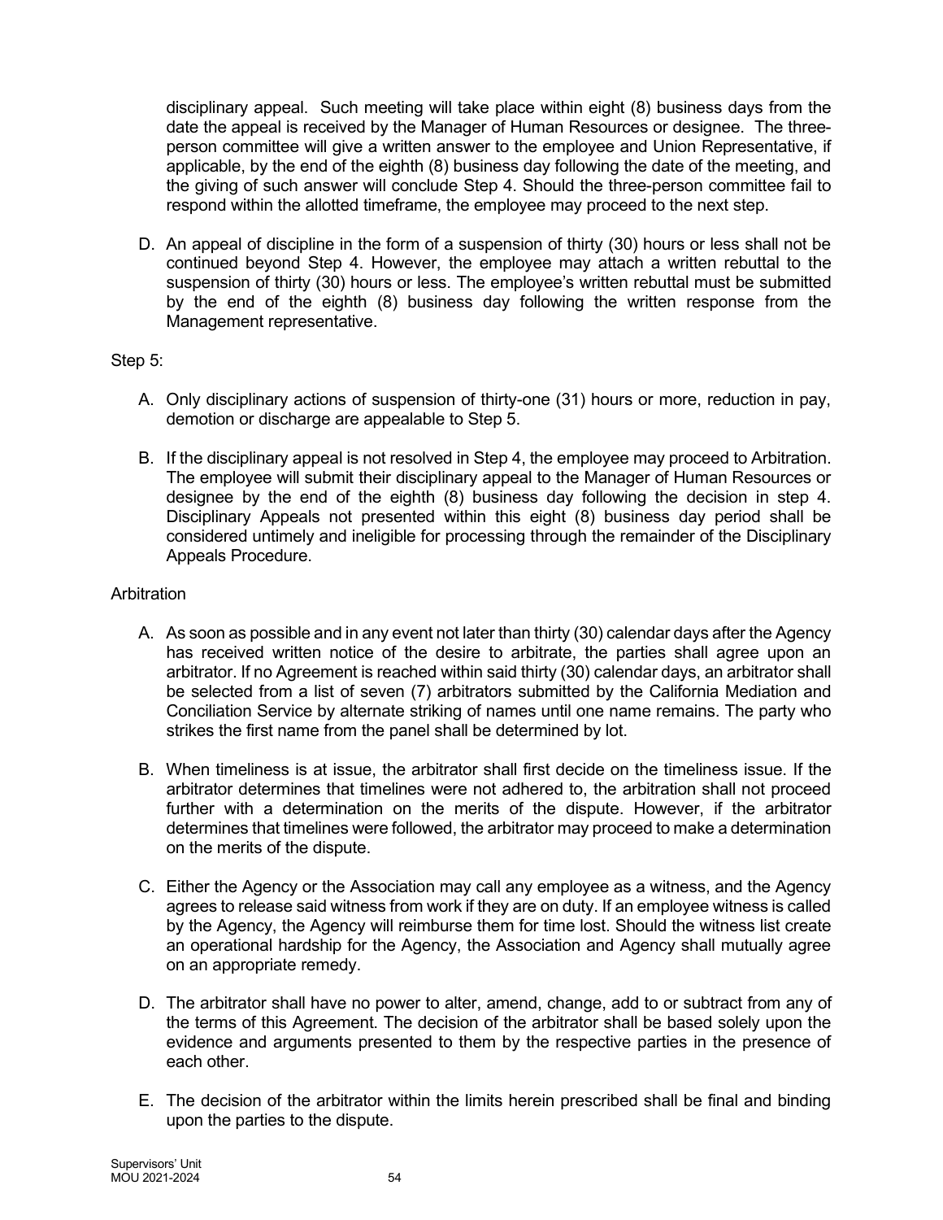disciplinary appeal. Such meeting will take place within eight (8) business days from the date the appeal is received by the Manager of Human Resources or designee. The three-person committee will give a written answer to the employee and Union Representative, if applicable, by the end of the eighth (8) business day following the date of the meeting, and the giving of such answer will conclude Step 4. Should the three-person committee fail to respond within the allotted timeframe, the employee may proceed to the next step.

D. An appeal of discipline in the form of a suspension of thirty (30) hours or less shall not be continued beyond Step 4. However, the employee may attach a written rebuttal to the suspension of thirty (30) hours or less. The employee's written rebuttal must be submitted by the end of the eighth (8) business day following the written response from the Management representative.

Step 5:

A. Only disciplinary actions of suspension of thirty-one (31) hours or more, reduction in pay, demotion or discharge are appealable to Step 5.

B. If the disciplinary appeal is not resolved in Step 4, the employee may proceed to Arbitration. The employee will submit their disciplinary appeal to the Manager of Human Resources or designee by the end of the eighth (8) business day following the decision in step 4. Disciplinary Appeals not presented within this eight (8) business day period shall be considered untimely and ineligible for processing through the remainder of the Disciplinary Appeals Procedure.

Arbitration

A. As soon as possible and in any event not later than thirty (30) calendar days after the Agency has received written notice of the desire to arbitrate, the parties shall agree upon an arbitrator. If no Agreement is reached within said thirty (30) calendar days, an arbitrator shall be selected from a list of seven (7) arbitrators submitted by the California Mediation and Conciliation Service by alternate striking of names until one name remains. The party who strikes the first name from the panel shall be determined by lot.

B. When timeliness is at issue, the arbitrator shall first decide on the timeliness issue. If the arbitrator determines that timelines were not adhered to, the arbitration shall not proceed further with a determination on the merits of the dispute. However, if the arbitrator determines that timelines were followed, the arbitrator may proceed to make a determination on the merits of the dispute.

C. Either the Agency or the Association may call any employee as a witness, and the Agency agrees to release said witness from work if they are on duty. If an employee witness is called by the Agency, the Agency will reimburse them for time lost. Should the witness list create an operational hardship for the Agency, the Association and Agency shall mutually agree on an appropriate remedy.

D. The arbitrator shall have no power to alter, amend, change, add to or subtract from any of the terms of this Agreement. The decision of the arbitrator shall be based solely upon the evidence and arguments presented to them by the respective parties in the presence of each other.

E. The decision of the arbitrator within the limits herein prescribed shall be final and binding upon the parties to the dispute.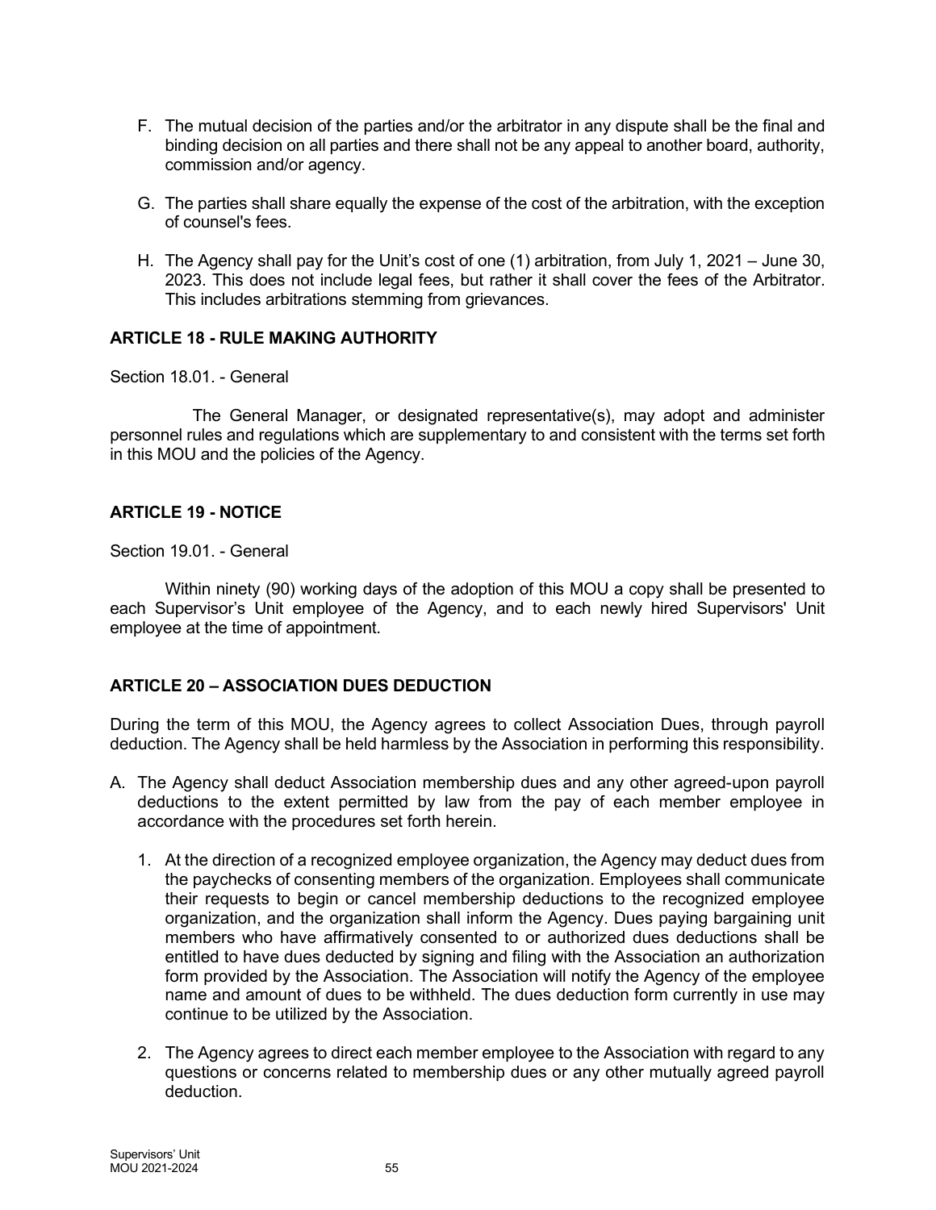F. The mutual decision of the parties and/or the arbitrator in any dispute shall be the final and binding decision on all parties and there shall not be any appeal to another board, authority, commission and/or agency.

G. The parties shall share equally the expense of the cost of the arbitration, with the exception of counsel's fees.

H. The Agency shall pay for the Unit's cost of one (1) arbitration, from July 1, 2021 – June 30, 2023. This does not include legal fees, but rather it shall cover the fees of the Arbitrator. This includes arbitrations stemming from grievances.

## ARTICLE 18 - RULE MAKING AUTHORITY

Section 18.01. - General

The General Manager, or designated representative(s), may adopt and administer personnel rules and regulations which are supplementary to and consistent with the terms set forth in this MOU and the policies of the Agency.

## ARTICLE 19 - NOTICE

Section 19.01. - General

Within ninety (90) working days of the adoption of this MOU a copy shall be presented to each Supervisor's Unit employee of the Agency, and to each newly hired Supervisors' Unit employee at the time of appointment.

## ARTICLE 20 – ASSOCIATION DUES DEDUCTION

During the term of this MOU, the Agency agrees to collect Association Dues, through payroll deduction. The Agency shall be held harmless by the Association in performing this responsibility.

A. The Agency shall deduct Association membership dues and any other agreed-upon payroll deductions to the extent permitted by law from the pay of each member employee in accordance with the procedures set forth herein.

   1. At the direction of a recognized employee organization, the Agency may deduct dues from the paychecks of consenting members of the organization. Employees shall communicate their requests to begin or cancel membership deductions to the recognized employee organization, and the organization shall inform the Agency. Dues paying bargaining unit members who have affirmatively consented to or authorized dues deductions shall be entitled to have dues deducted by signing and filing with the Association an authorization form provided by the Association. The Association will notify the Agency of the employee name and amount of dues to be withheld. The dues deduction form currently in use may continue to be utilized by the Association.

   2. The Agency agrees to direct each member employee to the Association with regard to any questions or concerns related to membership dues or any other mutually agreed payroll deduction.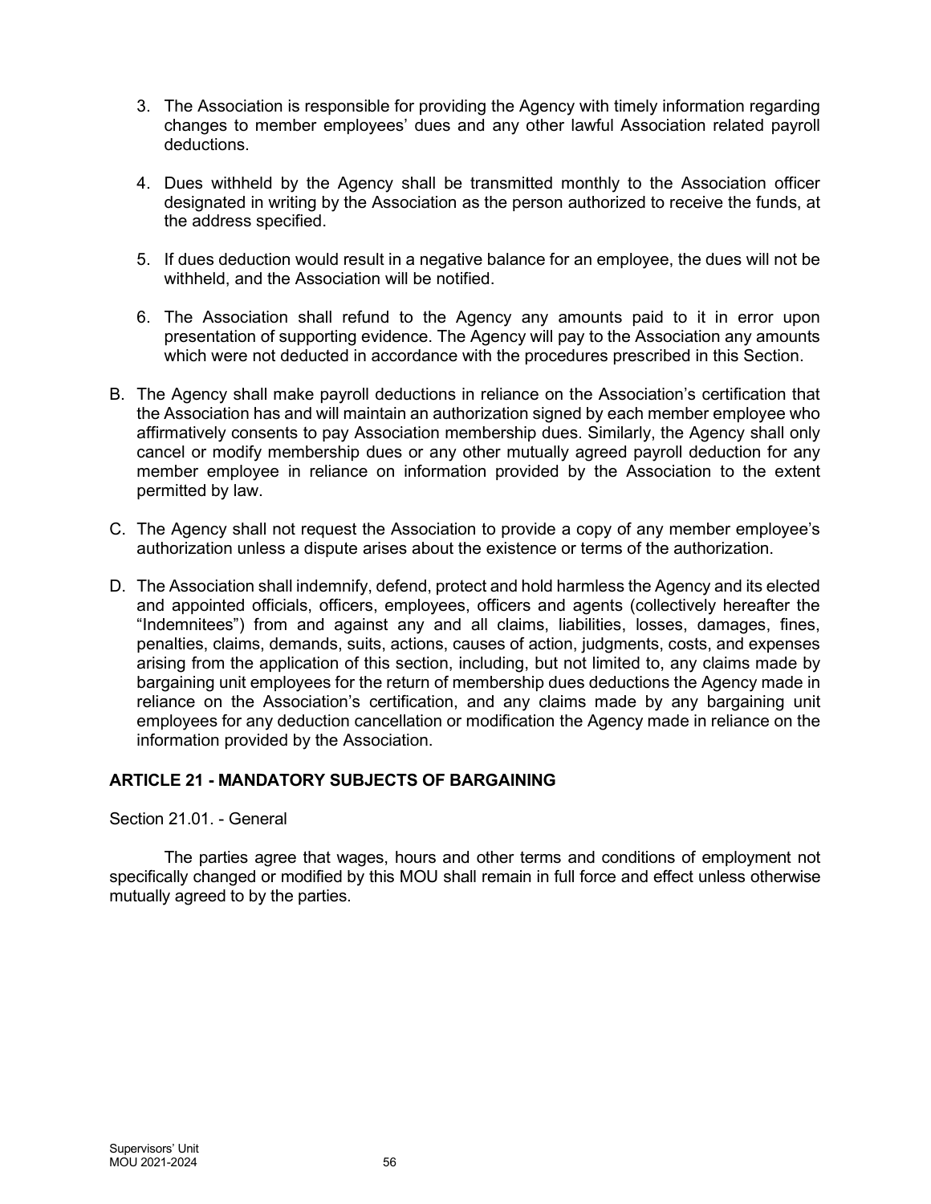3. The Association is responsible for providing the Agency with timely information regarding changes to member employees' dues and any other lawful Association related payroll deductions.

4. Dues withheld by the Agency shall be transmitted monthly to the Association officer designated in writing by the Association as the person authorized to receive the funds, at the address specified.

5. If dues deduction would result in a negative balance for an employee, the dues will not be withheld, and the Association will be notified.

6. The Association shall refund to the Agency any amounts paid to it in error upon presentation of supporting evidence. The Agency will pay to the Association any amounts which were not deducted in accordance with the procedures prescribed in this Section.

B. The Agency shall make payroll deductions in reliance on the Association's certification that the Association has and will maintain an authorization signed by each member employee who affirmatively consents to pay Association membership dues. Similarly, the Agency shall only cancel or modify membership dues or any other mutually agreed payroll deduction for any member employee in reliance on information provided by the Association to the extent permitted by law.

C. The Agency shall not request the Association to provide a copy of any member employee's authorization unless a dispute arises about the existence or terms of the authorization.

D. The Association shall indemnify, defend, protect and hold harmless the Agency and its elected and appointed officials, officers, employees, officers and agents (collectively hereafter the "Indemnitees") from and against any and all claims, liabilities, losses, damages, fines, penalties, claims, demands, suits, actions, causes of action, judgments, costs, and expenses arising from the application of this section, including, but not limited to, any claims made by bargaining unit employees for the return of membership dues deductions the Agency made in reliance on the Association's certification, and any claims made by any bargaining unit employees for any deduction cancellation or modification the Agency made in reliance on the information provided by the Association.

## ARTICLE 21 - MANDATORY SUBJECTS OF BARGAINING

Section 21.01. - General

The parties agree that wages, hours and other terms and conditions of employment not specifically changed or modified by this MOU shall remain in full force and effect unless otherwise mutually agreed to by the parties.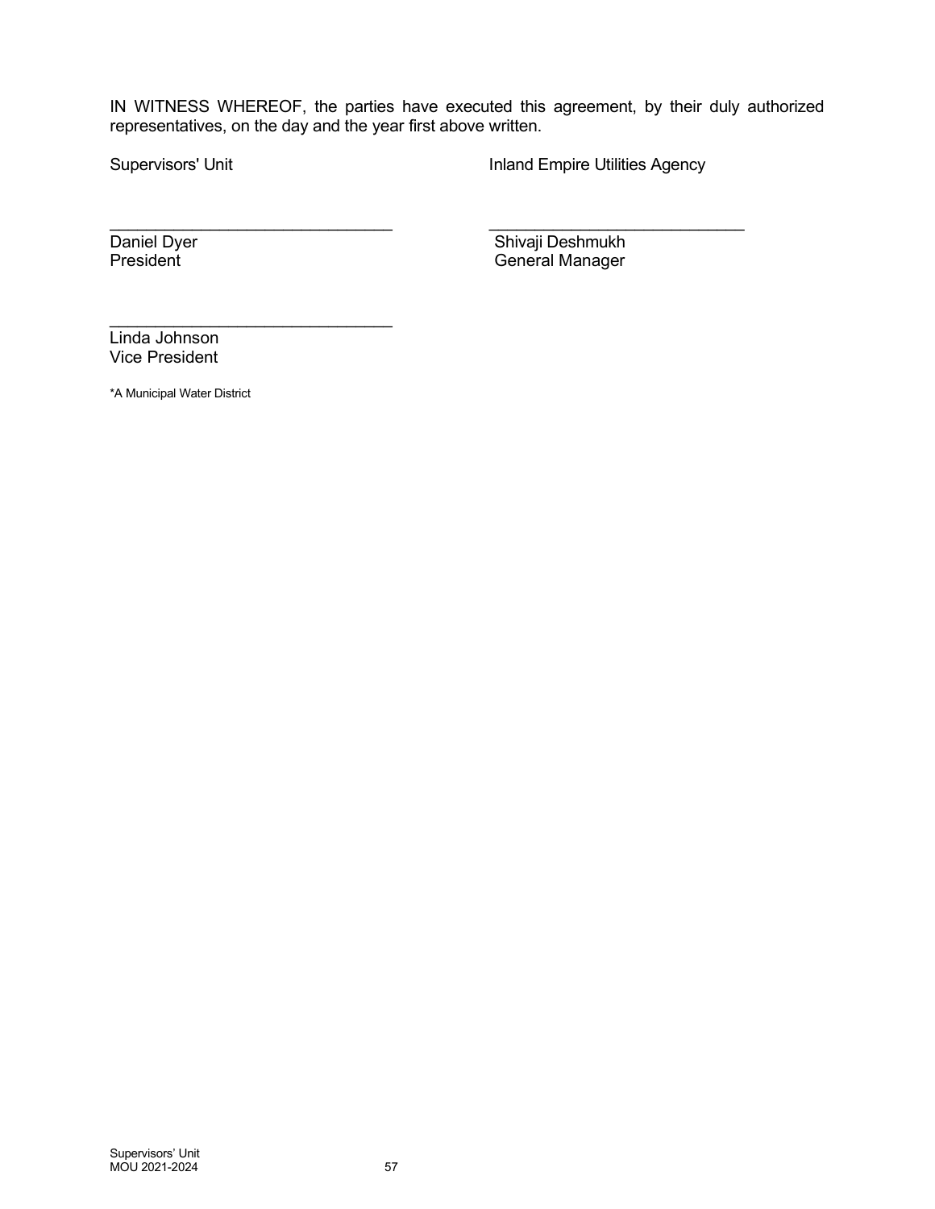IN WITNESS WHEREOF, the parties have executed this agreement, by their duly authorized representatives, on the day and the year first above written.

| | |
|---|---|
| Supervisors' Unit | Inland Empire Utilities Agency |
| _______________________________ | ____________________________ |
| Daniel Dyer<br>President | Shivaji Deshmukh<br>General Manager |
| _______________________________ | |
| Linda Johnson<br>Vice President | |

*A Municipal Water District